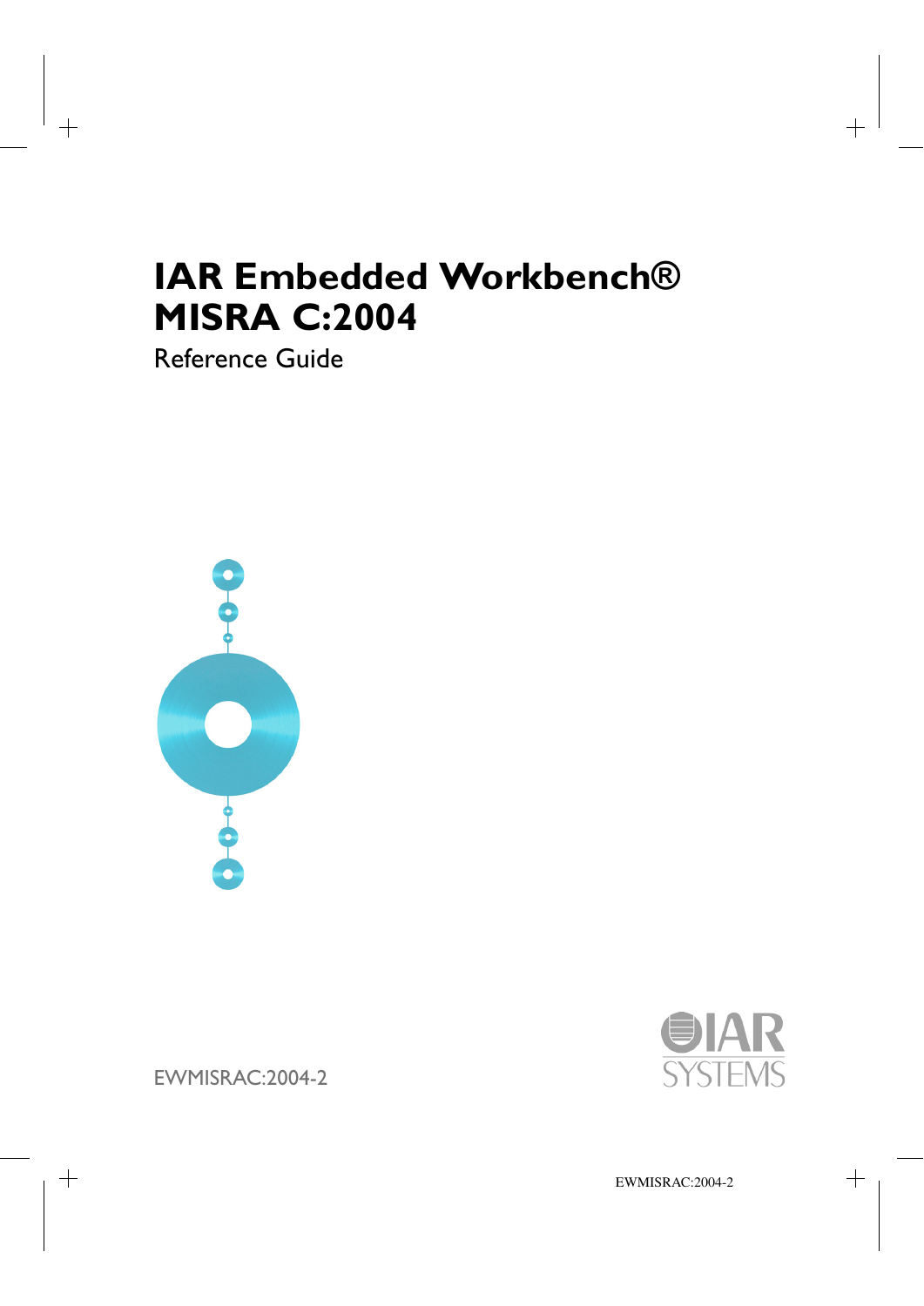# IAR Embedded Workbench® MISRA C:2004

Reference Guide

EWMISRAC:2004-2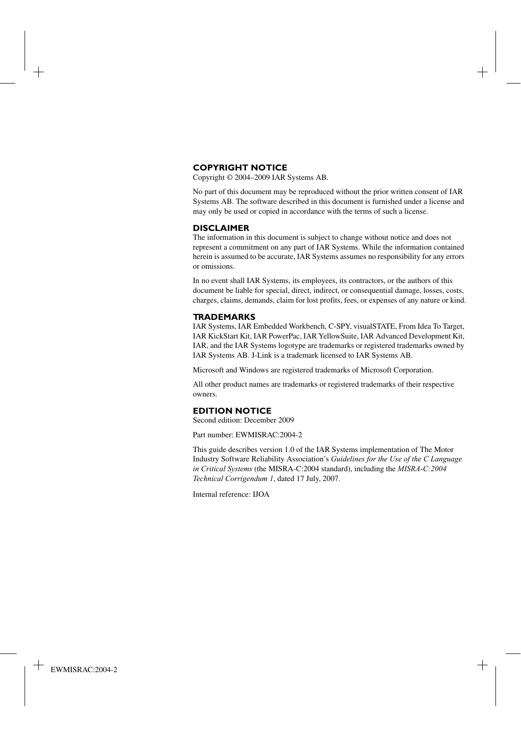## COPYRIGHT NOTICE

Copyright © 2004–2009 IAR Systems AB.

No part of this document may be reproduced without the prior written consent of IAR Systems AB. The software described in this document is furnished under a license and may only be used or copied in accordance with the terms of such a license.

## DISCLAIMER

The information in this document is subject to change without notice and does not represent a commitment on any part of IAR Systems. While the information contained herein is assumed to be accurate, IAR Systems assumes no responsibility for any errors or omissions.

In no event shall IAR Systems, its employees, its contractors, or the authors of this document be liable for special, direct, indirect, or consequential damage, losses, costs, charges, claims, demands, claim for lost profits, fees, or expenses of any nature or kind.

## TRADEMARKS

IAR Systems, IAR Embedded Workbench, C-SPY, visualSTATE, From Idea To Target, IAR KickStart Kit, IAR PowerPac, IAR YellowSuite, IAR Advanced Development Kit, IAR, and the IAR Systems logotype are trademarks or registered trademarks owned by IAR Systems AB. J-Link is a trademark licensed to IAR Systems AB.

Microsoft and Windows are registered trademarks of Microsoft Corporation.

All other product names are trademarks or registered trademarks of their respective owners.

## EDITION NOTICE

Second edition: December 2009

Part number: EWMISRAC:2004-2

This guide describes version 1.0 of the IAR Systems implementation of The Motor Industry Software Reliability Association's *Guidelines for the Use of the C Language in Critical Systems* (the MISRA-C:2004 standard), including the *MISRA-C:2004 Technical Corrigendum 1*, dated 17 July, 2007.

Internal reference: IJOA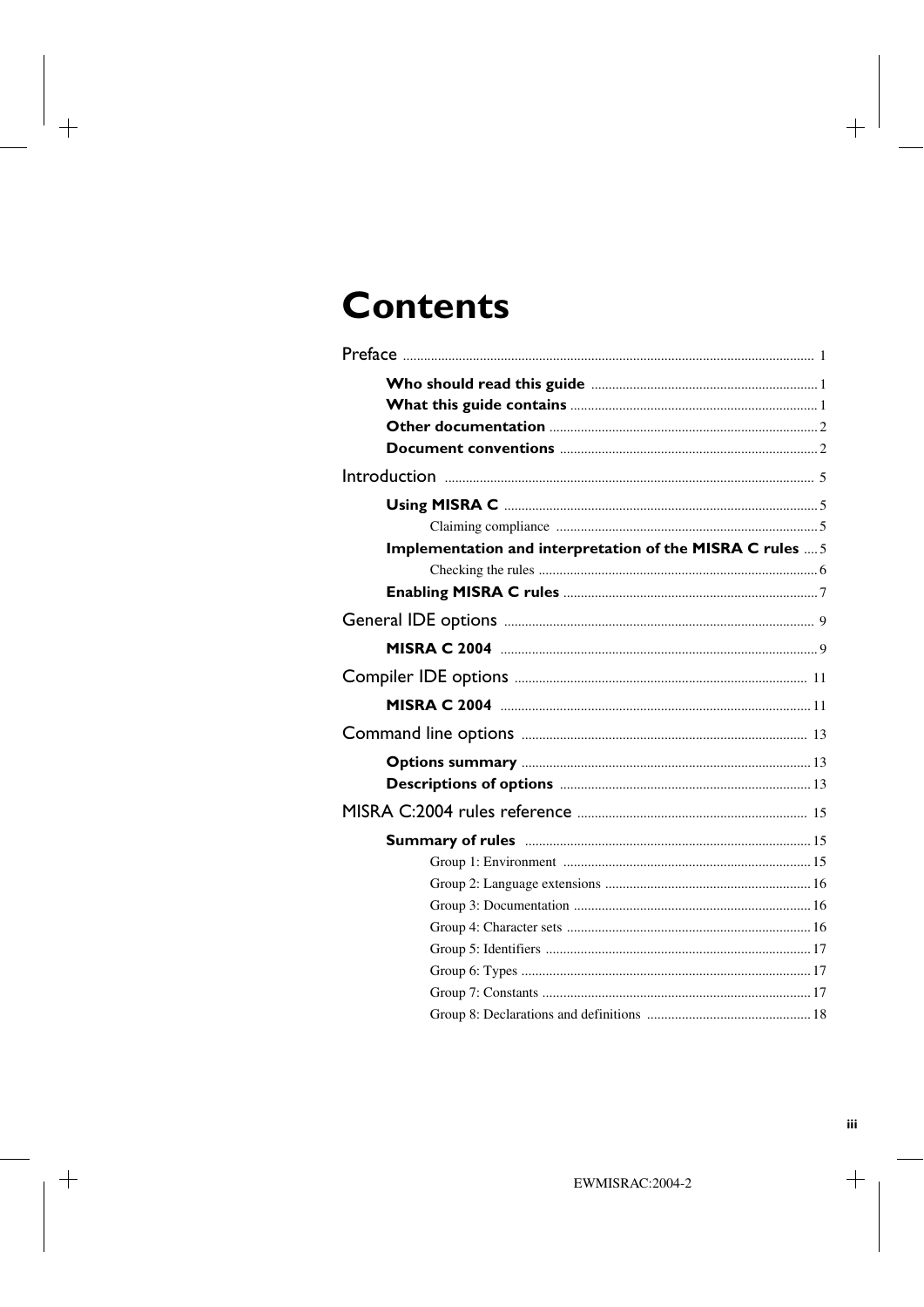# Contents

Preface ..................................................... 1

- **Who should read this guide** ..................................... 1
- **What this guide contains** ..................................... 1
- **Other documentation** ..................................... 2
- **Document conventions** ..................................... 2

Introduction ..................................................... 5

- **Using MISRA C** ..................................... 5
  - Claiming compliance ..................................... 5
- **Implementation and interpretation of the MISRA C rules** .... 5
  - Checking the rules ..................................... 6
- **Enabling MISRA C rules** ..................................... 7

General IDE options ..................................................... 9

- **MISRA C 2004** ..................................... 9

Compiler IDE options ..................................................... 11

- **MISRA C 2004** ..................................... 11

Command line options ..................................................... 13

- **Options summary** ..................................... 13
- **Descriptions of options** ..................................... 13

MISRA C:2004 rules reference ..................................................... 15

- **Summary of rules** ..................................... 15
  - Group 1: Environment ..................................... 15
  - Group 2: Language extensions ..................................... 16
  - Group 3: Documentation ..................................... 16
  - Group 4: Character sets ..................................... 16
  - Group 5: Identifiers ..................................... 17
  - Group 6: Types ..................................... 17
  - Group 7: Constants ..................................... 17
  - Group 8: Declarations and definitions ..................................... 18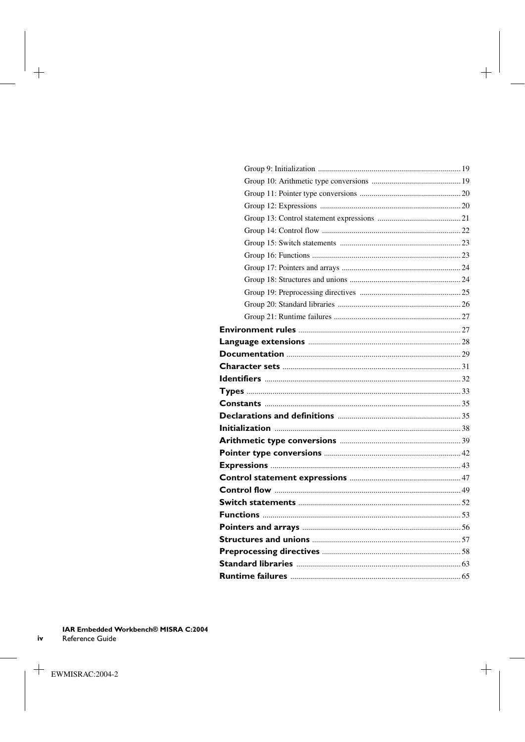Group 9: Initialization ........................................................................ 19

Group 10: Arithmetic type conversions ............................................. 19

Group 11: Pointer type conversions ................................................... 20

Group 12: Expressions ....................................................................... 20

Group 13: Control statement expressions .......................................... 21

Group 14: Control flow ...................................................................... 22

Group 15: Switch statements ............................................................. 23

Group 16: Functions ........................................................................... 23

Group 17: Pointers and arrays ............................................................ 24

Group 18: Structures and unions ........................................................ 24

Group 19: Preprocessing directives ................................................... 25

Group 20: Standard libraries .............................................................. 26

Group 21: Runtime failures ................................................................ 27

**Environment rules** ................................................................................. 27

**Language extensions** ............................................................................ 28

**Documentation** ....................................................................................... 29

**Character sets** ......................................................................................... 31

**Identifiers** .................................................................................................. 32

**Types** ........................................................................................................... 33

**Constants** .................................................................................................. 35

**Declarations and definitions** ............................................................. 35

**Initialization** ............................................................................................. 38

**Arithmetic type conversions** ............................................................ 39

**Pointer type conversions** .................................................................... 42

**Expressions** ............................................................................................... 43

**Control statement expressions** ....................................................... 47

**Control flow** ............................................................................................. 49

**Switch statements** ................................................................................. 52

**Functions** ................................................................................................... 53

**Pointers and arrays** ............................................................................... 56

**Structures and unions** .......................................................................... 57

**Preprocessing directives** ..................................................................... 58

**Standard libraries** .................................................................................. 63

**Runtime failures** ..................................................................................... 65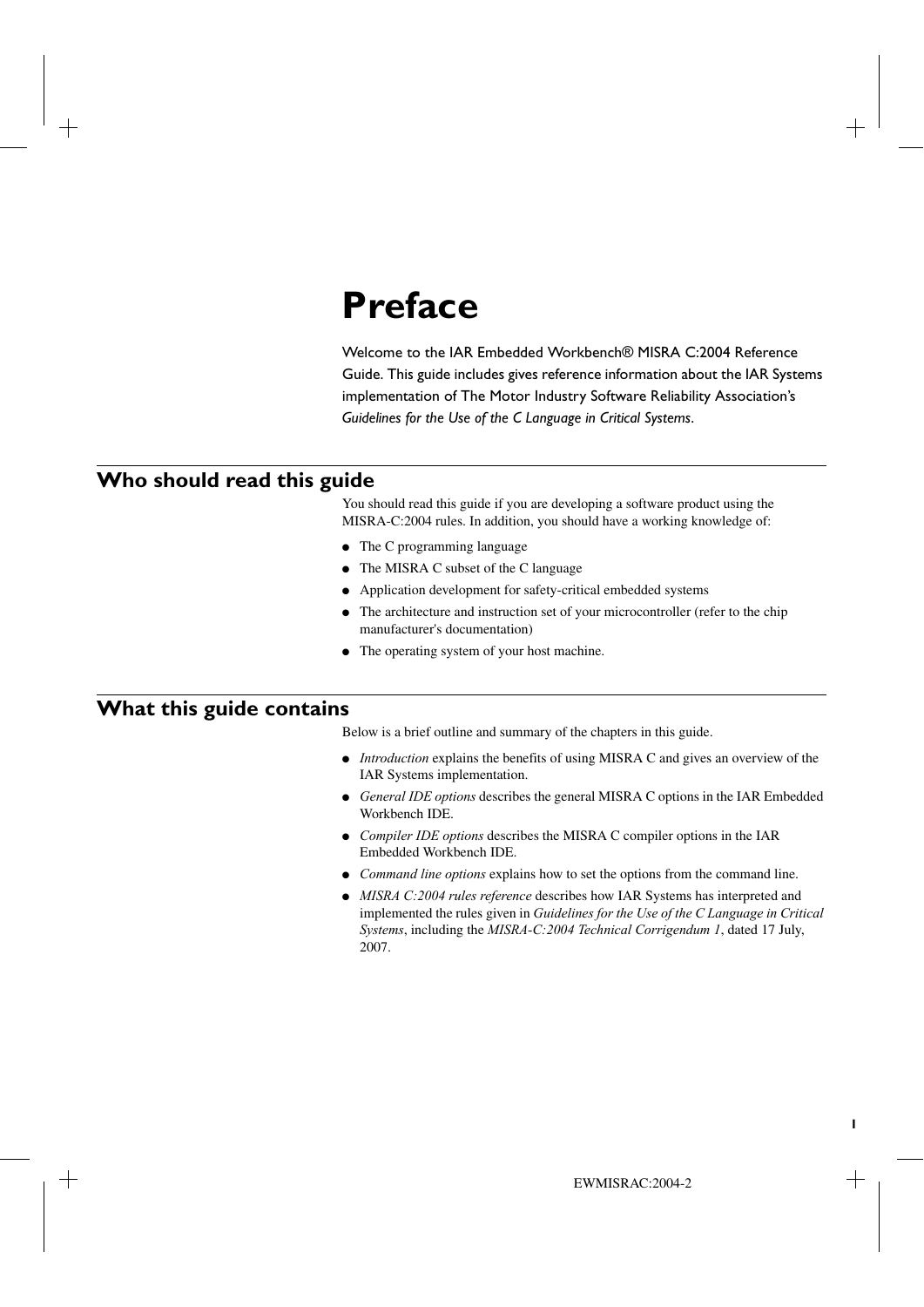# Preface

Welcome to the IAR Embedded Workbench® MISRA C:2004 Reference Guide. This guide includes gives reference information about the IAR Systems implementation of The Motor Industry Software Reliability Association's *Guidelines for the Use of the C Language in Critical Systems*.

## Who should read this guide

You should read this guide if you are developing a software product using the MISRA-C:2004 rules. In addition, you should have a working knowledge of:

- The C programming language
- The MISRA C subset of the C language
- Application development for safety-critical embedded systems
- The architecture and instruction set of your microcontroller (refer to the chip manufacturer's documentation)
- The operating system of your host machine.

## What this guide contains

Below is a brief outline and summary of the chapters in this guide.

- *Introduction* explains the benefits of using MISRA C and gives an overview of the IAR Systems implementation.
- *General IDE options* describes the general MISRA C options in the IAR Embedded Workbench IDE.
- *Compiler IDE options* describes the MISRA C compiler options in the IAR Embedded Workbench IDE.
- *Command line options* explains how to set the options from the command line.
- *MISRA C:2004 rules reference* describes how IAR Systems has interpreted and implemented the rules given in *Guidelines for the Use of the C Language in Critical Systems*, including the *MISRA-C:2004 Technical Corrigendum 1*, dated 17 July, 2007.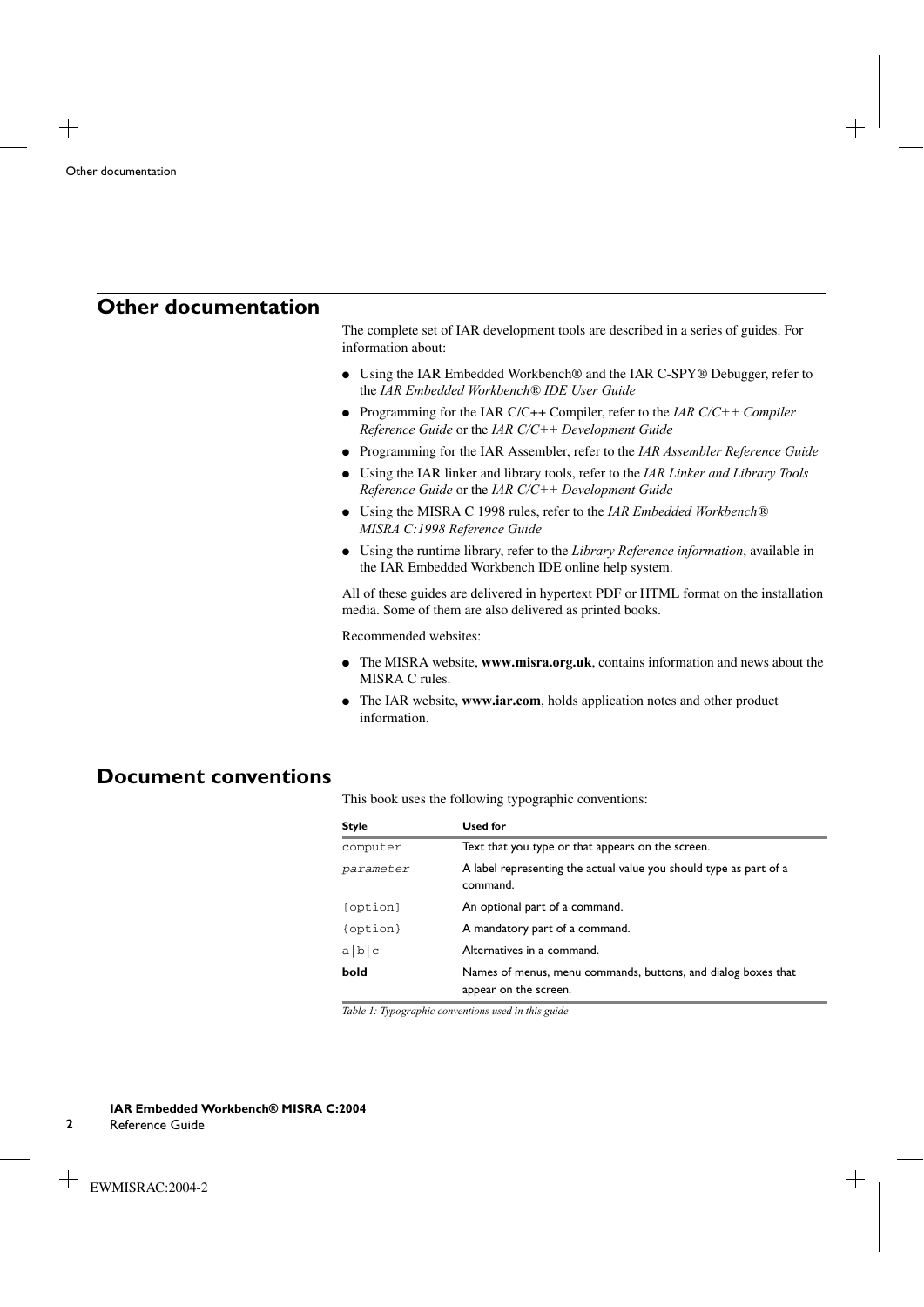## Other documentation

The complete set of IAR development tools are described in a series of guides. For information about:

- Using the IAR Embedded Workbench® and the IAR C-SPY® Debugger, refer to the *IAR Embedded Workbench® IDE User Guide*
- Programming for the IAR C/C++ Compiler, refer to the *IAR C/C++ Compiler Reference Guide* or the *IAR C/C++ Development Guide*
- Programming for the IAR Assembler, refer to the *IAR Assembler Reference Guide*
- Using the IAR linker and library tools, refer to the *IAR Linker and Library Tools Reference Guide* or the *IAR C/C++ Development Guide*
- Using the MISRA C 1998 rules, refer to the *IAR Embedded Workbench® MISRA C:1998 Reference Guide*
- Using the runtime library, refer to the *Library Reference information*, available in the IAR Embedded Workbench IDE online help system.

All of these guides are delivered in hypertext PDF or HTML format on the installation media. Some of them are also delivered as printed books.

Recommended websites:

- The MISRA website, **www.misra.org.uk**, contains information and news about the MISRA C rules.
- The IAR website, **www.iar.com**, holds application notes and other product information.

## Document conventions

This book uses the following typographic conventions:

| Style | Used for |
|---|---|
| `computer` | Text that you type or that appears on the screen. |
| *`parameter`* | A label representing the actual value you should type as part of a command. |
| `[option]` | An optional part of a command. |
| `{option}` | A mandatory part of a command. |
| `a|b|c` | Alternatives in a command. |
| **bold** | Names of menus, menu commands, buttons, and dialog boxes that appear on the screen. |

*Table 1: Typographic conventions used in this guide*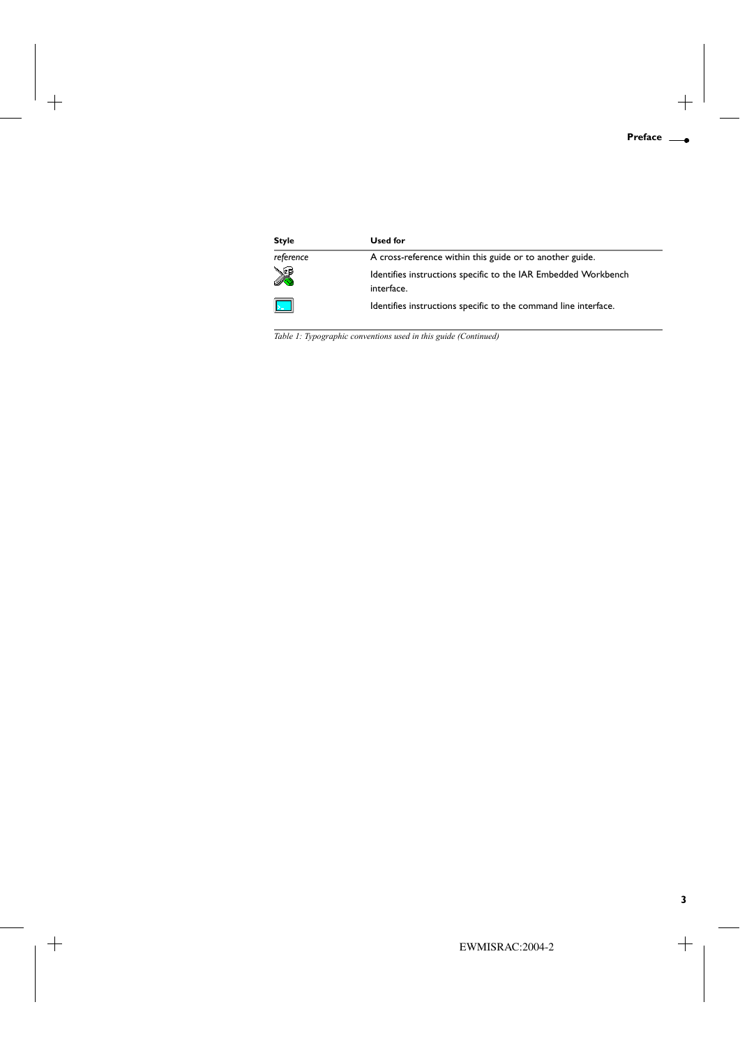| Style | Used for |
| --- | --- |
| *reference* | A cross-reference within this guide or to another guide. |
| | Identifies instructions specific to the IAR Embedded Workbench interface. |
| | Identifies instructions specific to the command line interface. |

*Table 1: Typographic conventions used in this guide (Continued)*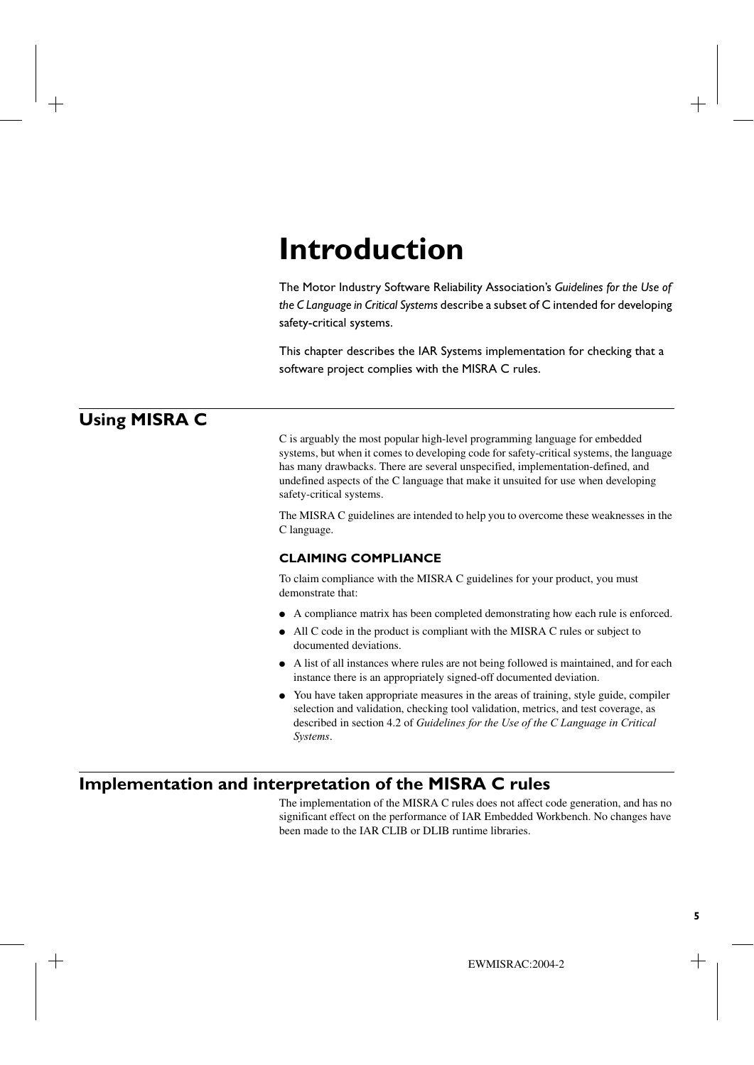# Introduction

The Motor Industry Software Reliability Association's *Guidelines for the Use of the C Language in Critical Systems* describe a subset of C intended for developing safety-critical systems.

This chapter describes the IAR Systems implementation for checking that a software project complies with the MISRA C rules.

## Using MISRA C

C is arguably the most popular high-level programming language for embedded systems, but when it comes to developing code for safety-critical systems, the language has many drawbacks. There are several unspecified, implementation-defined, and undefined aspects of the C language that make it unsuited for use when developing safety-critical systems.

The MISRA C guidelines are intended to help you to overcome these weaknesses in the C language.

### CLAIMING COMPLIANCE

To claim compliance with the MISRA C guidelines for your product, you must demonstrate that:

- A compliance matrix has been completed demonstrating how each rule is enforced.
- All C code in the product is compliant with the MISRA C rules or subject to documented deviations.
- A list of all instances where rules are not being followed is maintained, and for each instance there is an appropriately signed-off documented deviation.
- You have taken appropriate measures in the areas of training, style guide, compiler selection and validation, checking tool validation, metrics, and test coverage, as described in section 4.2 of *Guidelines for the Use of the C Language in Critical Systems*.

## Implementation and interpretation of the MISRA C rules

The implementation of the MISRA C rules does not affect code generation, and has no significant effect on the performance of IAR Embedded Workbench. No changes have been made to the IAR CLIB or DLIB runtime libraries.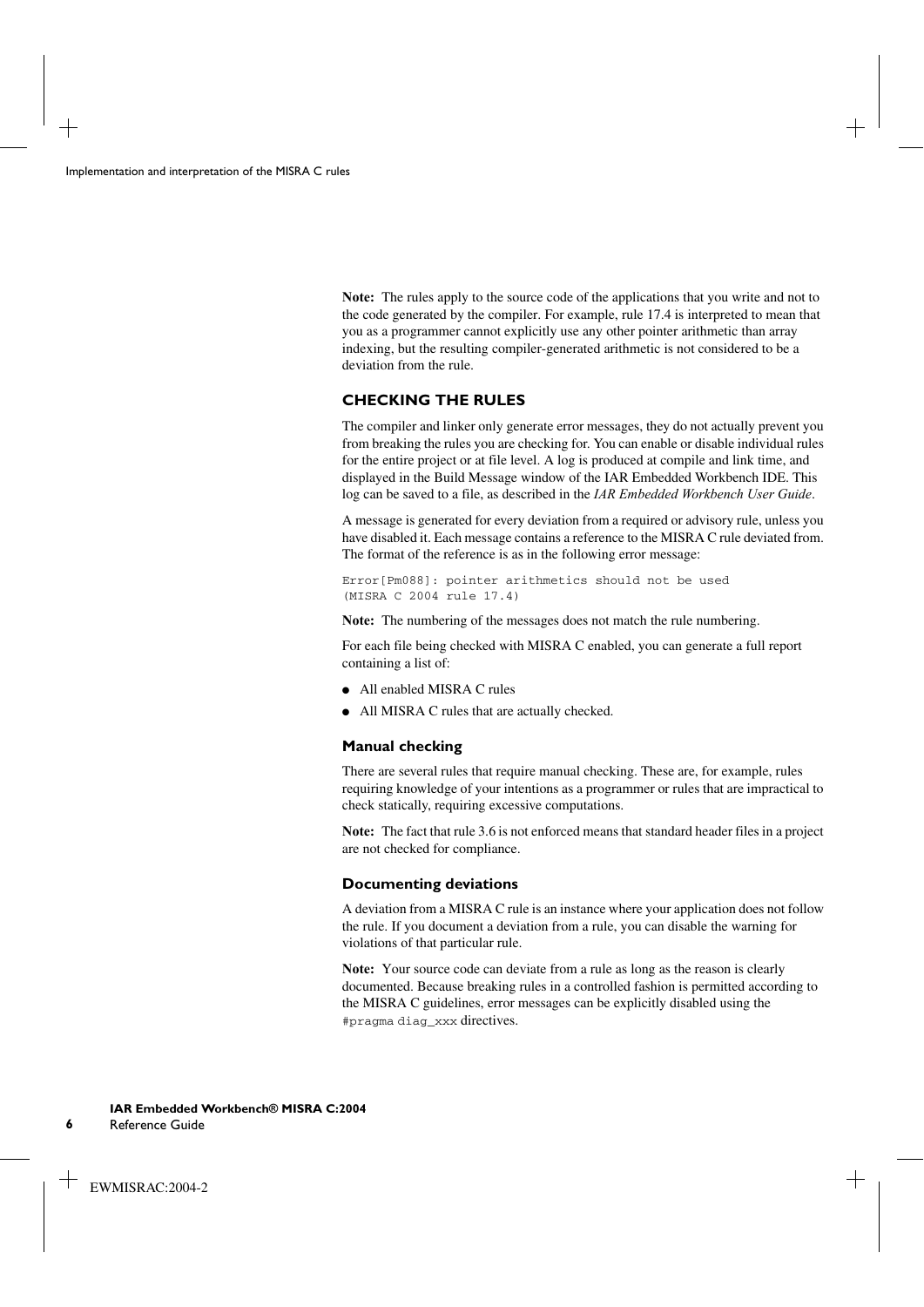**Note:** The rules apply to the source code of the applications that you write and not to the code generated by the compiler. For example, rule 17.4 is interpreted to mean that you as a programmer cannot explicitly use any other pointer arithmetic than array indexing, but the resulting compiler-generated arithmetic is not considered to be a deviation from the rule.

## CHECKING THE RULES

The compiler and linker only generate error messages, they do not actually prevent you from breaking the rules you are checking for. You can enable or disable individual rules for the entire project or at file level. A log is produced at compile and link time, and displayed in the Build Message window of the IAR Embedded Workbench IDE. This log can be saved to a file, as described in the *IAR Embedded Workbench User Guide*.

A message is generated for every deviation from a required or advisory rule, unless you have disabled it. Each message contains a reference to the MISRA C rule deviated from. The format of the reference is as in the following error message:

```
Error[Pm088]: pointer arithmetics should not be used
(MISRA C 2004 rule 17.4)
```

**Note:** The numbering of the messages does not match the rule numbering.

For each file being checked with MISRA C enabled, you can generate a full report containing a list of:

- All enabled MISRA C rules
- All MISRA C rules that are actually checked.

### Manual checking

There are several rules that require manual checking. These are, for example, rules requiring knowledge of your intentions as a programmer or rules that are impractical to check statically, requiring excessive computations.

**Note:** The fact that rule 3.6 is not enforced means that standard header files in a project are not checked for compliance.

### Documenting deviations

A deviation from a MISRA C rule is an instance where your application does not follow the rule. If you document a deviation from a rule, you can disable the warning for violations of that particular rule.

**Note:** Your source code can deviate from a rule as long as the reason is clearly documented. Because breaking rules in a controlled fashion is permitted according to the MISRA C guidelines, error messages can be explicitly disabled using the `#pragma diag_xxx` directives.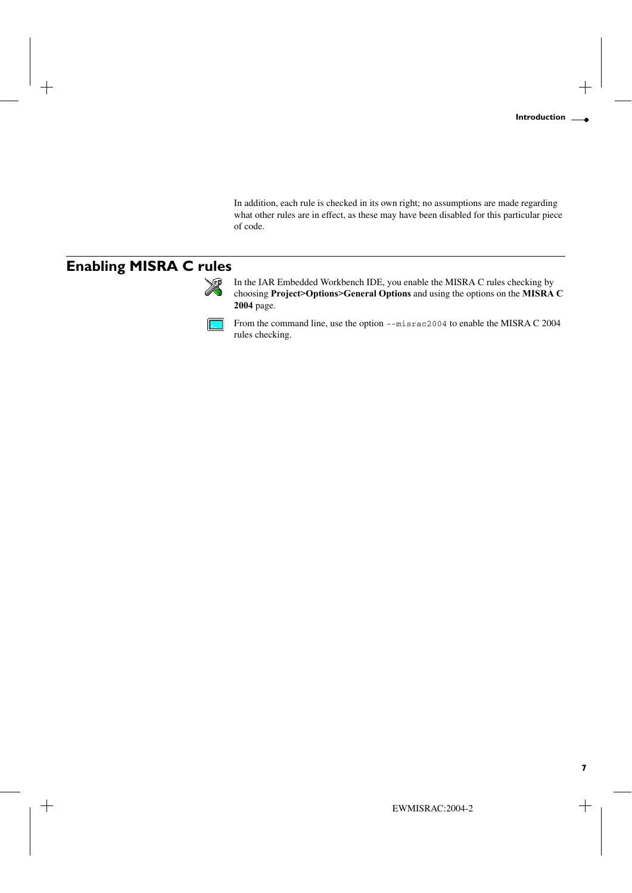In addition, each rule is checked in its own right; no assumptions are made regarding what other rules are in effect, as these may have been disabled for this particular piece of code.

## Enabling MISRA C rules

In the IAR Embedded Workbench IDE, you enable the MISRA C rules checking by choosing **Project>Options>General Options** and using the options on the **MISRA C 2004** page.

From the command line, use the option `--misrac2004` to enable the MISRA C 2004 rules checking.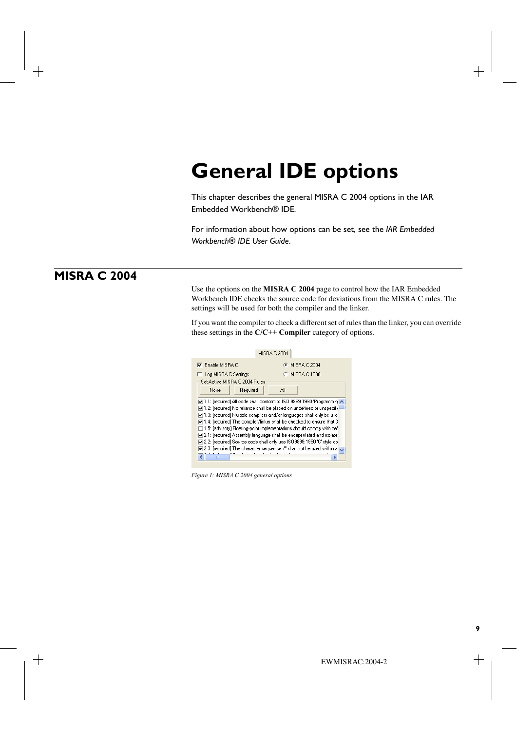# General IDE options

This chapter describes the general MISRA C 2004 options in the IAR Embedded Workbench® IDE.

For information about how options can be set, see the *IAR Embedded Workbench® IDE User Guide*.

## MISRA C 2004

Use the options on the **MISRA C 2004** page to control how the IAR Embedded Workbench IDE checks the source code for deviations from the MISRA C rules. The settings will be used for both the compiler and the linker.

If you want the compiler to check a different set of rules than the linker, you can override these settings in the **C/C++ Compiler** category of options.

*Figure 1: MISRA C 2004 general options*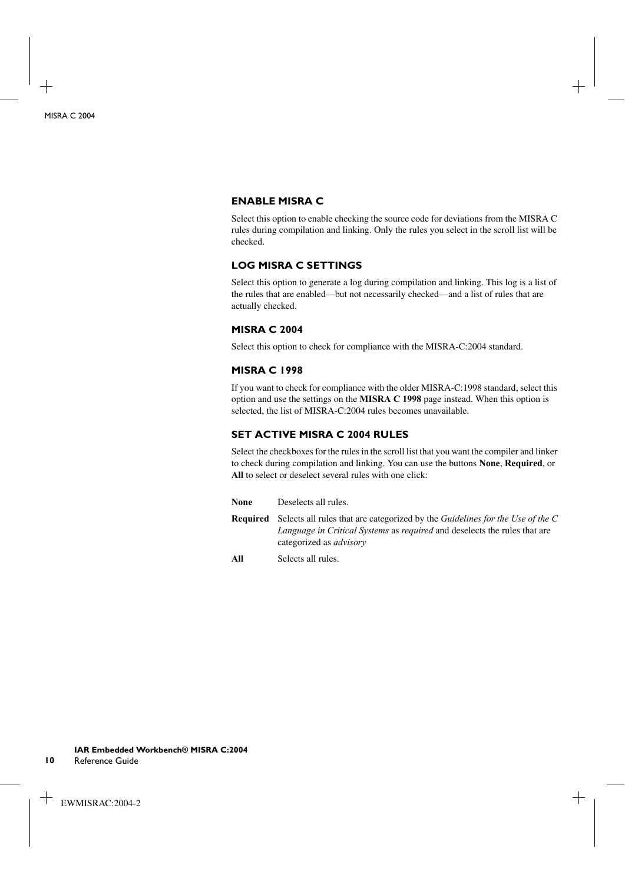### ENABLE MISRA C

Select this option to enable checking the source code for deviations from the MISRA C rules during compilation and linking. Only the rules you select in the scroll list will be checked.

### LOG MISRA C SETTINGS

Select this option to generate a log during compilation and linking. This log is a list of the rules that are enabled—but not necessarily checked—and a list of rules that are actually checked.

### MISRA C 2004

Select this option to check for compliance with the MISRA-C:2004 standard.

### MISRA C 1998

If you want to check for compliance with the older MISRA-C:1998 standard, select this option and use the settings on the **MISRA C 1998** page instead. When this option is selected, the list of MISRA-C:2004 rules becomes unavailable.

### SET ACTIVE MISRA C 2004 RULES

Select the checkboxes for the rules in the scroll list that you want the compiler and linker to check during compilation and linking. You can use the buttons **None**, **Required**, or **All** to select or deselect several rules with one click:

**None** Deselects all rules.

**Required** Selects all rules that are categorized by the *Guidelines for the Use of the C Language in Critical Systems* as *required* and deselects the rules that are categorized as *advisory*

**All** Selects all rules.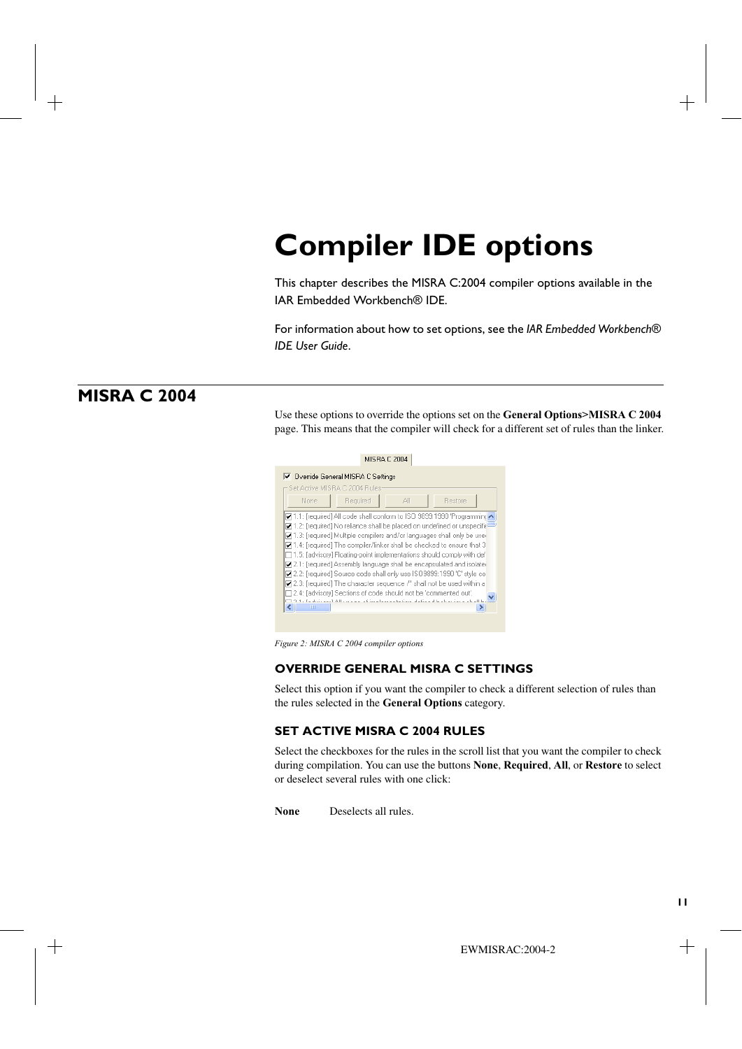# Compiler IDE options

This chapter describes the MISRA C:2004 compiler options available in the IAR Embedded Workbench® IDE.

For information about how to set options, see the *IAR Embedded Workbench® IDE User Guide*.

## MISRA C 2004

Use these options to override the options set on the **General Options>MISRA C 2004** page. This means that the compiler will check for a different set of rules than the linker.

*Figure 2: MISRA C 2004 compiler options*

### OVERRIDE GENERAL MISRA C SETTINGS

Select this option if you want the compiler to check a different selection of rules than the rules selected in the **General Options** category.

### SET ACTIVE MISRA C 2004 RULES

Select the checkboxes for the rules in the scroll list that you want the compiler to check during compilation. You can use the buttons **None**, **Required**, **All**, or **Restore** to select or deselect several rules with one click:

**None** Deselects all rules.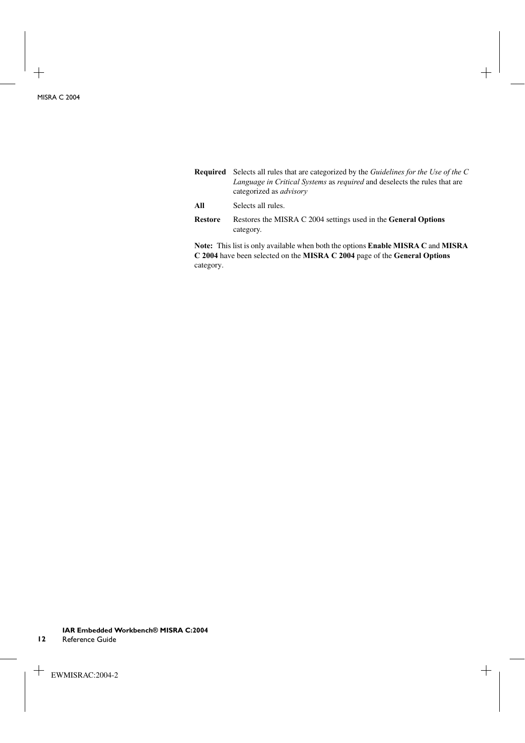| | |
|---|---|
| **Required** | Selects all rules that are categorized by the *Guidelines for the Use of the C Language in Critical Systems* as *required* and deselects the rules that are categorized as *advisory* |
| **All** | Selects all rules. |
| **Restore** | Restores the MISRA C 2004 settings used in the **General Options** category. |

**Note:** This list is only available when both the options **Enable MISRA C** and **MISRA C 2004** have been selected on the **MISRA C 2004** page of the **General Options** category.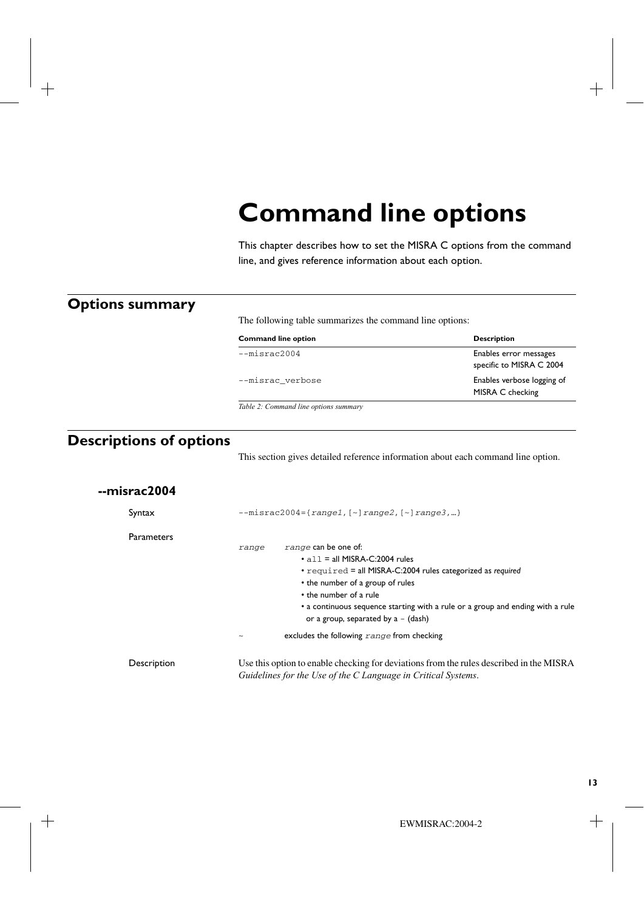# Command line options

This chapter describes how to set the MISRA C options from the command line, and gives reference information about each option.

## Options summary

The following table summarizes the command line options:

| Command line option | Description |
|---|---|
| `--misrac2004` | Enables error messages specific to MISRA C 2004 |
| `--misrac_verbose` | Enables verbose logging of MISRA C checking |

*Table 2: Command line options summary*

## Descriptions of options

This section gives detailed reference information about each command line option.

### --misrac2004

**Syntax**

`--misrac2004={range1,[~]range2,[~]range3,…}`

**Parameters**

*range* — *range* can be one of:

- `all` = all MISRA-C:2004 rules
- `required` = all MISRA-C:2004 rules categorized as *required*
- the number of a group of rules
- the number of a rule
- a continuous sequence starting with a rule or a group and ending with a rule or a group, separated by a `-` (dash)

`~` — excludes the following *range* from checking

**Description**

Use this option to enable checking for deviations from the rules described in the MISRA *Guidelines for the Use of the C Language in Critical Systems*.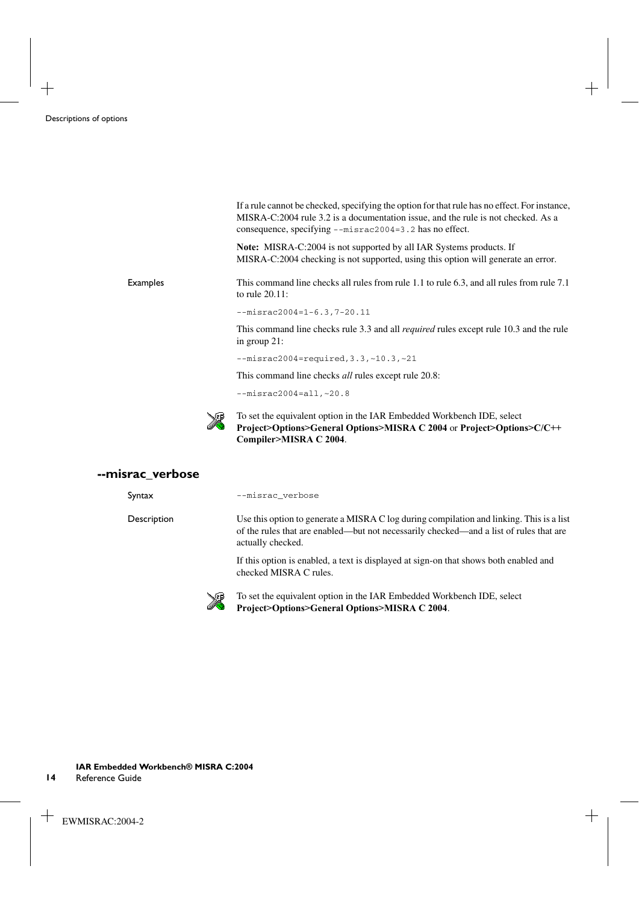If a rule cannot be checked, specifying the option for that rule has no effect. For instance, MISRA-C:2004 rule 3.2 is a documentation issue, and the rule is not checked. As a consequence, specifying `--misrac2004=3.2` has no effect.

**Note:** MISRA-C:2004 is not supported by all IAR Systems products. If MISRA-C:2004 checking is not supported, using this option will generate an error.

Examples

This command line checks all rules from rule 1.1 to rule 6.3, and all rules from rule 7.1 to rule 20.11:

```
--misrac2004=1-6.3,7-20.11
```

This command line checks rule 3.3 and all *required* rules except rule 10.3 and the rule in group 21:

```
--misrac2004=required,3.3,~10.3,~21
```

This command line checks *all* rules except rule 20.8:

```
--misrac2004=all,~20.8
```

To set the equivalent option in the IAR Embedded Workbench IDE, select **Project>Options>General Options>MISRA C 2004** or **Project>Options>C/C++ Compiler>MISRA C 2004**.

## --misrac_verbose

Syntax

```
--misrac_verbose
```

Description

Use this option to generate a MISRA C log during compilation and linking. This is a list of the rules that are enabled—but not necessarily checked—and a list of rules that are actually checked.

If this option is enabled, a text is displayed at sign-on that shows both enabled and checked MISRA C rules.

To set the equivalent option in the IAR Embedded Workbench IDE, select **Project>Options>General Options>MISRA C 2004**.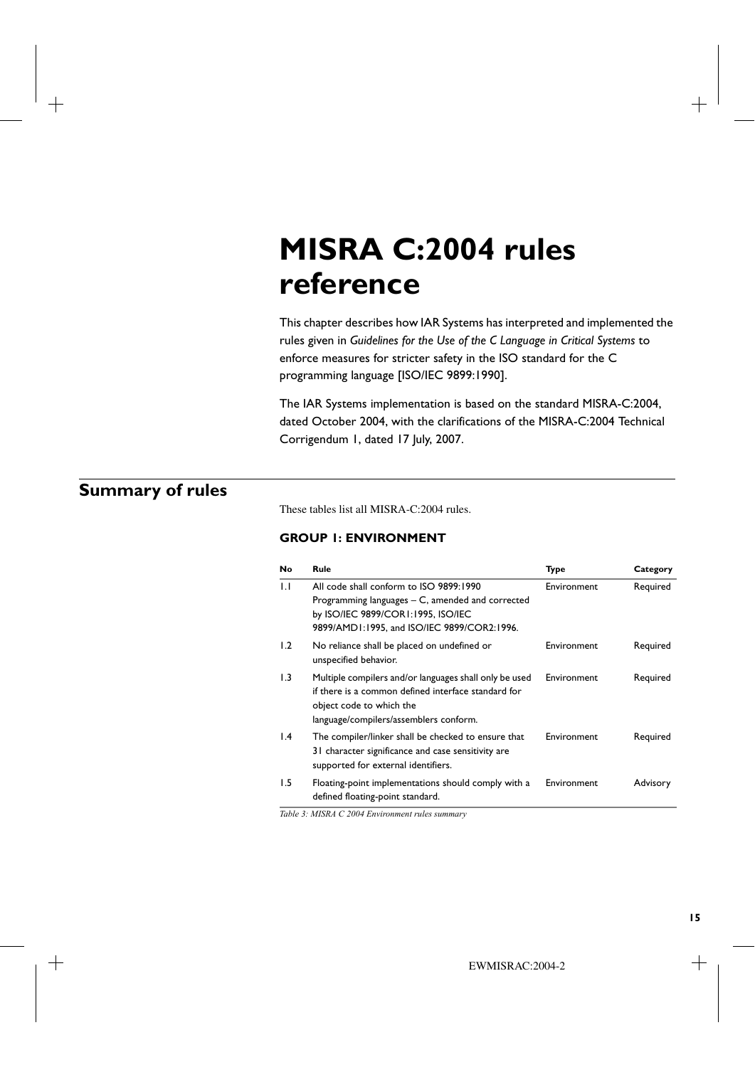# MISRA C:2004 rules reference

This chapter describes how IAR Systems has interpreted and implemented the rules given in *Guidelines for the Use of the C Language in Critical Systems* to enforce measures for stricter safety in the ISO standard for the C programming language [ISO/IEC 9899:1990].

The IAR Systems implementation is based on the standard MISRA-C:2004, dated October 2004, with the clarifications of the MISRA-C:2004 Technical Corrigendum 1, dated 17 July, 2007.

## Summary of rules

These tables list all MISRA-C:2004 rules.

### GROUP 1: ENVIRONMENT

| No | Rule | Type | Category |
|---|---|---|---|
| 1.1 | All code shall conform to ISO 9899:1990 Programming languages – C, amended and corrected by ISO/IEC 9899/COR1:1995, ISO/IEC 9899/AMD1:1995, and ISO/IEC 9899/COR2:1996. | Environment | Required |
| 1.2 | No reliance shall be placed on undefined or unspecified behavior. | Environment | Required |
| 1.3 | Multiple compilers and/or languages shall only be used if there is a common defined interface standard for object code to which the language/compilers/assemblers conform. | Environment | Required |
| 1.4 | The compiler/linker shall be checked to ensure that 31 character significance and case sensitivity are supported for external identifiers. | Environment | Required |
| 1.5 | Floating-point implementations should comply with a defined floating-point standard. | Environment | Advisory |

*Table 3: MISRA C 2004 Environment rules summary*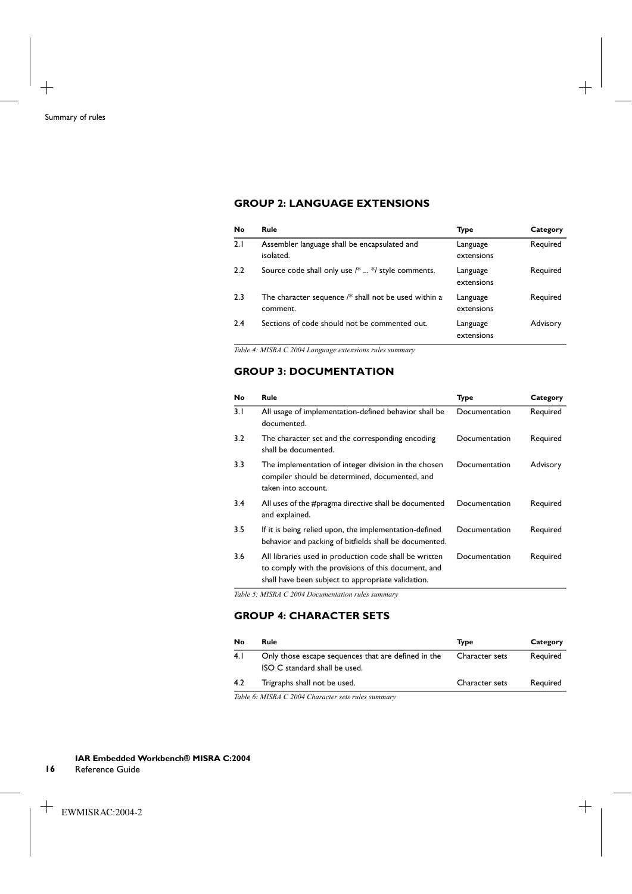### GROUP 2: LANGUAGE EXTENSIONS

| No | Rule | Type | Category |
|---|---|---|---|
| 2.1 | Assembler language shall be encapsulated and isolated. | Language extensions | Required |
| 2.2 | Source code shall only use /* ... */ style comments. | Language extensions | Required |
| 2.3 | The character sequence /* shall not be used within a comment. | Language extensions | Required |
| 2.4 | Sections of code should not be commented out. | Language extensions | Advisory |

*Table 4: MISRA C 2004 Language extensions rules summary*

### GROUP 3: DOCUMENTATION

| No | Rule | Type | Category |
|---|---|---|---|
| 3.1 | All usage of implementation-defined behavior shall be documented. | Documentation | Required |
| 3.2 | The character set and the corresponding encoding shall be documented. | Documentation | Required |
| 3.3 | The implementation of integer division in the chosen compiler should be determined, documented, and taken into account. | Documentation | Advisory |
| 3.4 | All uses of the #pragma directive shall be documented and explained. | Documentation | Required |
| 3.5 | If it is being relied upon, the implementation-defined behavior and packing of bitfields shall be documented. | Documentation | Required |
| 3.6 | All libraries used in production code shall be written to comply with the provisions of this document, and shall have been subject to appropriate validation. | Documentation | Required |

*Table 5: MISRA C 2004 Documentation rules summary*

### GROUP 4: CHARACTER SETS

| No | Rule | Type | Category |
|---|---|---|---|
| 4.1 | Only those escape sequences that are defined in the ISO C standard shall be used. | Character sets | Required |
| 4.2 | Trigraphs shall not be used. | Character sets | Required |

*Table 6: MISRA C 2004 Character sets rules summary*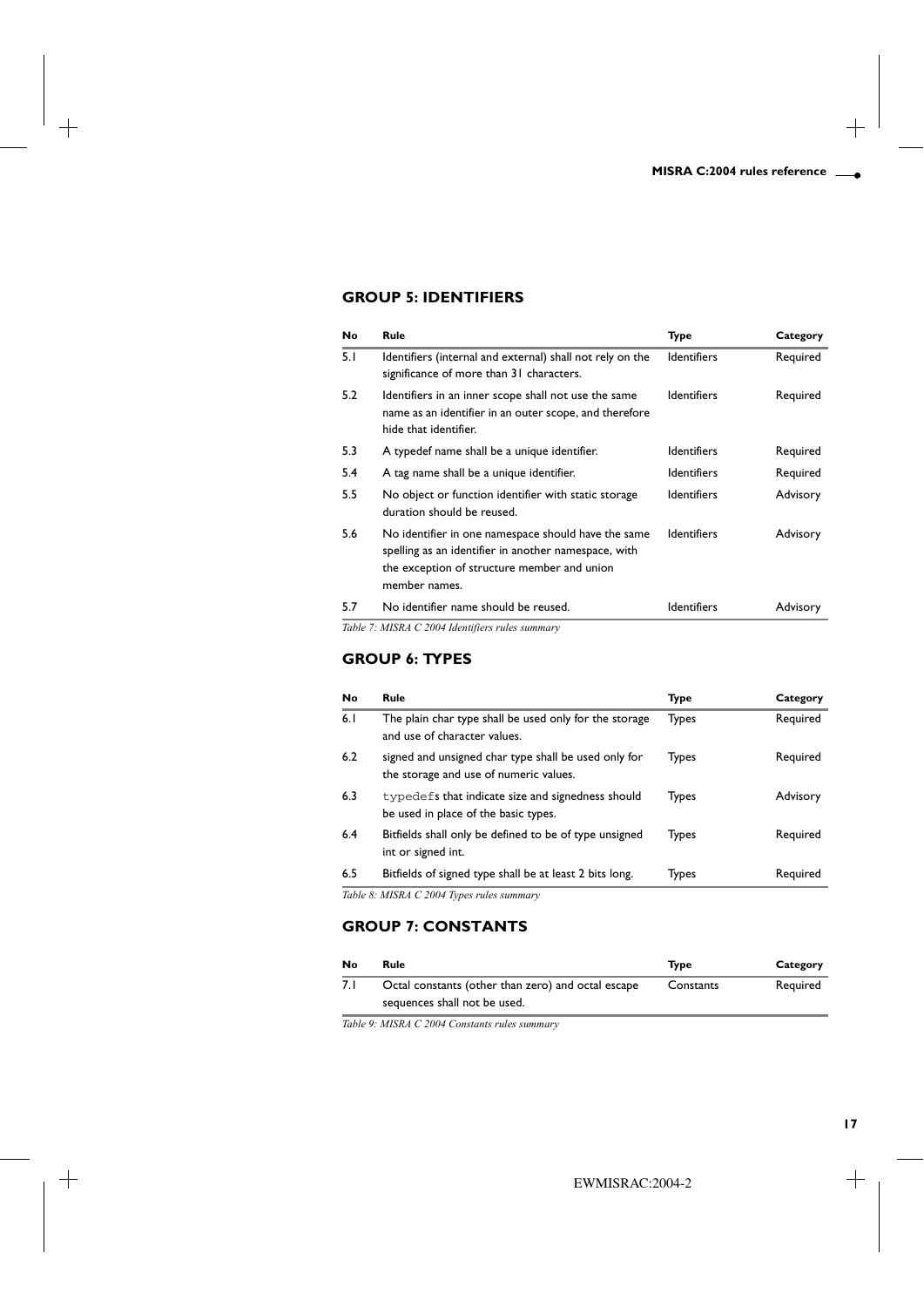## GROUP 5: IDENTIFIERS

| No | Rule | Type | Category |
|---|---|---|---|
| 5.1 | Identifiers (internal and external) shall not rely on the significance of more than 31 characters. | Identifiers | Required |
| 5.2 | Identifiers in an inner scope shall not use the same name as an identifier in an outer scope, and therefore hide that identifier. | Identifiers | Required |
| 5.3 | A typedef name shall be a unique identifier. | Identifiers | Required |
| 5.4 | A tag name shall be a unique identifier. | Identifiers | Required |
| 5.5 | No object or function identifier with static storage duration should be reused. | Identifiers | Advisory |
| 5.6 | No identifier in one namespace should have the same spelling as an identifier in another namespace, with the exception of structure member and union member names. | Identifiers | Advisory |
| 5.7 | No identifier name should be reused. | Identifiers | Advisory |

*Table 7: MISRA C 2004 Identifiers rules summary*

## GROUP 6: TYPES

| No | Rule | Type | Category |
|---|---|---|---|
| 6.1 | The plain char type shall be used only for the storage and use of character values. | Types | Required |
| 6.2 | signed and unsigned char type shall be used only for the storage and use of numeric values. | Types | Required |
| 6.3 | `typedef`s that indicate size and signedness should be used in place of the basic types. | Types | Advisory |
| 6.4 | Bitfields shall only be defined to be of type unsigned int or signed int. | Types | Required |
| 6.5 | Bitfields of signed type shall be at least 2 bits long. | Types | Required |

*Table 8: MISRA C 2004 Types rules summary*

## GROUP 7: CONSTANTS

| No | Rule | Type | Category |
|---|---|---|---|
| 7.1 | Octal constants (other than zero) and octal escape sequences shall not be used. | Constants | Required |

*Table 9: MISRA C 2004 Constants rules summary*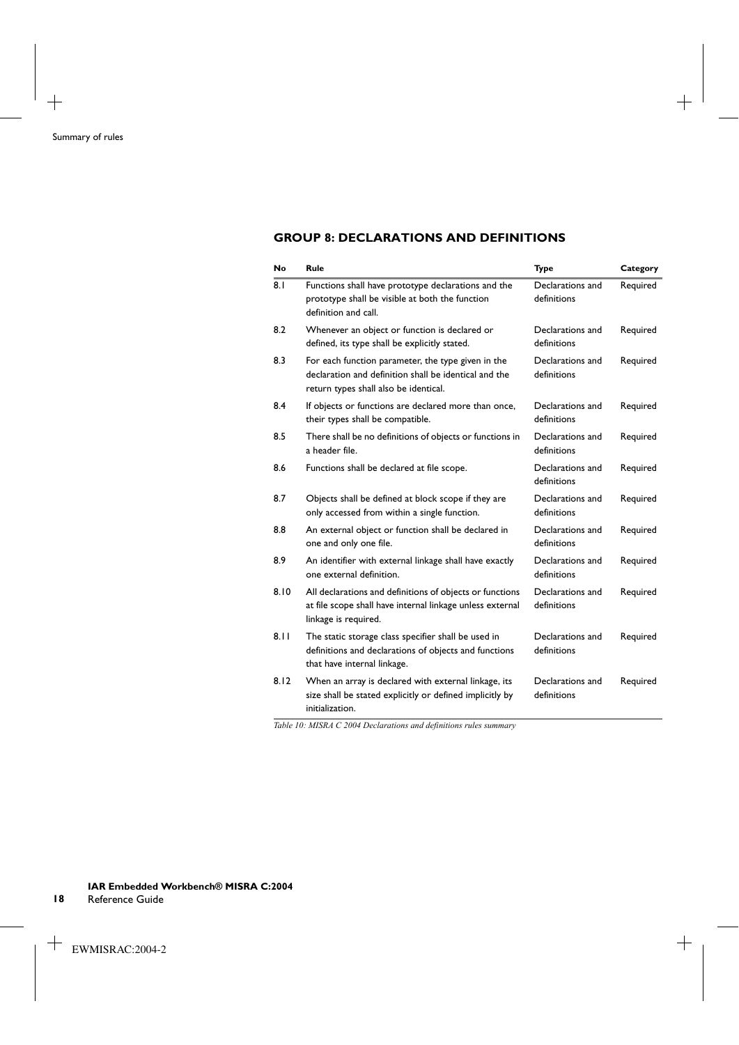## GROUP 8: DECLARATIONS AND DEFINITIONS

| No | Rule | Type | Category |
|---|---|---|---|
| 8.1 | Functions shall have prototype declarations and the prototype shall be visible at both the function definition and call. | Declarations and definitions | Required |
| 8.2 | Whenever an object or function is declared or defined, its type shall be explicitly stated. | Declarations and definitions | Required |
| 8.3 | For each function parameter, the type given in the declaration and definition shall be identical and the return types shall also be identical. | Declarations and definitions | Required |
| 8.4 | If objects or functions are declared more than once, their types shall be compatible. | Declarations and definitions | Required |
| 8.5 | There shall be no definitions of objects or functions in a header file. | Declarations and definitions | Required |
| 8.6 | Functions shall be declared at file scope. | Declarations and definitions | Required |
| 8.7 | Objects shall be defined at block scope if they are only accessed from within a single function. | Declarations and definitions | Required |
| 8.8 | An external object or function shall be declared in one and only one file. | Declarations and definitions | Required |
| 8.9 | An identifier with external linkage shall have exactly one external definition. | Declarations and definitions | Required |
| 8.10 | All declarations and definitions of objects or functions at file scope shall have internal linkage unless external linkage is required. | Declarations and definitions | Required |
| 8.11 | The static storage class specifier shall be used in definitions and declarations of objects and functions that have internal linkage. | Declarations and definitions | Required |
| 8.12 | When an array is declared with external linkage, its size shall be stated explicitly or defined implicitly by initialization. | Declarations and definitions | Required |

*Table 10: MISRA C 2004 Declarations and definitions rules summary*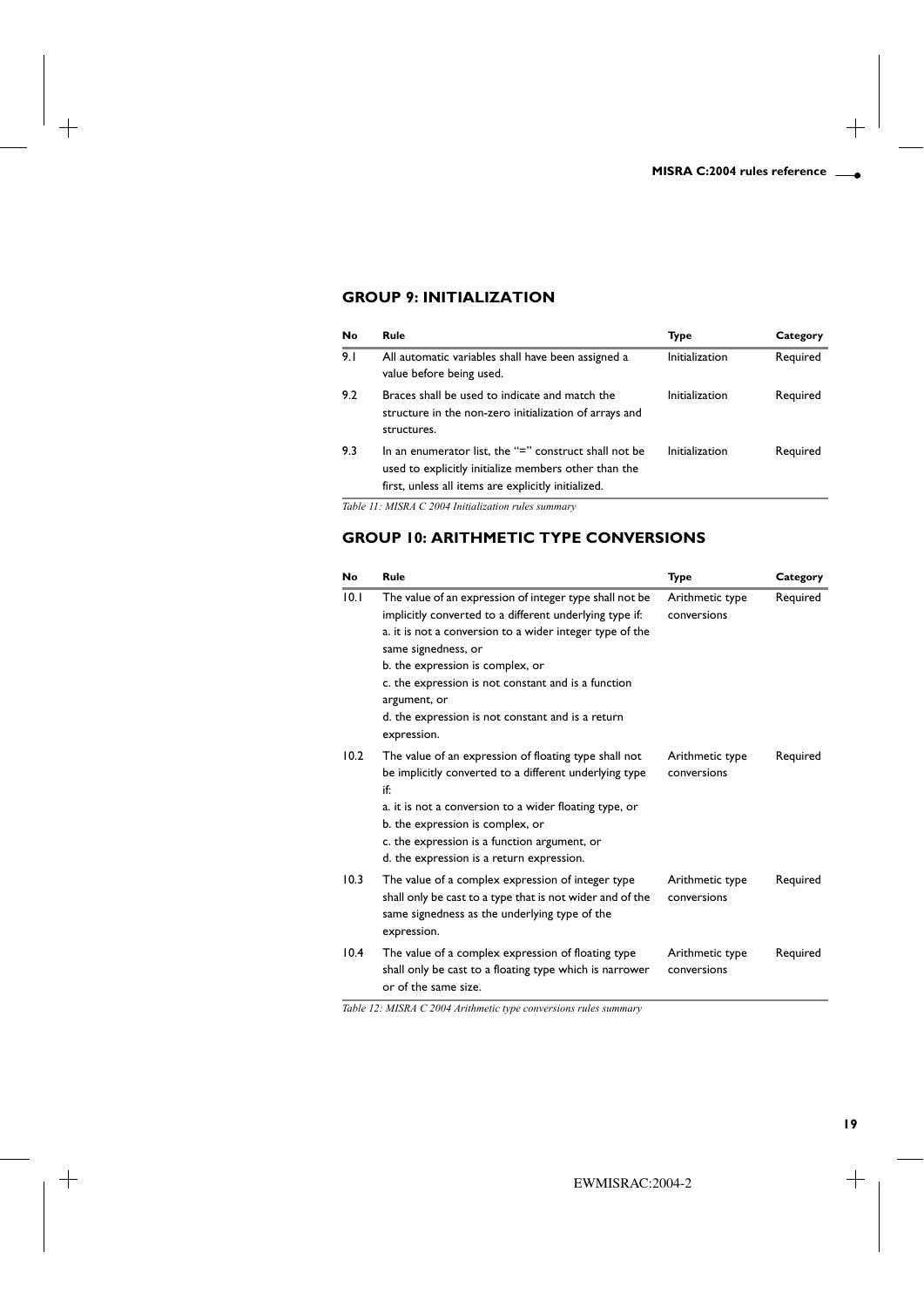## GROUP 9: INITIALIZATION

| No | Rule | Type | Category |
|---|---|---|---|
| 9.1 | All automatic variables shall have been assigned a value before being used. | Initialization | Required |
| 9.2 | Braces shall be used to indicate and match the structure in the non-zero initialization of arrays and structures. | Initialization | Required |
| 9.3 | In an enumerator list, the "=" construct shall not be used to explicitly initialize members other than the first, unless all items are explicitly initialized. | Initialization | Required |

*Table 11: MISRA C 2004 Initialization rules summary*

## GROUP 10: ARITHMETIC TYPE CONVERSIONS

| No | Rule | Type | Category |
|---|---|---|---|
| 10.1 | The value of an expression of integer type shall not be implicitly converted to a different underlying type if:<br>a. it is not a conversion to a wider integer type of the same signedness, or<br>b. the expression is complex, or<br>c. the expression is not constant and is a function argument, or<br>d. the expression is not constant and is a return expression. | Arithmetic type conversions | Required |
| 10.2 | The value of an expression of floating type shall not be implicitly converted to a different underlying type if:<br>a. it is not a conversion to a wider floating type, or<br>b. the expression is complex, or<br>c. the expression is a function argument, or<br>d. the expression is a return expression. | Arithmetic type conversions | Required |
| 10.3 | The value of a complex expression of integer type shall only be cast to a type that is not wider and of the same signedness as the underlying type of the expression. | Arithmetic type conversions | Required |
| 10.4 | The value of a complex expression of floating type shall only be cast to a floating type which is narrower or of the same size. | Arithmetic type conversions | Required |

*Table 12: MISRA C 2004 Arithmetic type conversions rules summary*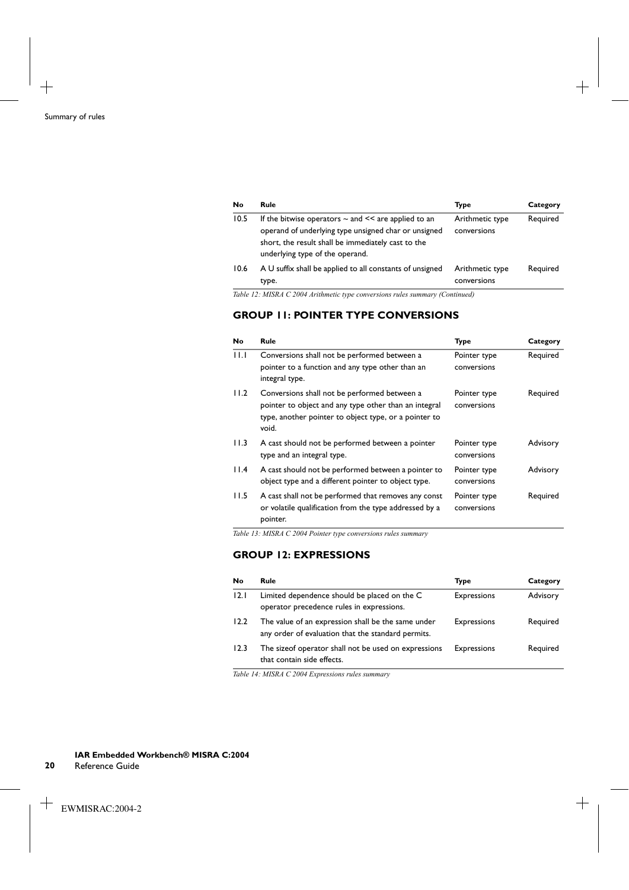| No | Rule | Type | Category |
|---|---|---|---|
| 10.5 | If the bitwise operators ~ and << are applied to an operand of underlying type unsigned char or unsigned short, the result shall be immediately cast to the underlying type of the operand. | Arithmetic type conversions | Required |
| 10.6 | A U suffix shall be applied to all constants of unsigned type. | Arithmetic type conversions | Required |

*Table 12: MISRA C 2004 Arithmetic type conversions rules summary (Continued)*

## GROUP 11: POINTER TYPE CONVERSIONS

| No | Rule | Type | Category |
|---|---|---|---|
| 11.1 | Conversions shall not be performed between a pointer to a function and any type other than an integral type. | Pointer type conversions | Required |
| 11.2 | Conversions shall not be performed between a pointer to object and any type other than an integral type, another pointer to object type, or a pointer to void. | Pointer type conversions | Required |
| 11.3 | A cast should not be performed between a pointer type and an integral type. | Pointer type conversions | Advisory |
| 11.4 | A cast should not be performed between a pointer to object type and a different pointer to object type. | Pointer type conversions | Advisory |
| 11.5 | A cast shall not be performed that removes any const or volatile qualification from the type addressed by a pointer. | Pointer type conversions | Required |

*Table 13: MISRA C 2004 Pointer type conversions rules summary*

## GROUP 12: EXPRESSIONS

| No | Rule | Type | Category |
|---|---|---|---|
| 12.1 | Limited dependence should be placed on the C operator precedence rules in expressions. | Expressions | Advisory |
| 12.2 | The value of an expression shall be the same under any order of evaluation that the standard permits. | Expressions | Required |
| 12.3 | The sizeof operator shall not be used on expressions that contain side effects. | Expressions | Required |

*Table 14: MISRA C 2004 Expressions rules summary*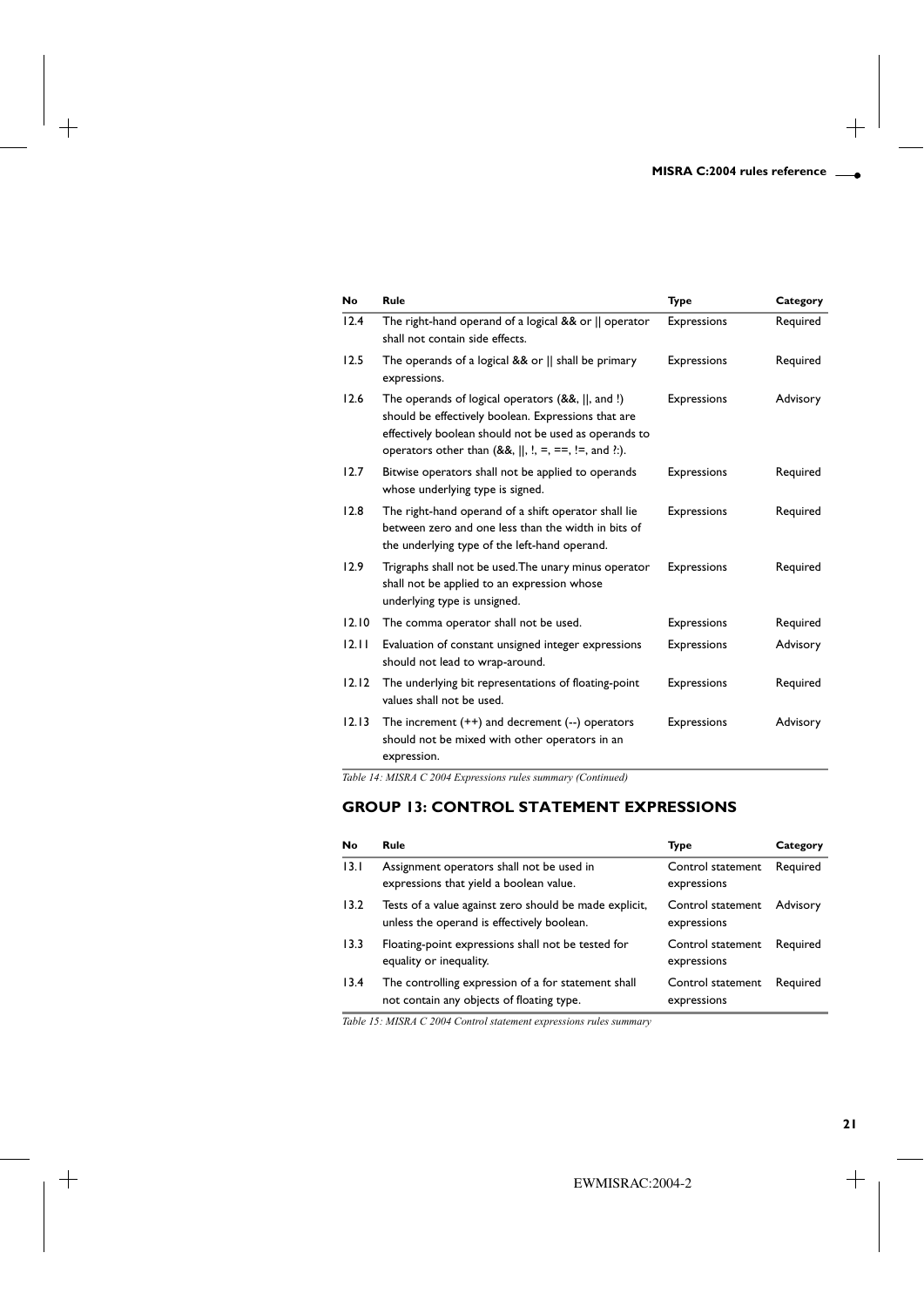| No | Rule | Type | Category |
|---|---|---|---|
| 12.4 | The right-hand operand of a logical && or \|\| operator shall not contain side effects. | Expressions | Required |
| 12.5 | The operands of a logical && or \|\| shall be primary expressions. | Expressions | Required |
| 12.6 | The operands of logical operators (&&, \|\|, and !) should be effectively boolean. Expressions that are effectively boolean should not be used as operands to operators other than (&&, \|\|, !, =, ==, !=, and ?:). | Expressions | Advisory |
| 12.7 | Bitwise operators shall not be applied to operands whose underlying type is signed. | Expressions | Required |
| 12.8 | The right-hand operand of a shift operator shall lie between zero and one less than the width in bits of the underlying type of the left-hand operand. | Expressions | Required |
| 12.9 | Trigraphs shall not be used.The unary minus operator shall not be applied to an expression whose underlying type is unsigned. | Expressions | Required |
| 12.10 | The comma operator shall not be used. | Expressions | Required |
| 12.11 | Evaluation of constant unsigned integer expressions should not lead to wrap-around. | Expressions | Advisory |
| 12.12 | The underlying bit representations of floating-point values shall not be used. | Expressions | Required |
| 12.13 | The increment (++) and decrement (--) operators should not be mixed with other operators in an expression. | Expressions | Advisory |

*Table 14: MISRA C 2004 Expressions rules summary (Continued)*

## GROUP 13: CONTROL STATEMENT EXPRESSIONS

| No | Rule | Type | Category |
|---|---|---|---|
| 13.1 | Assignment operators shall not be used in expressions that yield a boolean value. | Control statement expressions | Required |
| 13.2 | Tests of a value against zero should be made explicit, unless the operand is effectively boolean. | Control statement expressions | Advisory |
| 13.3 | Floating-point expressions shall not be tested for equality or inequality. | Control statement expressions | Required |
| 13.4 | The controlling expression of a for statement shall not contain any objects of floating type. | Control statement expressions | Required |

*Table 15: MISRA C 2004 Control statement expressions rules summary*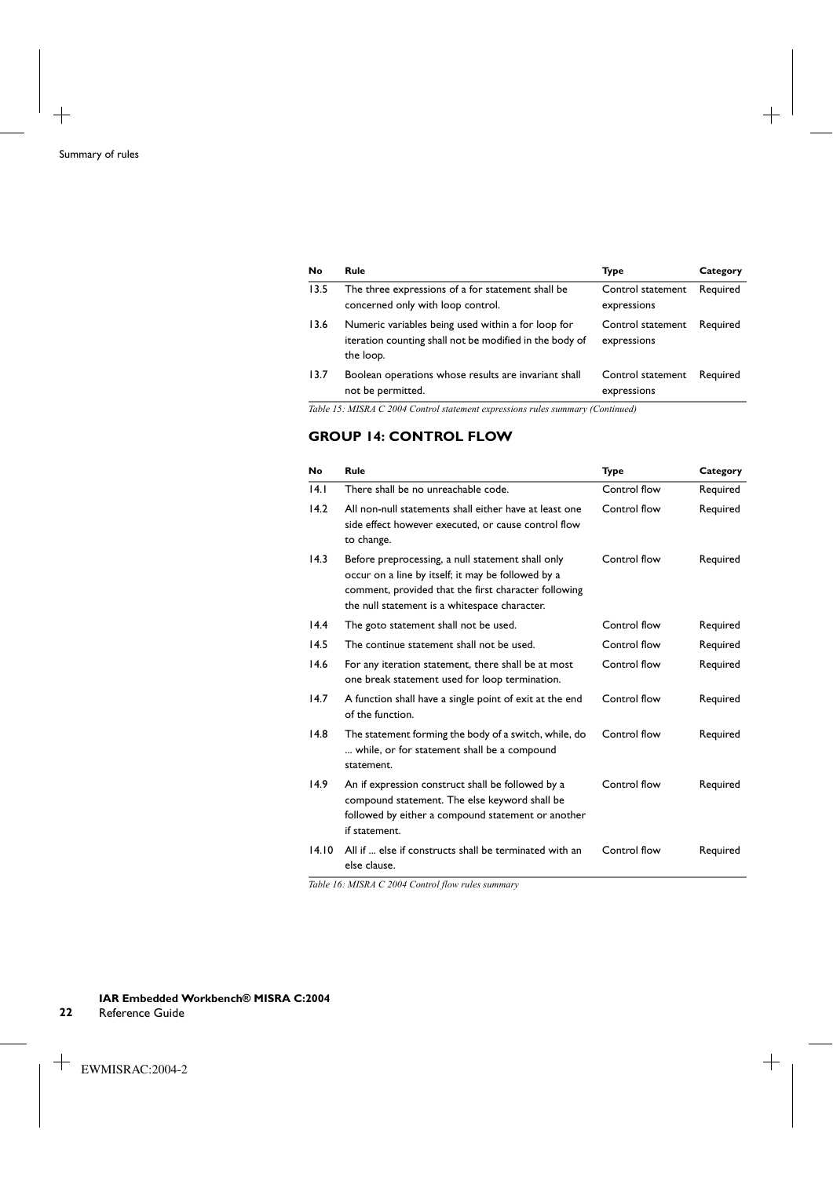| No | Rule | Type | Category |
|---|---|---|---|
| 13.5 | The three expressions of a for statement shall be concerned only with loop control. | Control statement expressions | Required |
| 13.6 | Numeric variables being used within a for loop for iteration counting shall not be modified in the body of the loop. | Control statement expressions | Required |
| 13.7 | Boolean operations whose results are invariant shall not be permitted. | Control statement expressions | Required |

*Table 15: MISRA C 2004 Control statement expressions rules summary (Continued)*

## GROUP 14: CONTROL FLOW

| No | Rule | Type | Category |
|---|---|---|---|
| 14.1 | There shall be no unreachable code. | Control flow | Required |
| 14.2 | All non-null statements shall either have at least one side effect however executed, or cause control flow to change. | Control flow | Required |
| 14.3 | Before preprocessing, a null statement shall only occur on a line by itself; it may be followed by a comment, provided that the first character following the null statement is a whitespace character. | Control flow | Required |
| 14.4 | The goto statement shall not be used. | Control flow | Required |
| 14.5 | The continue statement shall not be used. | Control flow | Required |
| 14.6 | For any iteration statement, there shall be at most one break statement used for loop termination. | Control flow | Required |
| 14.7 | A function shall have a single point of exit at the end of the function. | Control flow | Required |
| 14.8 | The statement forming the body of a switch, while, do ... while, or for statement shall be a compound statement. | Control flow | Required |
| 14.9 | An if expression construct shall be followed by a compound statement. The else keyword shall be followed by either a compound statement or another if statement. | Control flow | Required |
| 14.10 | All if ... else if constructs shall be terminated with an else clause. | Control flow | Required |

*Table 16: MISRA C 2004 Control flow rules summary*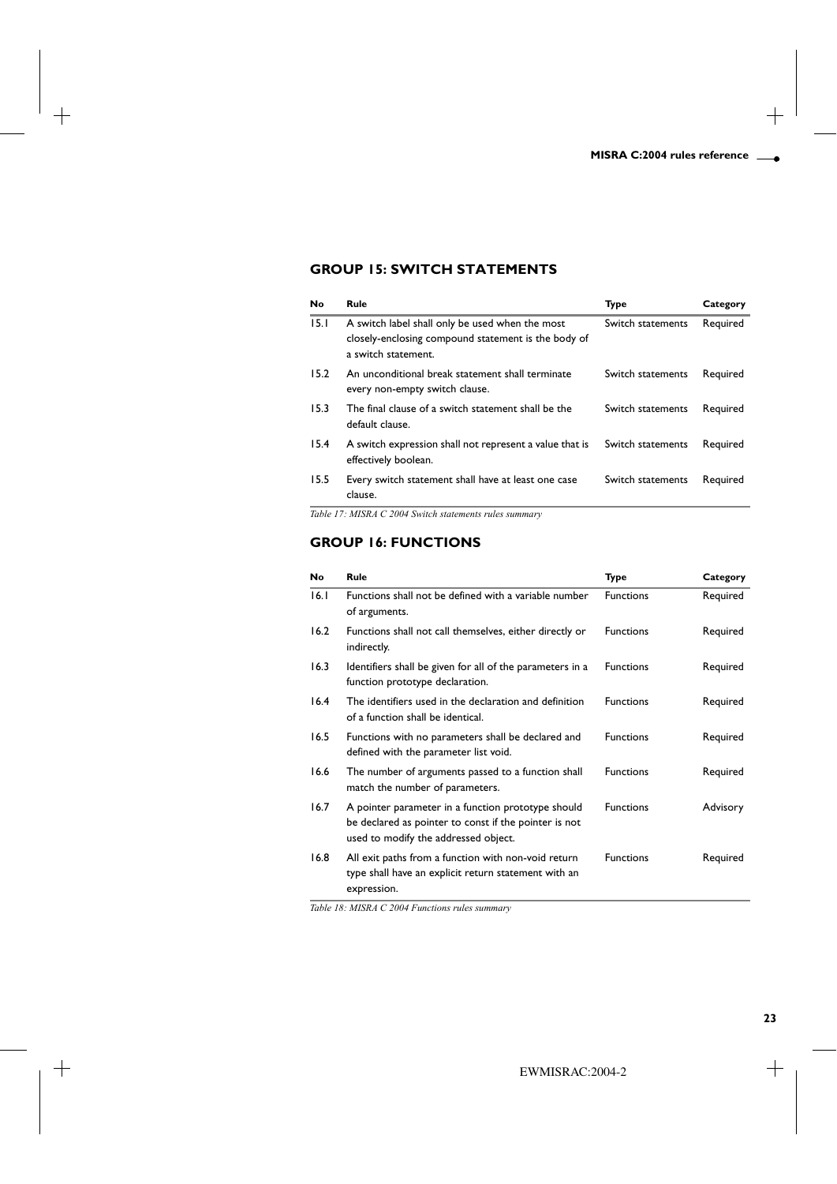## GROUP 15: SWITCH STATEMENTS

| No | Rule | Type | Category |
|---|---|---|---|
| 15.1 | A switch label shall only be used when the most closely-enclosing compound statement is the body of a switch statement. | Switch statements | Required |
| 15.2 | An unconditional break statement shall terminate every non-empty switch clause. | Switch statements | Required |
| 15.3 | The final clause of a switch statement shall be the default clause. | Switch statements | Required |
| 15.4 | A switch expression shall not represent a value that is effectively boolean. | Switch statements | Required |
| 15.5 | Every switch statement shall have at least one case clause. | Switch statements | Required |

*Table 17: MISRA C 2004 Switch statements rules summary*

## GROUP 16: FUNCTIONS

| No | Rule | Type | Category |
|---|---|---|---|
| 16.1 | Functions shall not be defined with a variable number of arguments. | Functions | Required |
| 16.2 | Functions shall not call themselves, either directly or indirectly. | Functions | Required |
| 16.3 | Identifiers shall be given for all of the parameters in a function prototype declaration. | Functions | Required |
| 16.4 | The identifiers used in the declaration and definition of a function shall be identical. | Functions | Required |
| 16.5 | Functions with no parameters shall be declared and defined with the parameter list void. | Functions | Required |
| 16.6 | The number of arguments passed to a function shall match the number of parameters. | Functions | Required |
| 16.7 | A pointer parameter in a function prototype should be declared as pointer to const if the pointer is not used to modify the addressed object. | Functions | Advisory |
| 16.8 | All exit paths from a function with non-void return type shall have an explicit return statement with an expression. | Functions | Required |

*Table 18: MISRA C 2004 Functions rules summary*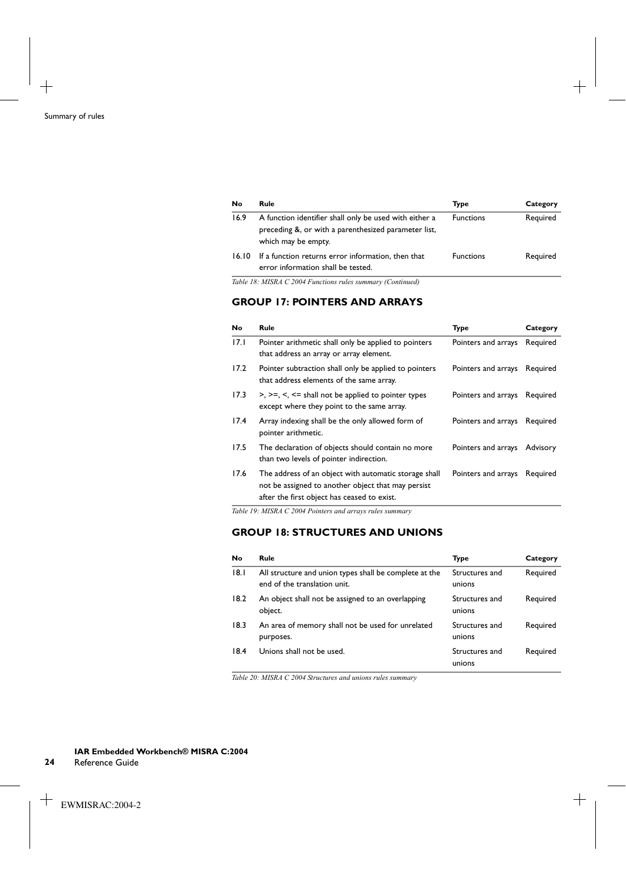| No | Rule | Type | Category |
|---|---|---|---|
| 16.9 | A function identifier shall only be used with either a preceding &, or with a parenthesized parameter list, which may be empty. | Functions | Required |
| 16.10 | If a function returns error information, then that error information shall be tested. | Functions | Required |

*Table 18: MISRA C 2004 Functions rules summary (Continued)*

## GROUP 17: POINTERS AND ARRAYS

| No | Rule | Type | Category |
|---|---|---|---|
| 17.1 | Pointer arithmetic shall only be applied to pointers that address an array or array element. | Pointers and arrays | Required |
| 17.2 | Pointer subtraction shall only be applied to pointers that address elements of the same array. | Pointers and arrays | Required |
| 17.3 | >, >=, <, <= shall not be applied to pointer types except where they point to the same array. | Pointers and arrays | Required |
| 17.4 | Array indexing shall be the only allowed form of pointer arithmetic. | Pointers and arrays | Required |
| 17.5 | The declaration of objects should contain no more than two levels of pointer indirection. | Pointers and arrays | Advisory |
| 17.6 | The address of an object with automatic storage shall not be assigned to another object that may persist after the first object has ceased to exist. | Pointers and arrays | Required |

*Table 19: MISRA C 2004 Pointers and arrays rules summary*

## GROUP 18: STRUCTURES AND UNIONS

| No | Rule | Type | Category |
|---|---|---|---|
| 18.1 | All structure and union types shall be complete at the end of the translation unit. | Structures and unions | Required |
| 18.2 | An object shall not be assigned to an overlapping object. | Structures and unions | Required |
| 18.3 | An area of memory shall not be used for unrelated purposes. | Structures and unions | Required |
| 18.4 | Unions shall not be used. | Structures and unions | Required |

*Table 20: MISRA C 2004 Structures and unions rules summary*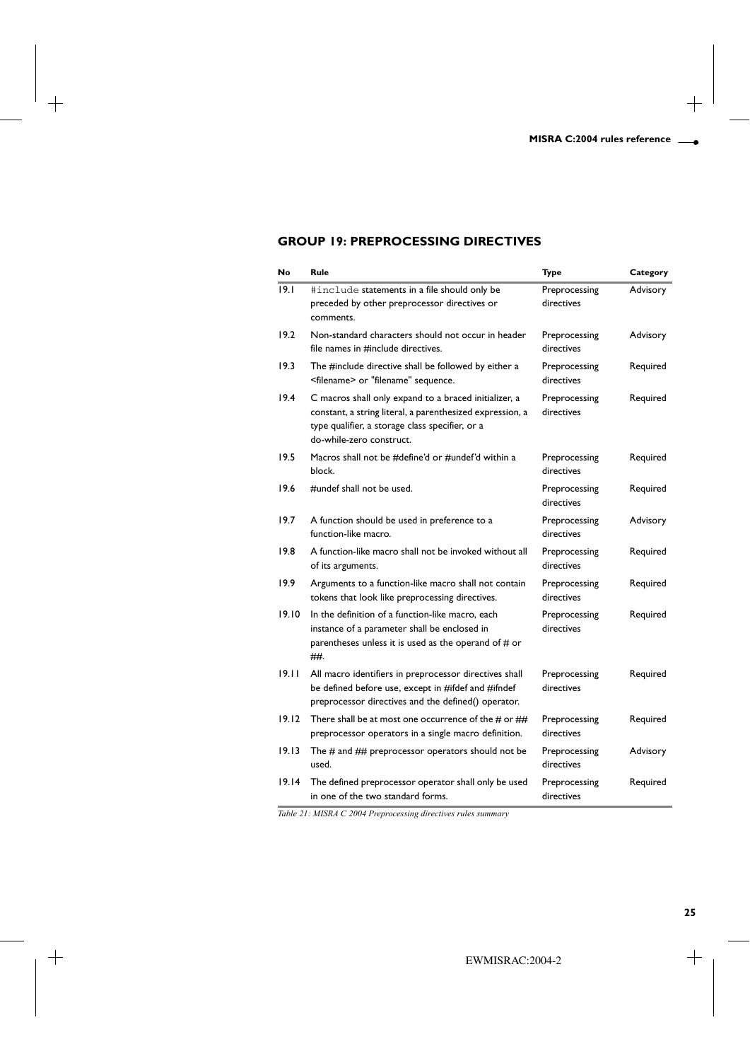## GROUP 19: PREPROCESSING DIRECTIVES

| No | Rule | Type | Category |
|---|---|---|---|
| 19.1 | `#include` statements in a file should only be preceded by other preprocessor directives or comments. | Preprocessing directives | Advisory |
| 19.2 | Non-standard characters should not occur in header file names in #include directives. | Preprocessing directives | Advisory |
| 19.3 | The #include directive shall be followed by either a <filename> or "filename" sequence. | Preprocessing directives | Required |
| 19.4 | C macros shall only expand to a braced initializer, a constant, a string literal, a parenthesized expression, a type qualifier, a storage class specifier, or a do-while-zero construct. | Preprocessing directives | Required |
| 19.5 | Macros shall not be #define'd or #undef'd within a block. | Preprocessing directives | Required |
| 19.6 | #undef shall not be used. | Preprocessing directives | Required |
| 19.7 | A function should be used in preference to a function-like macro. | Preprocessing directives | Advisory |
| 19.8 | A function-like macro shall not be invoked without all of its arguments. | Preprocessing directives | Required |
| 19.9 | Arguments to a function-like macro shall not contain tokens that look like preprocessing directives. | Preprocessing directives | Required |
| 19.10 | In the definition of a function-like macro, each instance of a parameter shall be enclosed in parentheses unless it is used as the operand of # or ##. | Preprocessing directives | Required |
| 19.11 | All macro identifiers in preprocessor directives shall be defined before use, except in #ifdef and #ifndef preprocessor directives and the defined() operator. | Preprocessing directives | Required |
| 19.12 | There shall be at most one occurrence of the # or ## preprocessor operators in a single macro definition. | Preprocessing directives | Required |
| 19.13 | The # and ## preprocessor operators should not be used. | Preprocessing directives | Advisory |
| 19.14 | The defined preprocessor operator shall only be used in one of the two standard forms. | Preprocessing directives | Required |

*Table 21: MISRA C 2004 Preprocessing directives rules summary*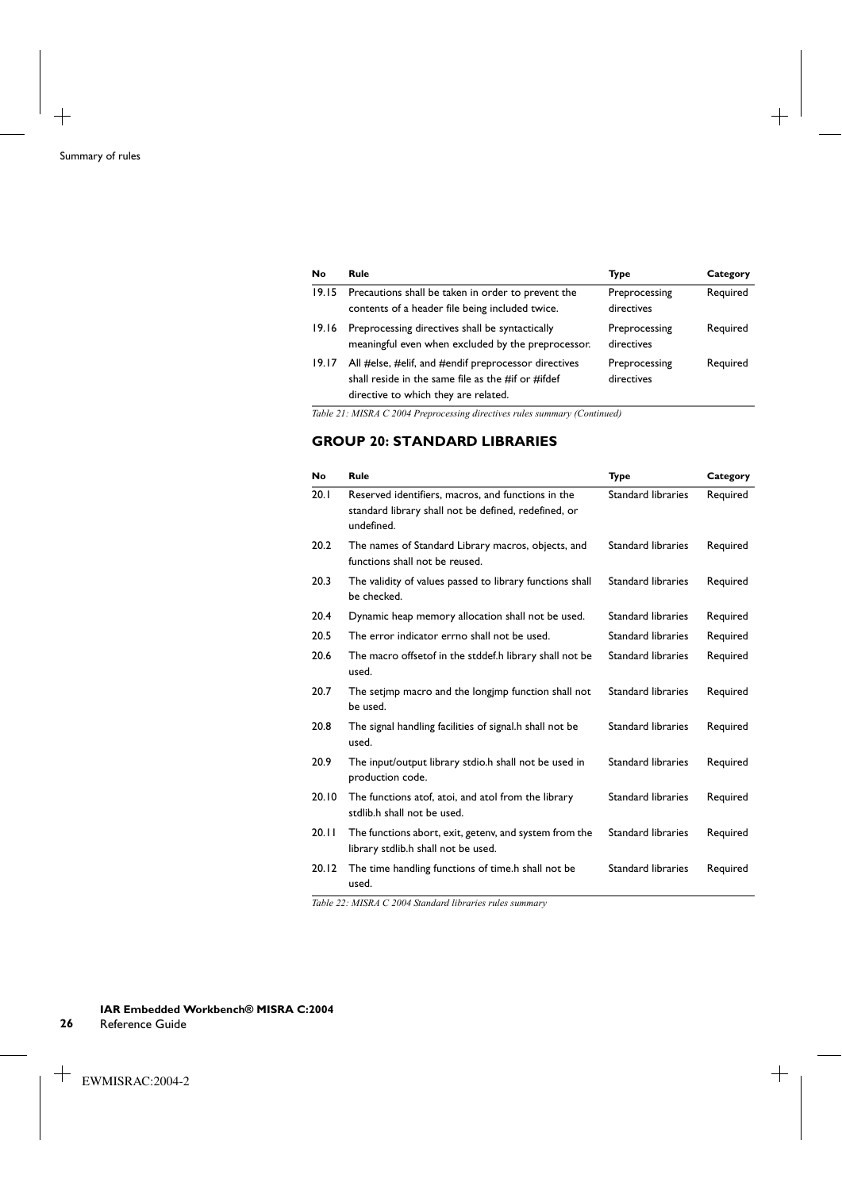| No | Rule | Type | Category |
|---|---|---|---|
| 19.15 | Precautions shall be taken in order to prevent the contents of a header file being included twice. | Preprocessing directives | Required |
| 19.16 | Preprocessing directives shall be syntactically meaningful even when excluded by the preprocessor. | Preprocessing directives | Required |
| 19.17 | All #else, #elif, and #endif preprocessor directives shall reside in the same file as the #if or #ifdef directive to which they are related. | Preprocessing directives | Required |

*Table 21: MISRA C 2004 Preprocessing directives rules summary (Continued)*

## GROUP 20: STANDARD LIBRARIES

| No | Rule | Type | Category |
|---|---|---|---|
| 20.1 | Reserved identifiers, macros, and functions in the standard library shall not be defined, redefined, or undefined. | Standard libraries | Required |
| 20.2 | The names of Standard Library macros, objects, and functions shall not be reused. | Standard libraries | Required |
| 20.3 | The validity of values passed to library functions shall be checked. | Standard libraries | Required |
| 20.4 | Dynamic heap memory allocation shall not be used. | Standard libraries | Required |
| 20.5 | The error indicator errno shall not be used. | Standard libraries | Required |
| 20.6 | The macro offsetof in the stddef.h library shall not be used. | Standard libraries | Required |
| 20.7 | The setjmp macro and the longjmp function shall not be used. | Standard libraries | Required |
| 20.8 | The signal handling facilities of signal.h shall not be used. | Standard libraries | Required |
| 20.9 | The input/output library stdio.h shall not be used in production code. | Standard libraries | Required |
| 20.10 | The functions atof, atoi, and atol from the library stdlib.h shall not be used. | Standard libraries | Required |
| 20.11 | The functions abort, exit, getenv, and system from the library stdlib.h shall not be used. | Standard libraries | Required |
| 20.12 | The time handling functions of time.h shall not be used. | Standard libraries | Required |

*Table 22: MISRA C 2004 Standard libraries rules summary*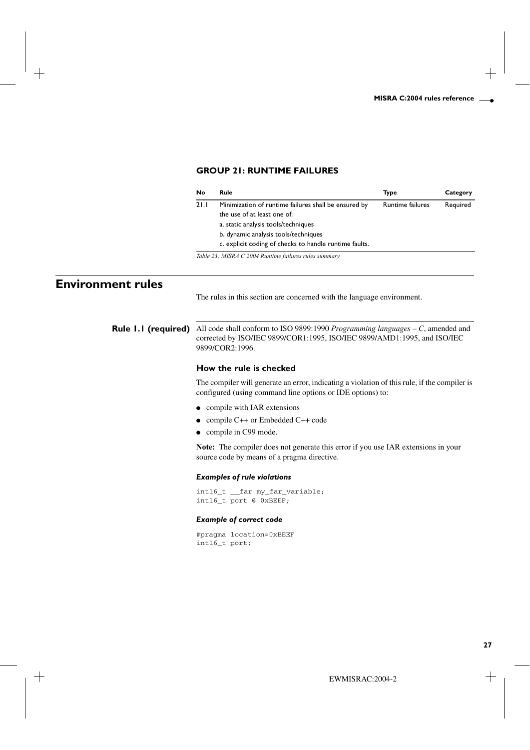### GROUP 21: RUNTIME FAILURES

| No | Rule | Type | Category |
|---|---|---|---|
| 21.1 | Minimization of runtime failures shall be ensured by the use of at least one of:<br>a. static analysis tools/techniques<br>b. dynamic analysis tools/techniques<br>c. explicit coding of checks to handle runtime faults. | Runtime failures | Required |

*Table 23: MISRA C 2004 Runtime failures rules summary*

# Environment rules

The rules in this section are concerned with the language environment.

## Rule 1.1 (required)

All code shall conform to ISO 9899:1990 *Programming languages – C*, amended and corrected by ISO/IEC 9899/COR1:1995, ISO/IEC 9899/AMD1:1995, and ISO/IEC 9899/COR2:1996.

### How the rule is checked

The compiler will generate an error, indicating a violation of this rule, if the compiler is configured (using command line options or IDE options) to:

- compile with IAR extensions
- compile C++ or Embedded C++ code
- compile in C99 mode.

**Note:** The compiler does not generate this error if you use IAR extensions in your source code by means of a pragma directive.

#### *Examples of rule violations*

```
int16_t __far my_far_variable;
int16_t port @ 0xBEEF;
```

#### *Example of correct code*

```
#pragma location=0xBEEF
int16_t port;
```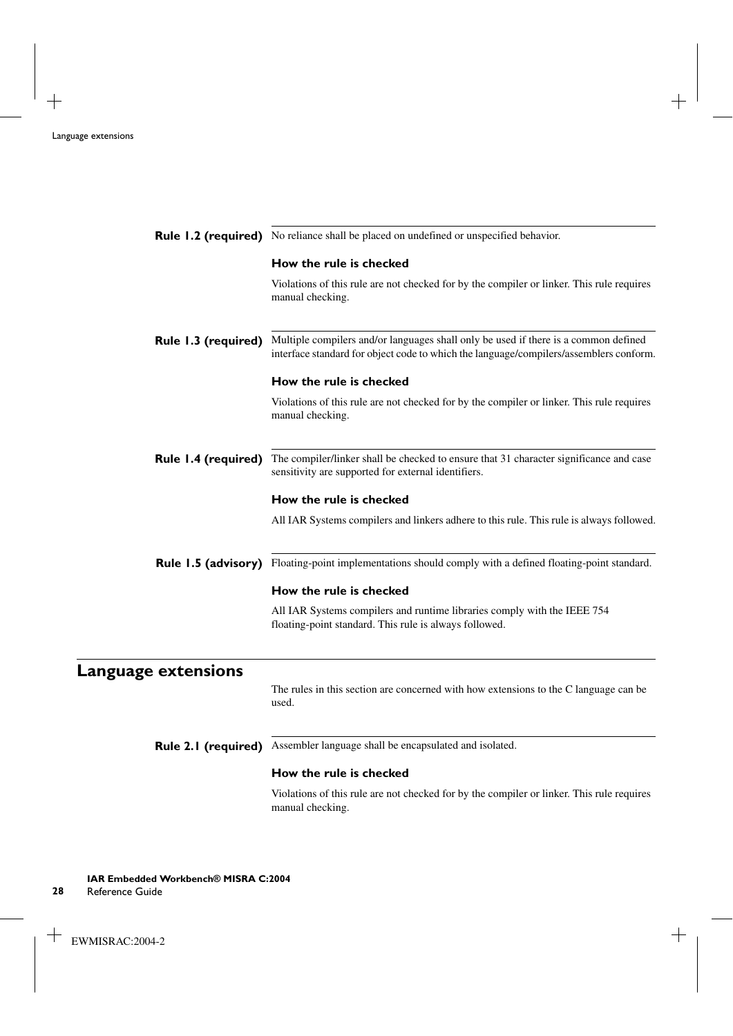**Rule 1.2 (required)** No reliance shall be placed on undefined or unspecified behavior.

#### How the rule is checked

Violations of this rule are not checked for by the compiler or linker. This rule requires manual checking.

**Rule 1.3 (required)** Multiple compilers and/or languages shall only be used if there is a common defined interface standard for object code to which the language/compilers/assemblers conform.

#### How the rule is checked

Violations of this rule are not checked for by the compiler or linker. This rule requires manual checking.

**Rule 1.4 (required)** The compiler/linker shall be checked to ensure that 31 character significance and case sensitivity are supported for external identifiers.

#### How the rule is checked

All IAR Systems compilers and linkers adhere to this rule. This rule is always followed.

**Rule 1.5 (advisory)** Floating-point implementations should comply with a defined floating-point standard.

#### How the rule is checked

All IAR Systems compilers and runtime libraries comply with the IEEE 754 floating-point standard. This rule is always followed.

## Language extensions

The rules in this section are concerned with how extensions to the C language can be used.

**Rule 2.1 (required)** Assembler language shall be encapsulated and isolated.

#### How the rule is checked

Violations of this rule are not checked for by the compiler or linker. This rule requires manual checking.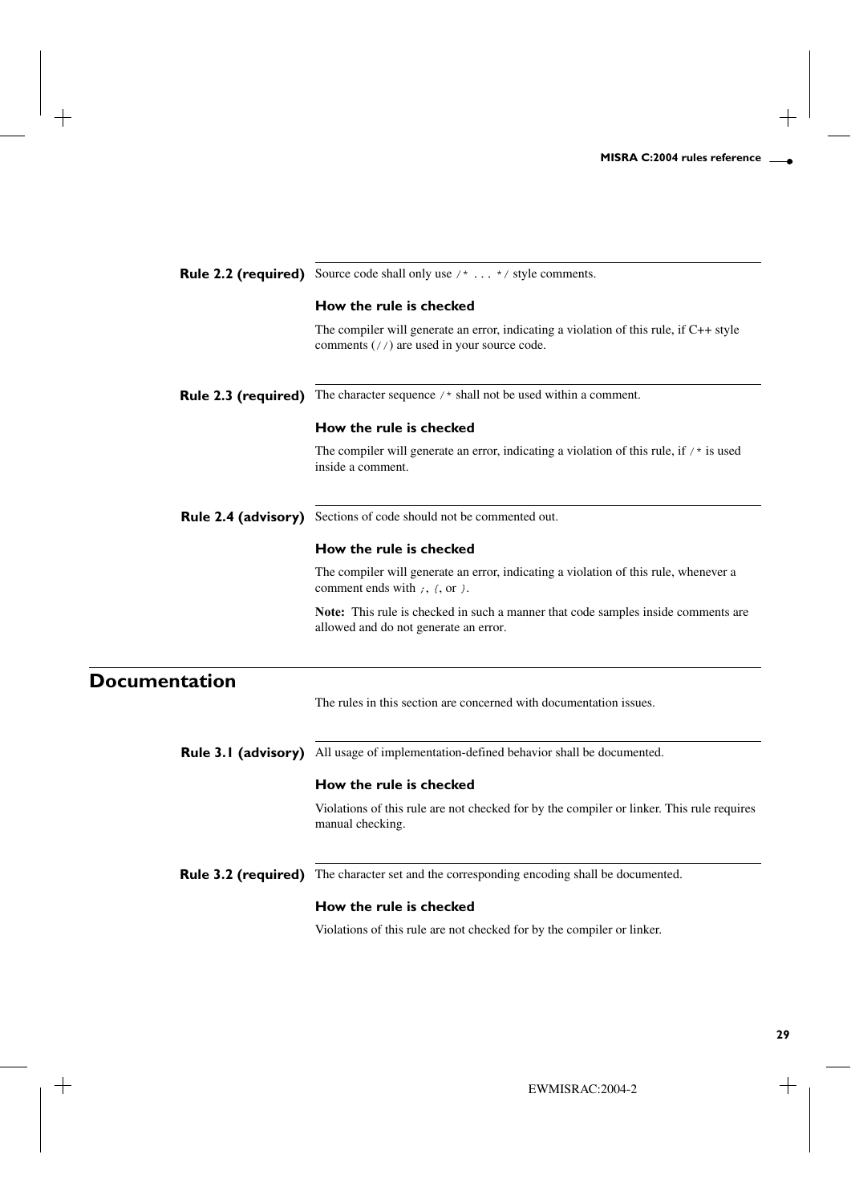**Rule 2.2 (required)** Source code shall only use `/* ... */` style comments.

### How the rule is checked

The compiler will generate an error, indicating a violation of this rule, if C++ style comments (`//`) are used in your source code.

**Rule 2.3 (required)** The character sequence `/*` shall not be used within a comment.

### How the rule is checked

The compiler will generate an error, indicating a violation of this rule, if `/*` is used inside a comment.

**Rule 2.4 (advisory)** Sections of code should not be commented out.

### How the rule is checked

The compiler will generate an error, indicating a violation of this rule, whenever a comment ends with `;`, `{`, or `}`.

**Note:** This rule is checked in such a manner that code samples inside comments are allowed and do not generate an error.

## Documentation

The rules in this section are concerned with documentation issues.

**Rule 3.1 (advisory)** All usage of implementation-defined behavior shall be documented.

### How the rule is checked

Violations of this rule are not checked for by the compiler or linker. This rule requires manual checking.

**Rule 3.2 (required)** The character set and the corresponding encoding shall be documented.

### How the rule is checked

Violations of this rule are not checked for by the compiler or linker.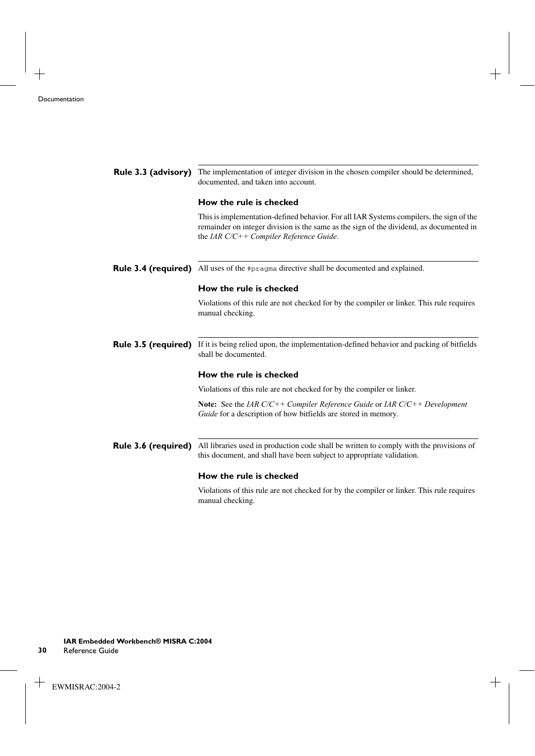## Rule 3.3 (advisory)

The implementation of integer division in the chosen compiler should be determined, documented, and taken into account.

### How the rule is checked

This is implementation-defined behavior. For all IAR Systems compilers, the sign of the remainder on integer division is the same as the sign of the dividend, as documented in the *IAR C/C++ Compiler Reference Guide*.

## Rule 3.4 (required)

All uses of the `#pragma` directive shall be documented and explained.

### How the rule is checked

Violations of this rule are not checked for by the compiler or linker. This rule requires manual checking.

## Rule 3.5 (required)

If it is being relied upon, the implementation-defined behavior and packing of bitfields shall be documented.

### How the rule is checked

Violations of this rule are not checked for by the compiler or linker.

**Note:** See the *IAR C/C++ Compiler Reference Guide* or *IAR C/C++ Development Guide* for a description of how bitfields are stored in memory.

## Rule 3.6 (required)

All libraries used in production code shall be written to comply with the provisions of this document, and shall have been subject to appropriate validation.

### How the rule is checked

Violations of this rule are not checked for by the compiler or linker. This rule requires manual checking.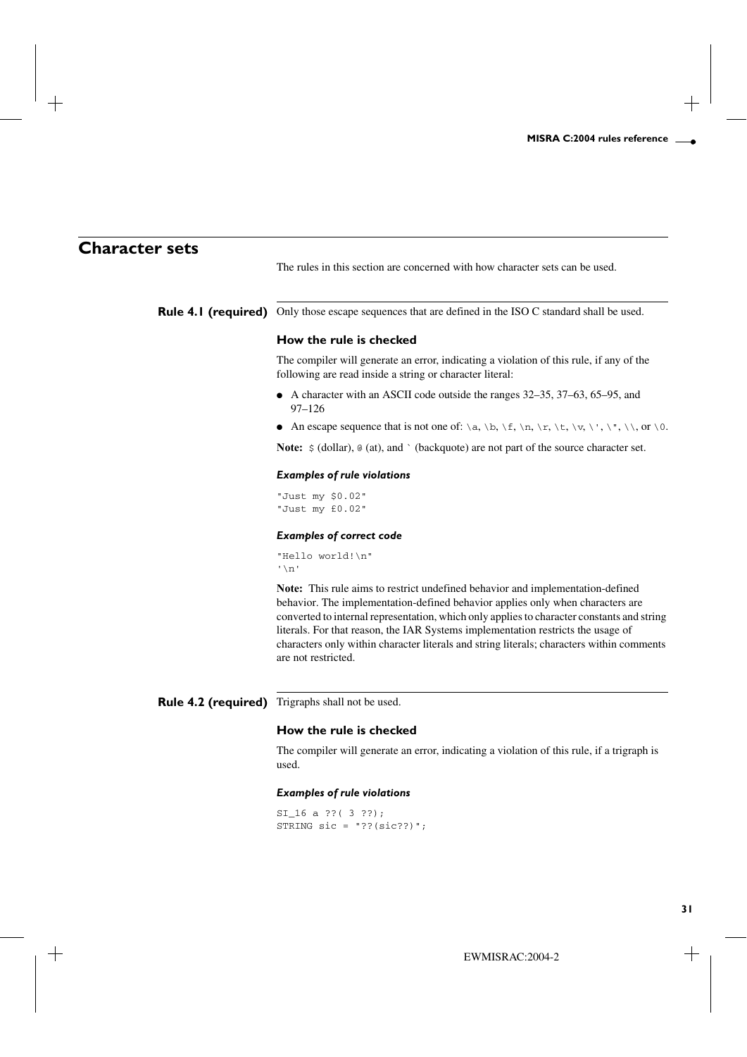## Character sets

The rules in this section are concerned with how character sets can be used.

### Rule 4.1 (required)

Only those escape sequences that are defined in the ISO C standard shall be used.

#### How the rule is checked

The compiler will generate an error, indicating a violation of this rule, if any of the following are read inside a string or character literal:

- A character with an ASCII code outside the ranges 32–35, 37–63, 65–95, and 97–126
- An escape sequence that is not one of: `\a`, `\b`, `\f`, `\n`, `\r`, `\t`, `\v`, `\'`, `\"`, `\\`, or `\0`.

**Note:** `$` (dollar), `@` (at), and `` ` `` (backquote) are not part of the source character set.

##### *Examples of rule violations*

```
"Just my $0.02"
"Just my £0.02"
```

##### *Examples of correct code*

```
"Hello world!\n"
'\n'
```

**Note:** This rule aims to restrict undefined behavior and implementation-defined behavior. The implementation-defined behavior applies only when characters are converted to internal representation, which only applies to character constants and string literals. For that reason, the IAR Systems implementation restricts the usage of characters only within character literals and string literals; characters within comments are not restricted.

### Rule 4.2 (required)

Trigraphs shall not be used.

#### How the rule is checked

The compiler will generate an error, indicating a violation of this rule, if a trigraph is used.

##### *Examples of rule violations*

```
SI_16 a ??( 3 ??);
STRING sic = "??(sic??)";
```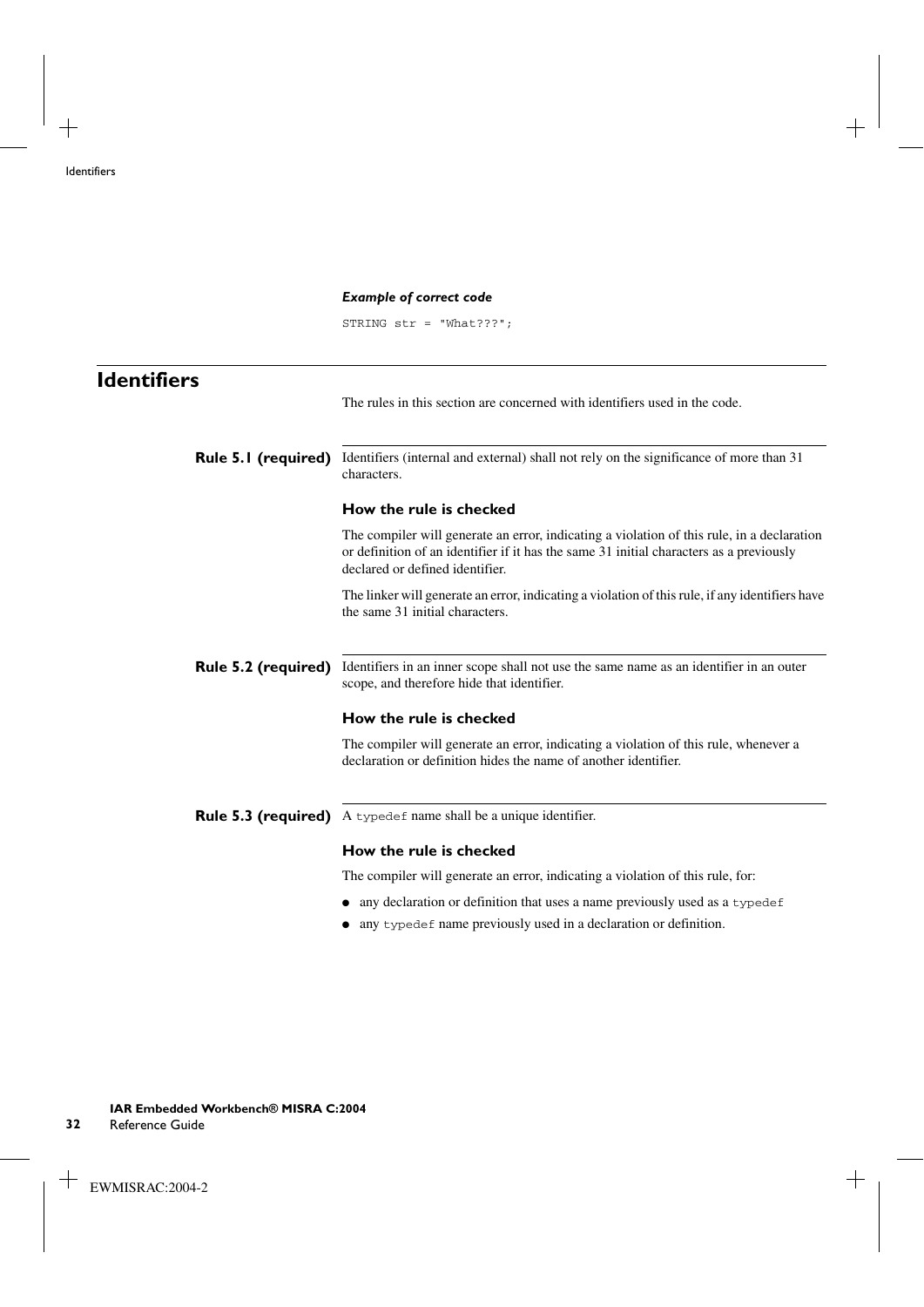*Example of correct code*

```
STRING str = "What???";
```

# Identifiers

The rules in this section are concerned with identifiers used in the code.

**Rule 5.1 (required)** Identifiers (internal and external) shall not rely on the significance of more than 31 characters.

### How the rule is checked

The compiler will generate an error, indicating a violation of this rule, in a declaration or definition of an identifier if it has the same 31 initial characters as a previously declared or defined identifier.

The linker will generate an error, indicating a violation of this rule, if any identifiers have the same 31 initial characters.

**Rule 5.2 (required)** Identifiers in an inner scope shall not use the same name as an identifier in an outer scope, and therefore hide that identifier.

### How the rule is checked

The compiler will generate an error, indicating a violation of this rule, whenever a declaration or definition hides the name of another identifier.

**Rule 5.3 (required)** A `typedef` name shall be a unique identifier.

### How the rule is checked

The compiler will generate an error, indicating a violation of this rule, for:

- any declaration or definition that uses a name previously used as a `typedef`
- any `typedef` name previously used in a declaration or definition.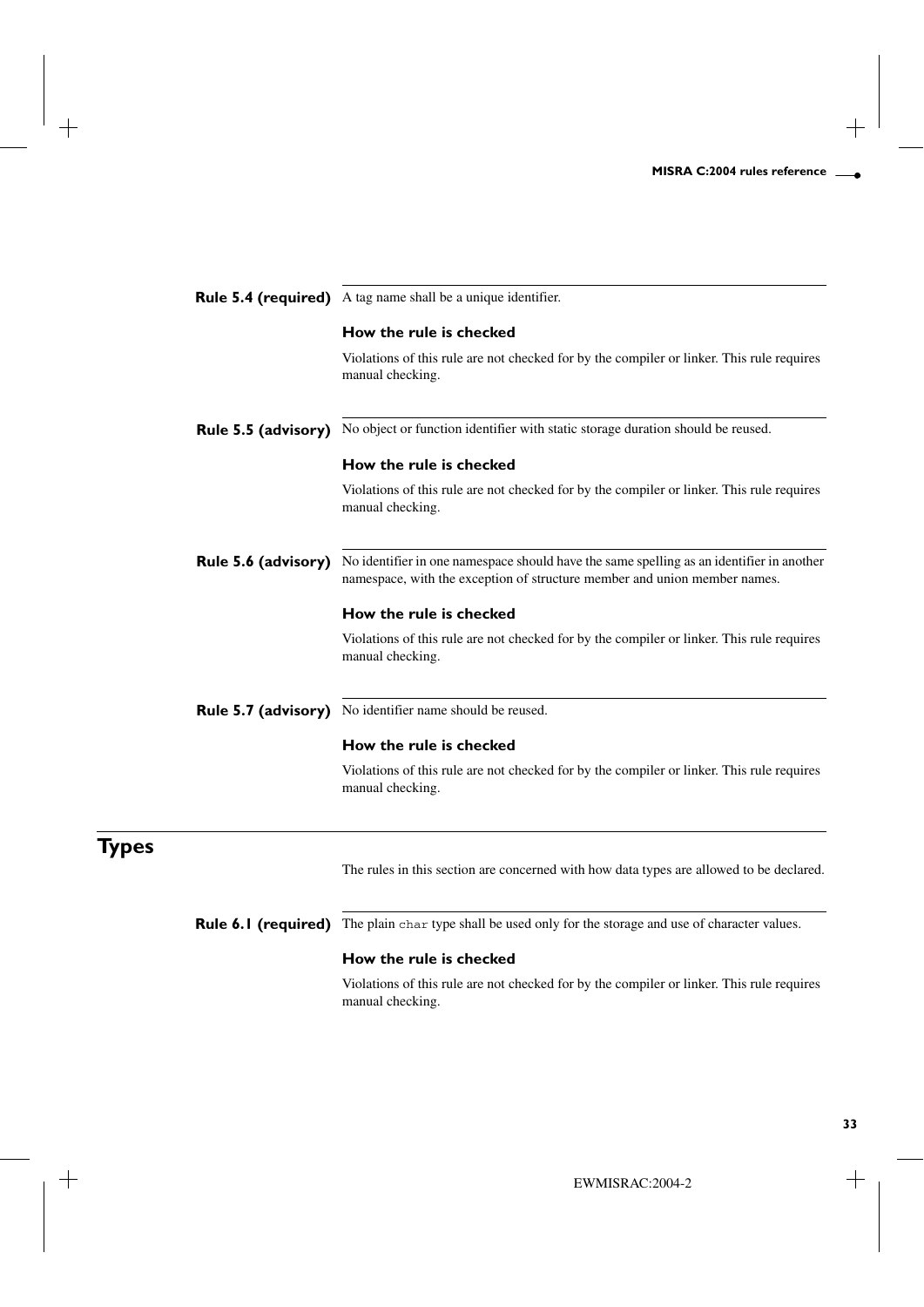**Rule 5.4 (required)** A tag name shall be a unique identifier.

#### How the rule is checked

Violations of this rule are not checked for by the compiler or linker. This rule requires manual checking.

**Rule 5.5 (advisory)** No object or function identifier with static storage duration should be reused.

#### How the rule is checked

Violations of this rule are not checked for by the compiler or linker. This rule requires manual checking.

**Rule 5.6 (advisory)** No identifier in one namespace should have the same spelling as an identifier in another namespace, with the exception of structure member and union member names.

#### How the rule is checked

Violations of this rule are not checked for by the compiler or linker. This rule requires manual checking.

**Rule 5.7 (advisory)** No identifier name should be reused.

#### How the rule is checked

Violations of this rule are not checked for by the compiler or linker. This rule requires manual checking.

## Types

The rules in this section are concerned with how data types are allowed to be declared.

**Rule 6.1 (required)** The plain `char` type shall be used only for the storage and use of character values.

#### How the rule is checked

Violations of this rule are not checked for by the compiler or linker. This rule requires manual checking.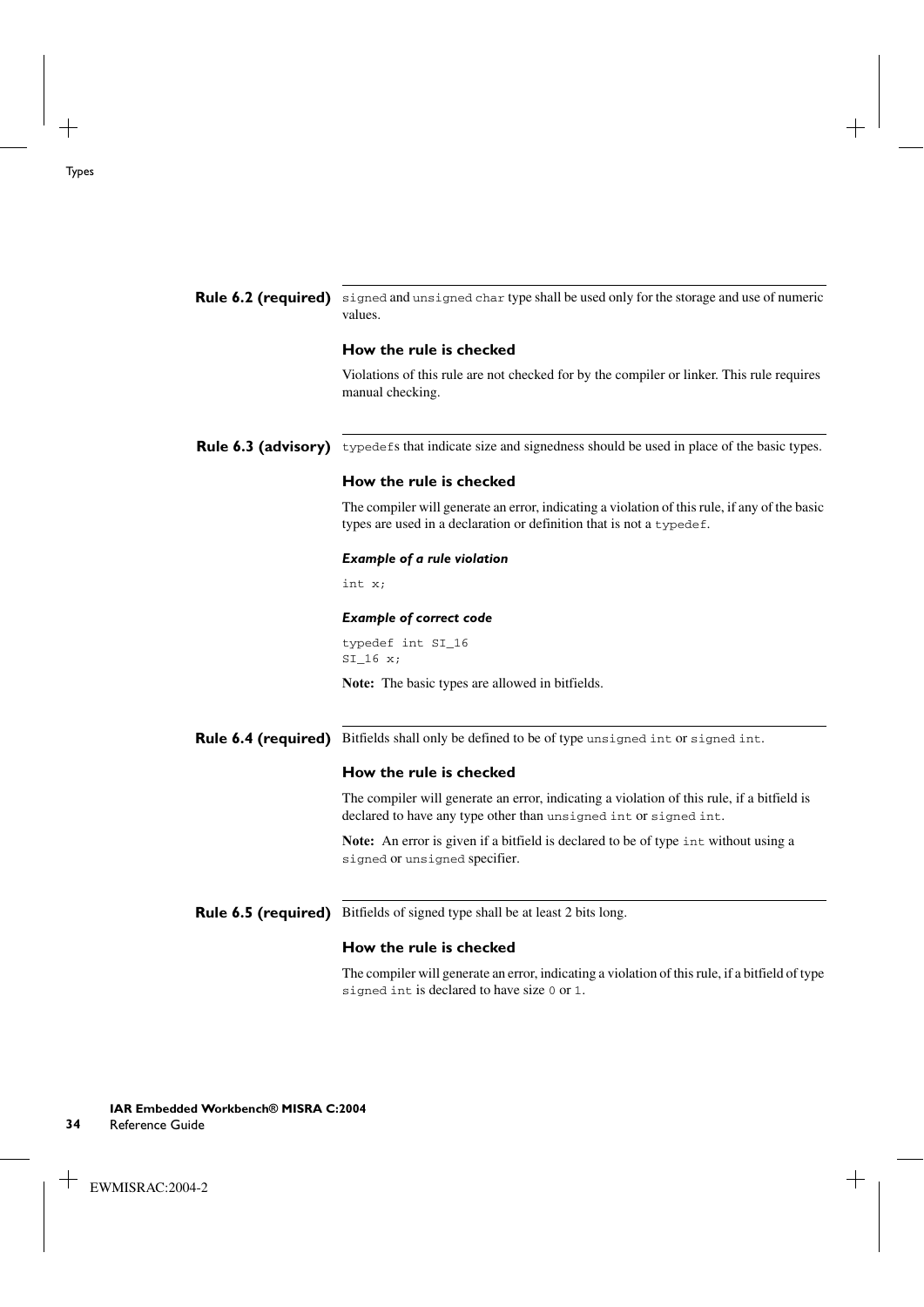**Rule 6.2 (required)** `signed` and `unsigned char` type shall be used only for the storage and use of numeric values.

### How the rule is checked

Violations of this rule are not checked for by the compiler or linker. This rule requires manual checking.

**Rule 6.3 (advisory)** `typedef`s that indicate size and signedness should be used in place of the basic types.

### How the rule is checked

The compiler will generate an error, indicating a violation of this rule, if any of the basic types are used in a declaration or definition that is not a `typedef`.

#### *Example of a rule violation*

```
int x;
```

#### *Example of correct code*

```
typedef int SI_16
SI_16 x;
```

**Note:** The basic types are allowed in bitfields.

**Rule 6.4 (required)** Bitfields shall only be defined to be of type `unsigned int` or `signed int`.

### How the rule is checked

The compiler will generate an error, indicating a violation of this rule, if a bitfield is declared to have any type other than `unsigned int` or `signed int`.

**Note:** An error is given if a bitfield is declared to be of type `int` without using a `signed` or `unsigned` specifier.

**Rule 6.5 (required)** Bitfields of signed type shall be at least 2 bits long.

### How the rule is checked

The compiler will generate an error, indicating a violation of this rule, if a bitfield of type `signed int` is declared to have size `0` or `1`.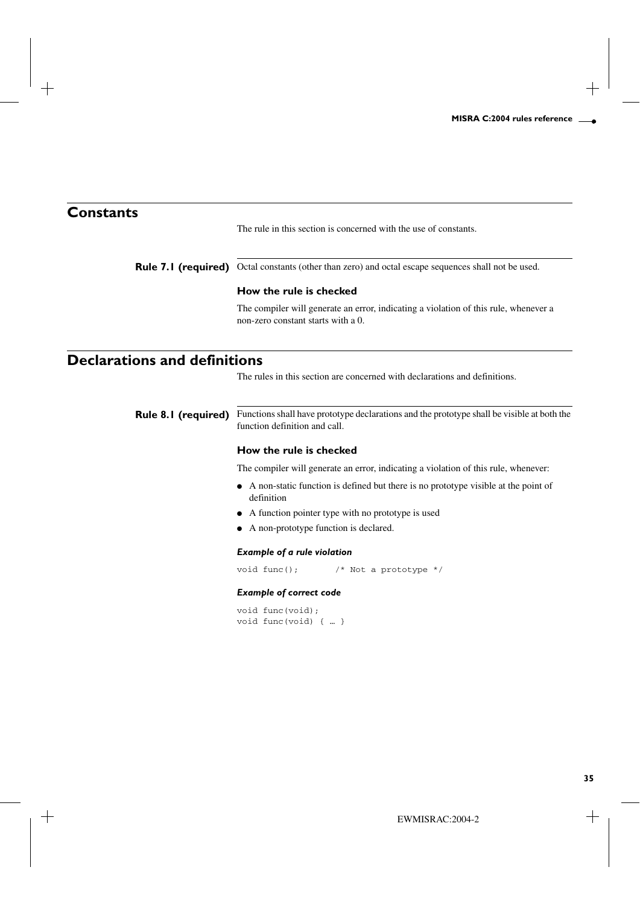## Constants

The rule in this section is concerned with the use of constants.

### Rule 7.1 (required)

Octal constants (other than zero) and octal escape sequences shall not be used.

#### How the rule is checked

The compiler will generate an error, indicating a violation of this rule, whenever a non-zero constant starts with a 0.

## Declarations and definitions

The rules in this section are concerned with declarations and definitions.

### Rule 8.1 (required)

Functions shall have prototype declarations and the prototype shall be visible at both the function definition and call.

#### How the rule is checked

The compiler will generate an error, indicating a violation of this rule, whenever:

- A non-static function is defined but there is no prototype visible at the point of definition
- A function pointer type with no prototype is used
- A non-prototype function is declared.

##### *Example of a rule violation*

```
void func();       /* Not a prototype */
```

##### *Example of correct code*

```
void func(void);
void func(void) { … }
```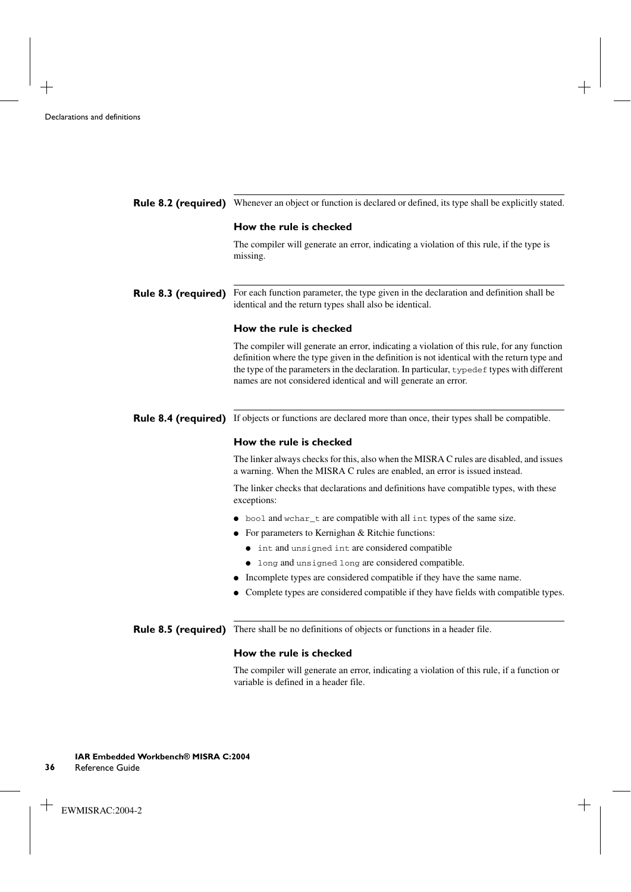## Rule 8.2 (required)

Whenever an object or function is declared or defined, its type shall be explicitly stated.

### How the rule is checked

The compiler will generate an error, indicating a violation of this rule, if the type is missing.

## Rule 8.3 (required)

For each function parameter, the type given in the declaration and definition shall be identical and the return types shall also be identical.

### How the rule is checked

The compiler will generate an error, indicating a violation of this rule, for any function definition where the type given in the definition is not identical with the return type and the type of the parameters in the declaration. In particular, `typedef` types with different names are not considered identical and will generate an error.

## Rule 8.4 (required)

If objects or functions are declared more than once, their types shall be compatible.

### How the rule is checked

The linker always checks for this, also when the MISRA C rules are disabled, and issues a warning. When the MISRA C rules are enabled, an error is issued instead.

The linker checks that declarations and definitions have compatible types, with these exceptions:

- `bool` and `wchar_t` are compatible with all `int` types of the same size.
- For parameters to Kernighan & Ritchie functions:
  - `int` and `unsigned int` are considered compatible
  - `long` and `unsigned long` are considered compatible.
- Incomplete types are considered compatible if they have the same name.
- Complete types are considered compatible if they have fields with compatible types.

## Rule 8.5 (required)

There shall be no definitions of objects or functions in a header file.

### How the rule is checked

The compiler will generate an error, indicating a violation of this rule, if a function or variable is defined in a header file.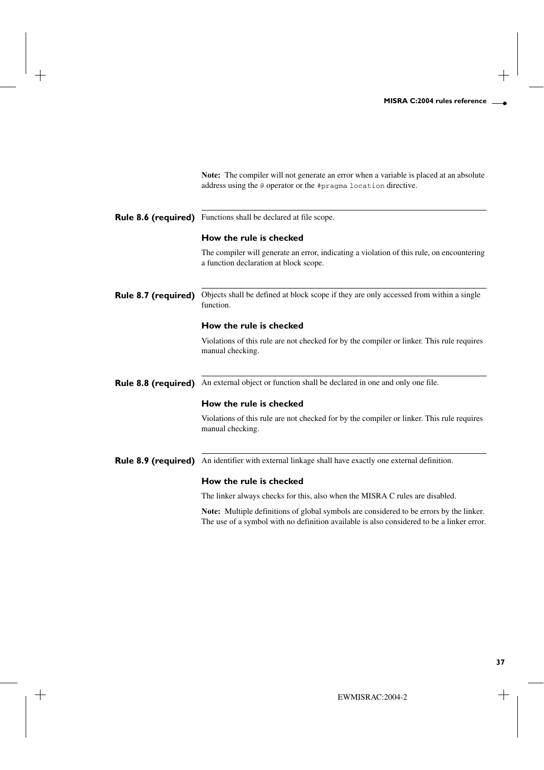**Note:** The compiler will not generate an error when a variable is placed at an absolute address using the `@` operator or the `#pragma location` directive.

### Rule 8.6 (required)

Functions shall be declared at file scope.

#### How the rule is checked

The compiler will generate an error, indicating a violation of this rule, on encountering a function declaration at block scope.

### Rule 8.7 (required)

Objects shall be defined at block scope if they are only accessed from within a single function.

#### How the rule is checked

Violations of this rule are not checked for by the compiler or linker. This rule requires manual checking.

### Rule 8.8 (required)

An external object or function shall be declared in one and only one file.

#### How the rule is checked

Violations of this rule are not checked for by the compiler or linker. This rule requires manual checking.

### Rule 8.9 (required)

An identifier with external linkage shall have exactly one external definition.

#### How the rule is checked

The linker always checks for this, also when the MISRA C rules are disabled.

**Note:** Multiple definitions of global symbols are considered to be errors by the linker. The use of a symbol with no definition available is also considered to be a linker error.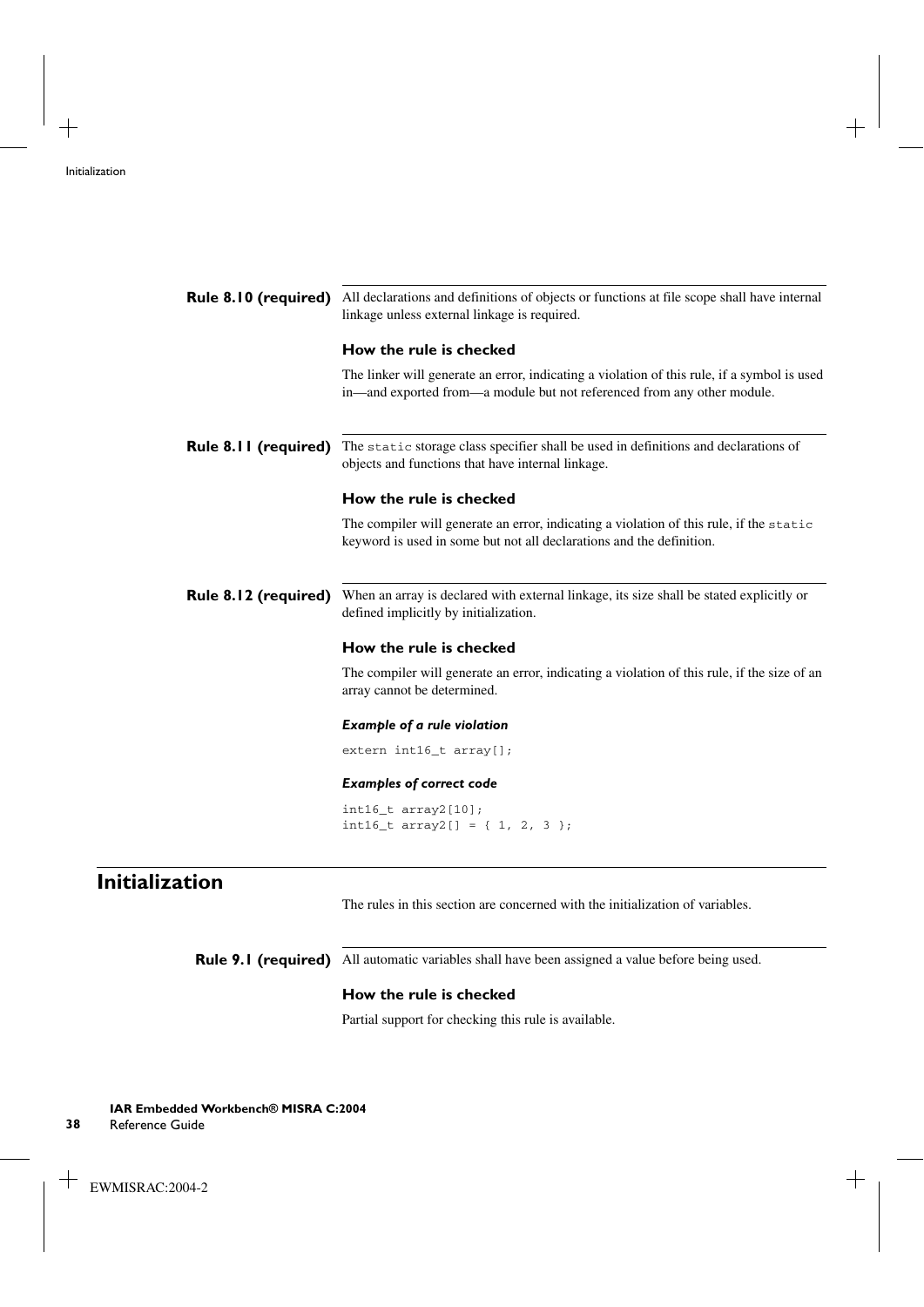### Rule 8.10 (required)

All declarations and definitions of objects or functions at file scope shall have internal linkage unless external linkage is required.

#### How the rule is checked

The linker will generate an error, indicating a violation of this rule, if a symbol is used in—and exported from—a module but not referenced from any other module.

### Rule 8.11 (required)

The `static` storage class specifier shall be used in definitions and declarations of objects and functions that have internal linkage.

#### How the rule is checked

The compiler will generate an error, indicating a violation of this rule, if the `static` keyword is used in some but not all declarations and the definition.

### Rule 8.12 (required)

When an array is declared with external linkage, its size shall be stated explicitly or defined implicitly by initialization.

#### How the rule is checked

The compiler will generate an error, indicating a violation of this rule, if the size of an array cannot be determined.

***Example of a rule violation***

```
extern int16_t array[];
```

***Examples of correct code***

```
int16_t array2[10];
int16_t array2[] = { 1, 2, 3 };
```

## Initialization

The rules in this section are concerned with the initialization of variables.

### Rule 9.1 (required)

All automatic variables shall have been assigned a value before being used.

#### How the rule is checked

Partial support for checking this rule is available.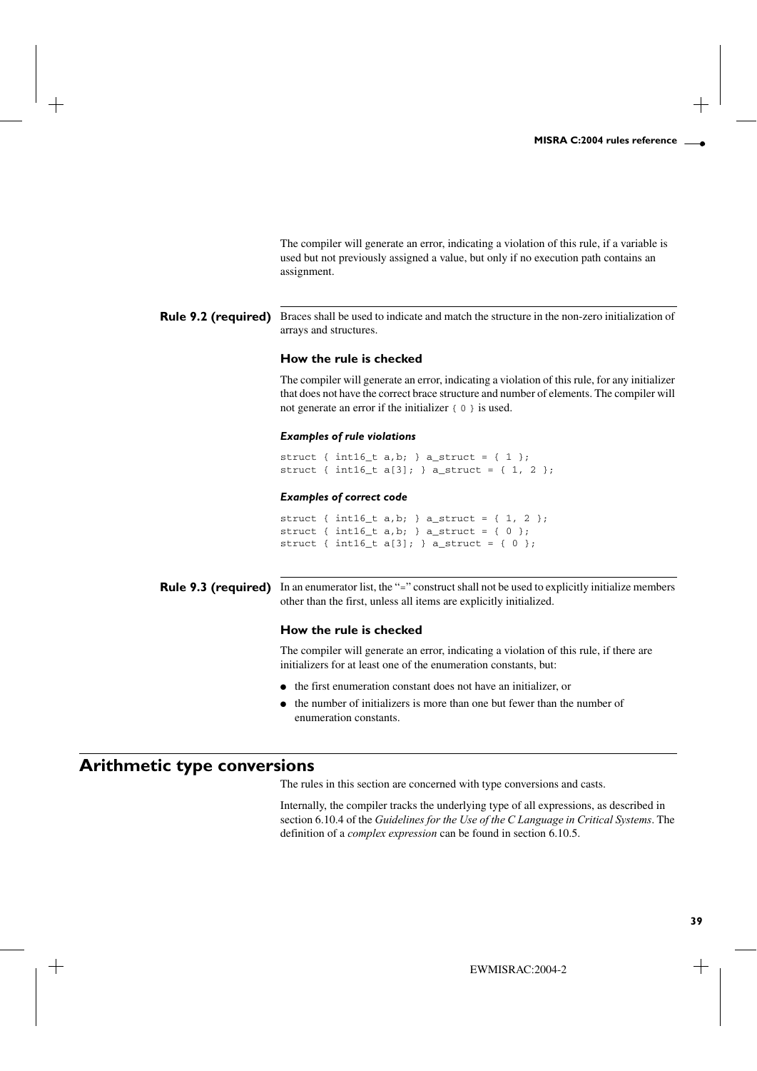The compiler will generate an error, indicating a violation of this rule, if a variable is used but not previously assigned a value, but only if no execution path contains an assignment.

### Rule 9.2 (required)

Braces shall be used to indicate and match the structure in the non-zero initialization of arrays and structures.

#### How the rule is checked

The compiler will generate an error, indicating a violation of this rule, for any initializer that does not have the correct brace structure and number of elements. The compiler will not generate an error if the initializer `{ 0 }` is used.

##### *Examples of rule violations*

```
struct { int16_t a,b; } a_struct = { 1 };
struct { int16_t a[3]; } a_struct = { 1, 2 };
```

##### *Examples of correct code*

```
struct { int16_t a,b; } a_struct = { 1, 2 };
struct { int16_t a,b; } a_struct = { 0 };
struct { int16_t a[3]; } a_struct = { 0 };
```

### Rule 9.3 (required)

In an enumerator list, the "=" construct shall not be used to explicitly initialize members other than the first, unless all items are explicitly initialized.

#### How the rule is checked

The compiler will generate an error, indicating a violation of this rule, if there are initializers for at least one of the enumeration constants, but:

- the first enumeration constant does not have an initializer, or
- the number of initializers is more than one but fewer than the number of enumeration constants.

## Arithmetic type conversions

The rules in this section are concerned with type conversions and casts.

Internally, the compiler tracks the underlying type of all expressions, as described in section 6.10.4 of the *Guidelines for the Use of the C Language in Critical Systems*. The definition of a *complex expression* can be found in section 6.10.5.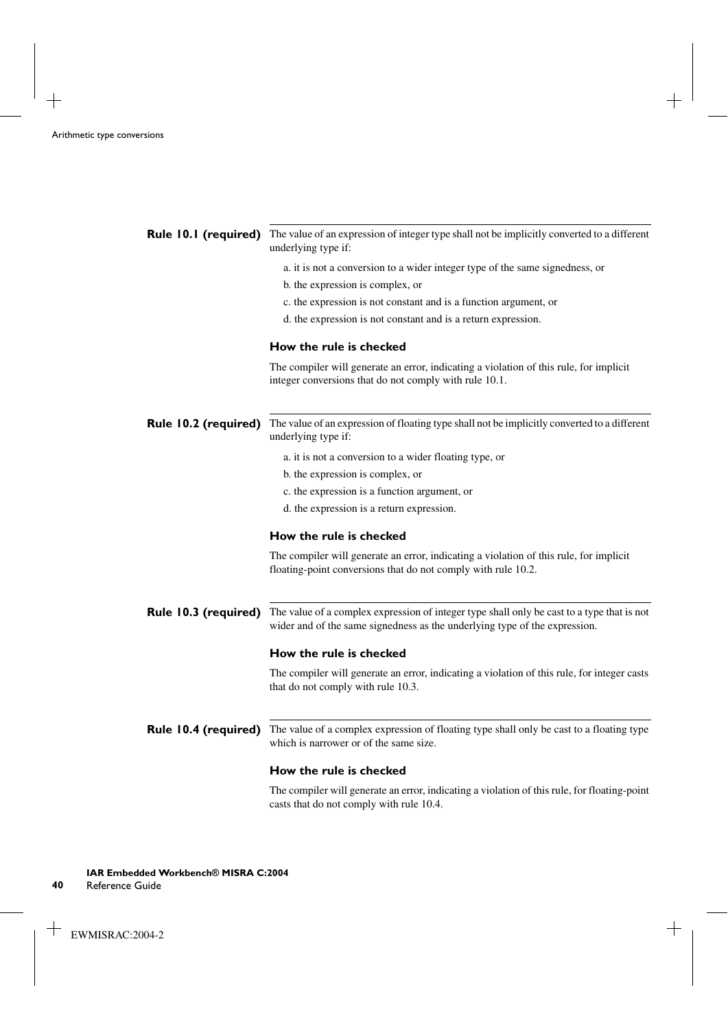### Rule 10.1 (required)

The value of an expression of integer type shall not be implicitly converted to a different underlying type if:

a. it is not a conversion to a wider integer type of the same signedness, or

b. the expression is complex, or

c. the expression is not constant and is a function argument, or

d. the expression is not constant and is a return expression.

#### How the rule is checked

The compiler will generate an error, indicating a violation of this rule, for implicit integer conversions that do not comply with rule 10.1.

### Rule 10.2 (required)

The value of an expression of floating type shall not be implicitly converted to a different underlying type if:

a. it is not a conversion to a wider floating type, or

b. the expression is complex, or

c. the expression is a function argument, or

d. the expression is a return expression.

#### How the rule is checked

The compiler will generate an error, indicating a violation of this rule, for implicit floating-point conversions that do not comply with rule 10.2.

### Rule 10.3 (required)

The value of a complex expression of integer type shall only be cast to a type that is not wider and of the same signedness as the underlying type of the expression.

#### How the rule is checked

The compiler will generate an error, indicating a violation of this rule, for integer casts that do not comply with rule 10.3.

### Rule 10.4 (required)

The value of a complex expression of floating type shall only be cast to a floating type which is narrower or of the same size.

#### How the rule is checked

The compiler will generate an error, indicating a violation of this rule, for floating-point casts that do not comply with rule 10.4.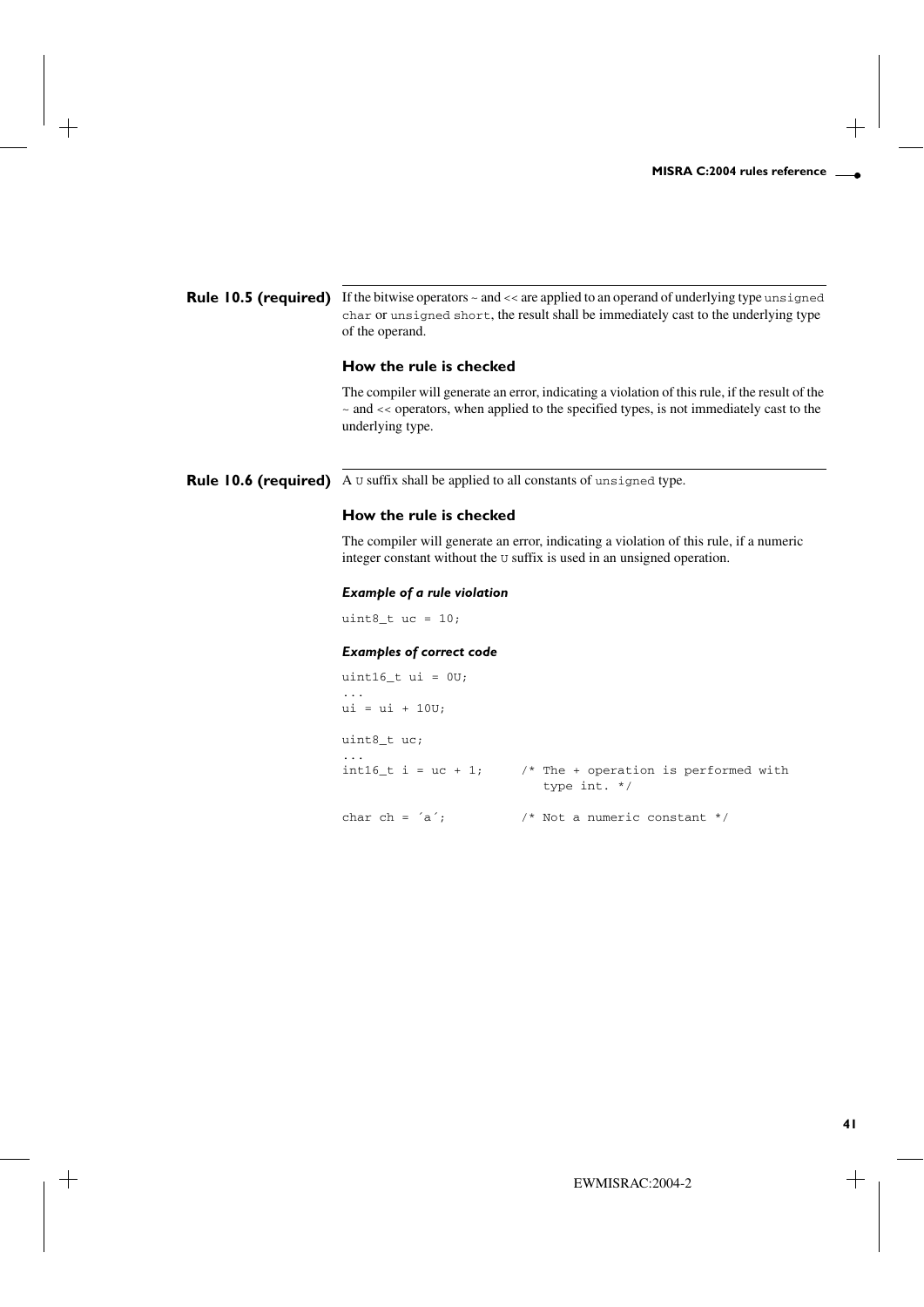**Rule 10.5 (required)** If the bitwise operators ~ and << are applied to an operand of underlying type `unsigned char` or `unsigned short`, the result shall be immediately cast to the underlying type of the operand.

### How the rule is checked

The compiler will generate an error, indicating a violation of this rule, if the result of the ~ and << operators, when applied to the specified types, is not immediately cast to the underlying type.

**Rule 10.6 (required)** A `U` suffix shall be applied to all constants of `unsigned` type.

### How the rule is checked

The compiler will generate an error, indicating a violation of this rule, if a numeric integer constant without the `U` suffix is used in an unsigned operation.

#### *Example of a rule violation*

```
uint8_t uc = 10;
```

#### *Examples of correct code*

```
uint16_t ui = 0U;
...
ui = ui + 10U;

uint8_t uc;
...
int16_t i = uc + 1;     /* The + operation is performed with
                           type int. */

char ch = ´a´;          /* Not a numeric constant */
```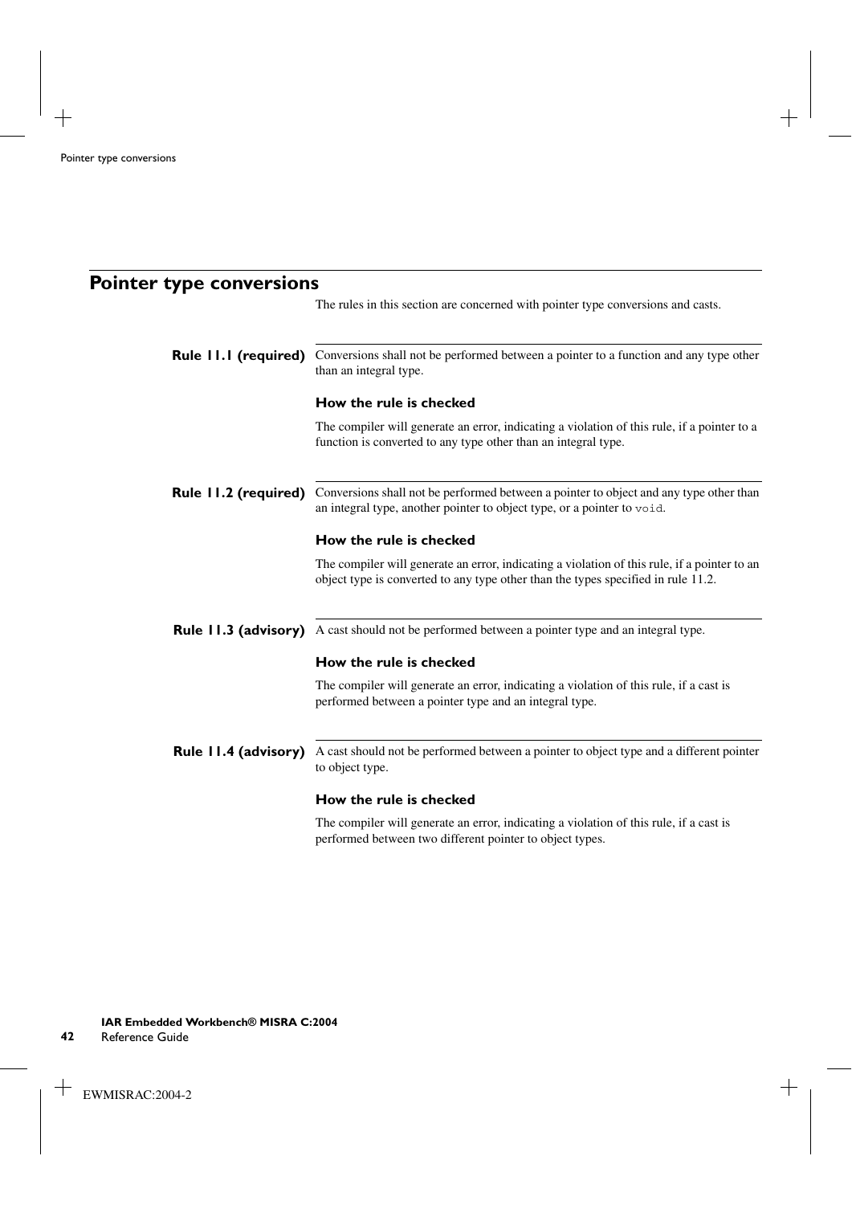## Pointer type conversions

The rules in this section are concerned with pointer type conversions and casts.

**Rule 11.1 (required)** Conversions shall not be performed between a pointer to a function and any type other than an integral type.

### How the rule is checked

The compiler will generate an error, indicating a violation of this rule, if a pointer to a function is converted to any type other than an integral type.

**Rule 11.2 (required)** Conversions shall not be performed between a pointer to object and any type other than an integral type, another pointer to object type, or a pointer to `void`.

### How the rule is checked

The compiler will generate an error, indicating a violation of this rule, if a pointer to an object type is converted to any type other than the types specified in rule 11.2.

**Rule 11.3 (advisory)** A cast should not be performed between a pointer type and an integral type.

### How the rule is checked

The compiler will generate an error, indicating a violation of this rule, if a cast is performed between a pointer type and an integral type.

**Rule 11.4 (advisory)** A cast should not be performed between a pointer to object type and a different pointer to object type.

### How the rule is checked

The compiler will generate an error, indicating a violation of this rule, if a cast is performed between two different pointer to object types.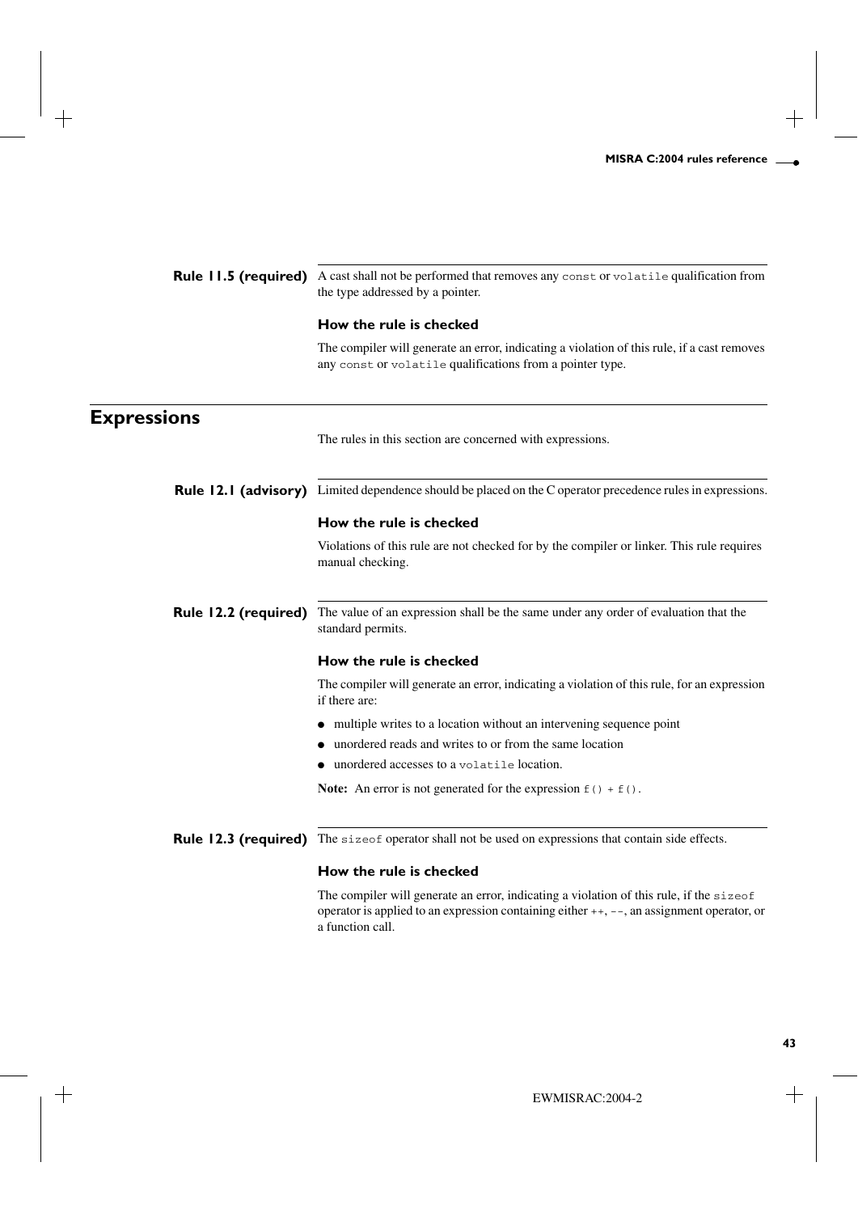### Rule 11.5 (required)

A cast shall not be performed that removes any `const` or `volatile` qualification from the type addressed by a pointer.

#### How the rule is checked

The compiler will generate an error, indicating a violation of this rule, if a cast removes any `const` or `volatile` qualifications from a pointer type.

## Expressions

The rules in this section are concerned with expressions.

### Rule 12.1 (advisory)

Limited dependence should be placed on the C operator precedence rules in expressions.

#### How the rule is checked

Violations of this rule are not checked for by the compiler or linker. This rule requires manual checking.

### Rule 12.2 (required)

The value of an expression shall be the same under any order of evaluation that the standard permits.

#### How the rule is checked

The compiler will generate an error, indicating a violation of this rule, for an expression if there are:

- multiple writes to a location without an intervening sequence point
- unordered reads and writes to or from the same location
- unordered accesses to a `volatile` location.

**Note:** An error is not generated for the expression `f() + f()`.

### Rule 12.3 (required)

The `sizeof` operator shall not be used on expressions that contain side effects.

#### How the rule is checked

The compiler will generate an error, indicating a violation of this rule, if the `sizeof` operator is applied to an expression containing either `++`, `--`, an assignment operator, or a function call.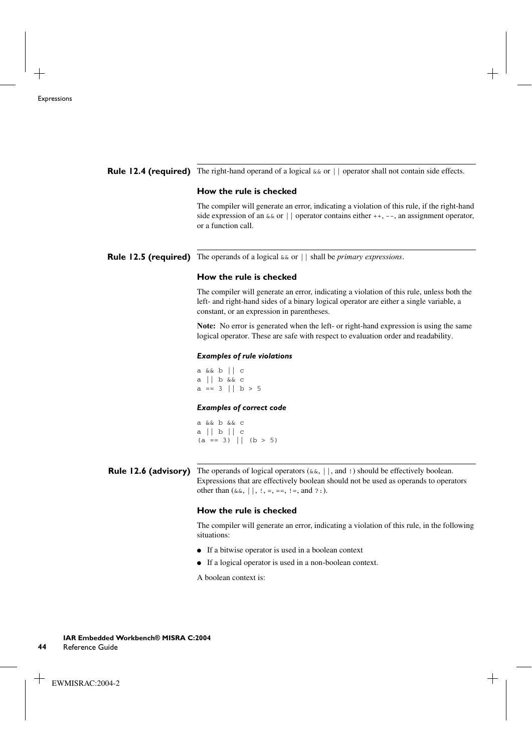**Rule 12.4 (required)** The right-hand operand of a logical `&&` or `||` operator shall not contain side effects.

### How the rule is checked

The compiler will generate an error, indicating a violation of this rule, if the right-hand side expression of an `&&` or `||` operator contains either `++`, `--`, an assignment operator, or a function call.

**Rule 12.5 (required)** The operands of a logical `&&` or `||` shall be *primary expressions*.

### How the rule is checked

The compiler will generate an error, indicating a violation of this rule, unless both the left- and right-hand sides of a binary logical operator are either a single variable, a constant, or an expression in parentheses.

**Note:** No error is generated when the left- or right-hand expression is using the same logical operator. These are safe with respect to evaluation order and readability.

#### *Examples of rule violations*

```
a && b || c
a || b && c
a == 3 || b > 5
```

#### *Examples of correct code*

```
a && b && c
a || b || c
(a == 3) || (b > 5)
```

**Rule 12.6 (advisory)** The operands of logical operators (`&&`, `||`, and `!`) should be effectively boolean. Expressions that are effectively boolean should not be used as operands to operators other than (`&&`, `||`, `!`, `=`, `==`, `!=`, and `?:`).

### How the rule is checked

The compiler will generate an error, indicating a violation of this rule, in the following situations:

- If a bitwise operator is used in a boolean context
- If a logical operator is used in a non-boolean context.

A boolean context is: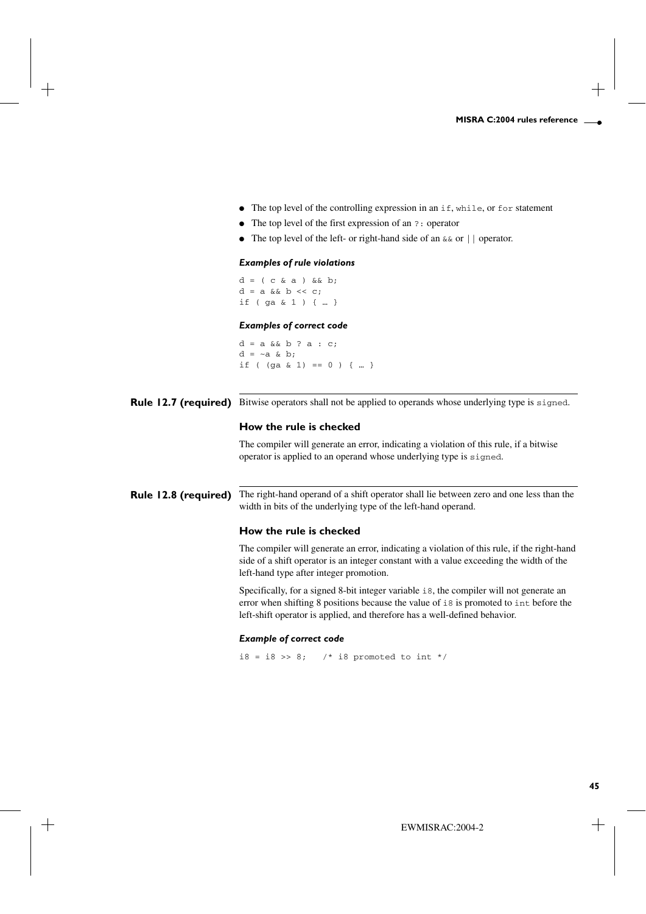- The top level of the controlling expression in an `if`, `while`, or `for` statement
- The top level of the first expression of an `?:` operator
- The top level of the left- or right-hand side of an `&&` or `||` operator.

#### *Examples of rule violations*

```
d = ( c & a ) && b;
d = a && b << c;
if ( ga & 1 ) { … }
```

#### *Examples of correct code*

```
d = a && b ? a : c;
d = ~a & b;
if ( (ga & 1) == 0 ) { … }
```

**Rule 12.7 (required)** Bitwise operators shall not be applied to operands whose underlying type is `signed`.

### How the rule is checked

The compiler will generate an error, indicating a violation of this rule, if a bitwise operator is applied to an operand whose underlying type is `signed`.

**Rule 12.8 (required)** The right-hand operand of a shift operator shall lie between zero and one less than the width in bits of the underlying type of the left-hand operand.

### How the rule is checked

The compiler will generate an error, indicating a violation of this rule, if the right-hand side of a shift operator is an integer constant with a value exceeding the width of the left-hand type after integer promotion.

Specifically, for a signed 8-bit integer variable `i8`, the compiler will not generate an error when shifting 8 positions because the value of `i8` is promoted to `int` before the left-shift operator is applied, and therefore has a well-defined behavior.

#### *Example of correct code*

```
i8 = i8 >> 8;   /* i8 promoted to int */
```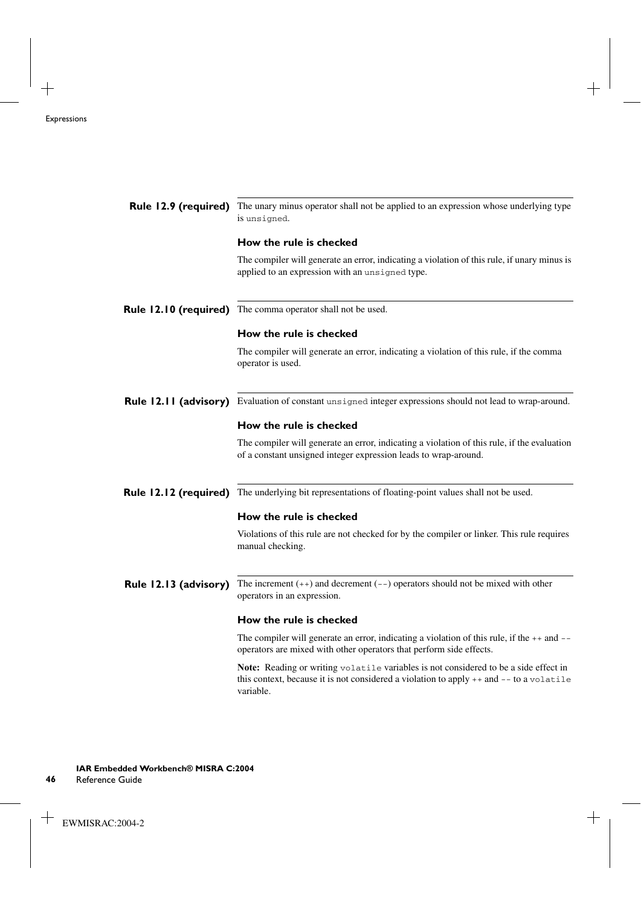**Rule 12.9 (required)** The unary minus operator shall not be applied to an expression whose underlying type is `unsigned`.

### How the rule is checked

The compiler will generate an error, indicating a violation of this rule, if unary minus is applied to an expression with an `unsigned` type.

**Rule 12.10 (required)** The comma operator shall not be used.

### How the rule is checked

The compiler will generate an error, indicating a violation of this rule, if the comma operator is used.

**Rule 12.11 (advisory)** Evaluation of constant `unsigned` integer expressions should not lead to wrap-around.

### How the rule is checked

The compiler will generate an error, indicating a violation of this rule, if the evaluation of a constant unsigned integer expression leads to wrap-around.

**Rule 12.12 (required)** The underlying bit representations of floating-point values shall not be used.

### How the rule is checked

Violations of this rule are not checked for by the compiler or linker. This rule requires manual checking.

**Rule 12.13 (advisory)** The increment (`++`) and decrement (`--`) operators should not be mixed with other operators in an expression.

### How the rule is checked

The compiler will generate an error, indicating a violation of this rule, if the `++` and `--` operators are mixed with other operators that perform side effects.

**Note:** Reading or writing `volatile` variables is not considered to be a side effect in this context, because it is not considered a violation to apply `++` and `--` to a `volatile` variable.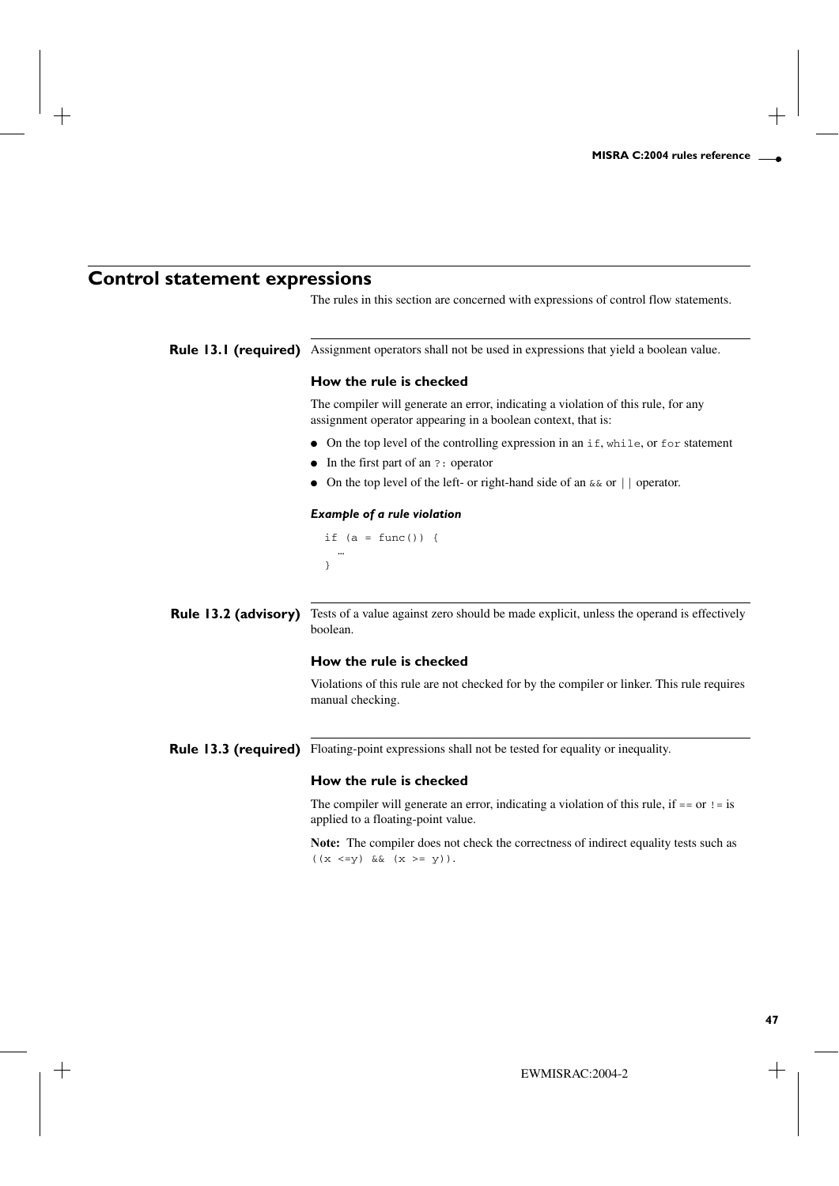## Control statement expressions

The rules in this section are concerned with expressions of control flow statements.

### Rule 13.1 (required)

Assignment operators shall not be used in expressions that yield a boolean value.

#### How the rule is checked

The compiler will generate an error, indicating a violation of this rule, for any assignment operator appearing in a boolean context, that is:

- On the top level of the controlling expression in an `if`, `while`, or `for` statement
- In the first part of an `?:` operator
- On the top level of the left- or right-hand side of an `&&` or `||` operator.

##### *Example of a rule violation*

```
if (a = func()) {
  …
}
```

### Rule 13.2 (advisory)

Tests of a value against zero should be made explicit, unless the operand is effectively boolean.

#### How the rule is checked

Violations of this rule are not checked for by the compiler or linker. This rule requires manual checking.

### Rule 13.3 (required)

Floating-point expressions shall not be tested for equality or inequality.

#### How the rule is checked

The compiler will generate an error, indicating a violation of this rule, if `==` or `!=` is applied to a floating-point value.

**Note:** The compiler does not check the correctness of indirect equality tests such as `((x <=y) && (x >= y))`.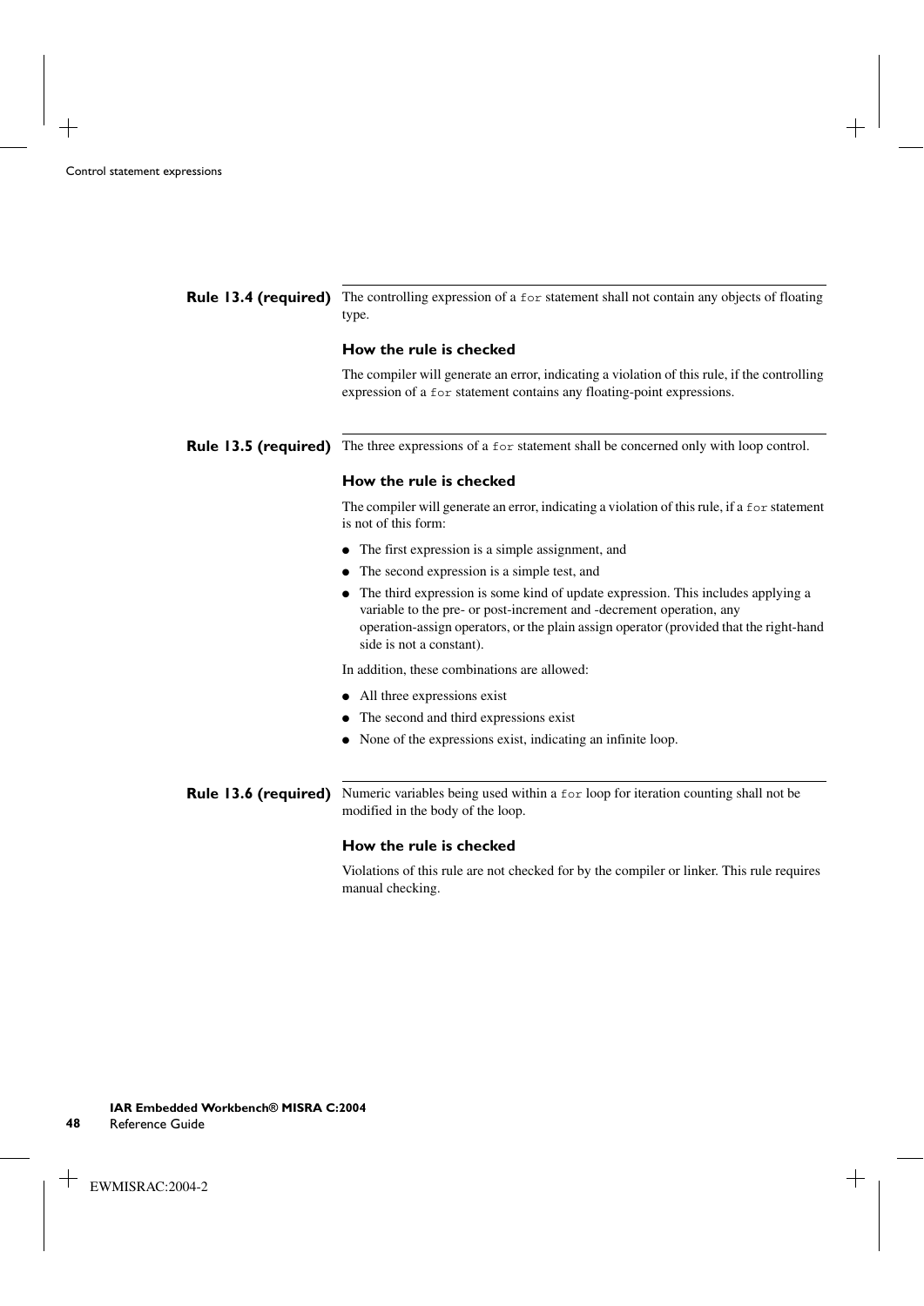## Rule 13.4 (required)

The controlling expression of a `for` statement shall not contain any objects of floating type.

### How the rule is checked

The compiler will generate an error, indicating a violation of this rule, if the controlling expression of a `for` statement contains any floating-point expressions.

## Rule 13.5 (required)

The three expressions of a `for` statement shall be concerned only with loop control.

### How the rule is checked

The compiler will generate an error, indicating a violation of this rule, if a `for` statement is not of this form:

- The first expression is a simple assignment, and
- The second expression is a simple test, and
- The third expression is some kind of update expression. This includes applying a variable to the pre- or post-increment and -decrement operation, any operation-assign operators, or the plain assign operator (provided that the right-hand side is not a constant).

In addition, these combinations are allowed:

- All three expressions exist
- The second and third expressions exist
- None of the expressions exist, indicating an infinite loop.

## Rule 13.6 (required)

Numeric variables being used within a `for` loop for iteration counting shall not be modified in the body of the loop.

### How the rule is checked

Violations of this rule are not checked for by the compiler or linker. This rule requires manual checking.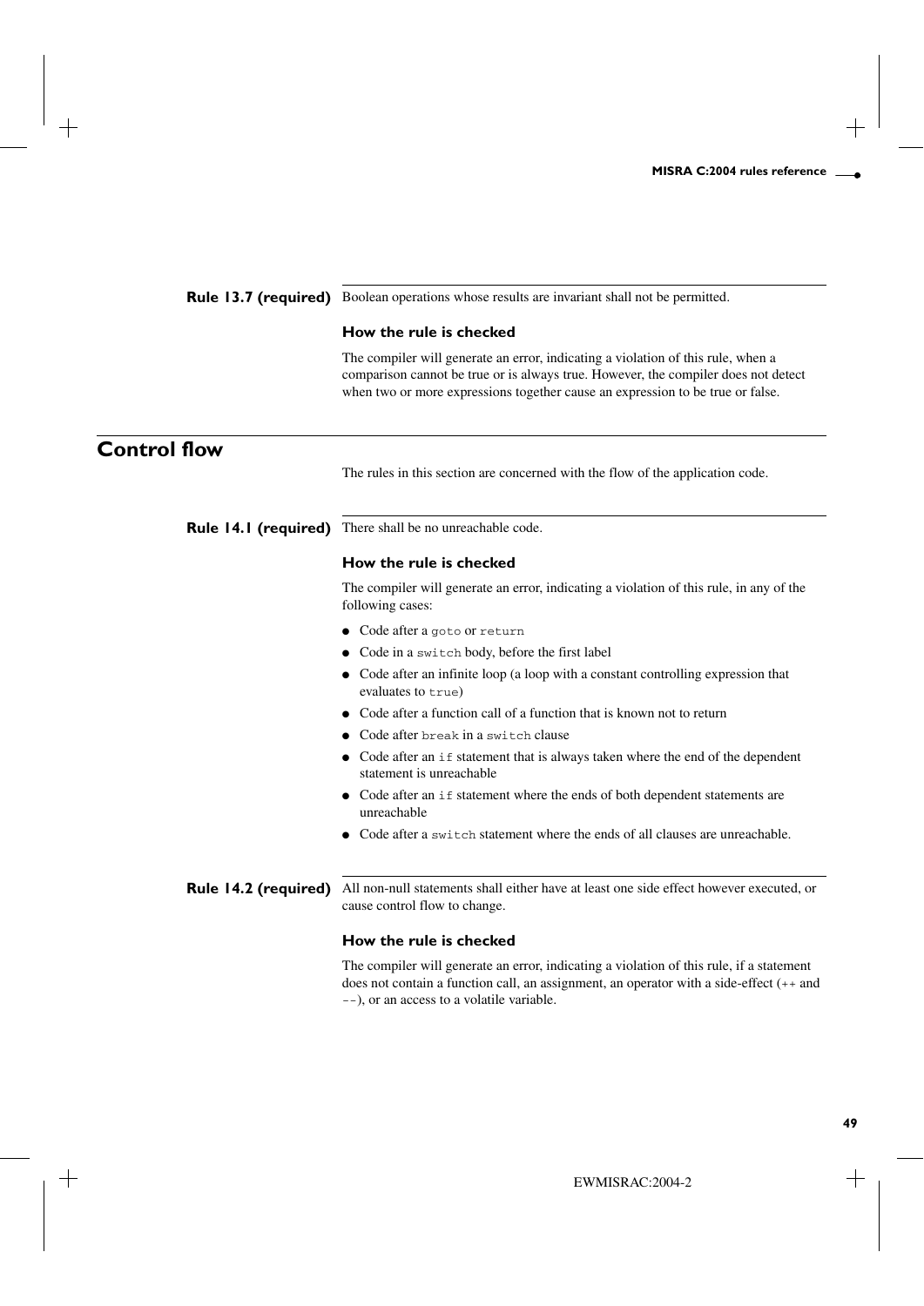### Rule 13.7 (required)

Boolean operations whose results are invariant shall not be permitted.

#### How the rule is checked

The compiler will generate an error, indicating a violation of this rule, when a comparison cannot be true or is always true. However, the compiler does not detect when two or more expressions together cause an expression to be true or false.

## Control flow

The rules in this section are concerned with the flow of the application code.

### Rule 14.1 (required)

There shall be no unreachable code.

#### How the rule is checked

The compiler will generate an error, indicating a violation of this rule, in any of the following cases:

- Code after a `goto` or `return`
- Code in a `switch` body, before the first label
- Code after an infinite loop (a loop with a constant controlling expression that evaluates to `true`)
- Code after a function call of a function that is known not to return
- Code after `break` in a `switch` clause
- Code after an `if` statement that is always taken where the end of the dependent statement is unreachable
- Code after an `if` statement where the ends of both dependent statements are unreachable
- Code after a `switch` statement where the ends of all clauses are unreachable.

### Rule 14.2 (required)

All non-null statements shall either have at least one side effect however executed, or cause control flow to change.

#### How the rule is checked

The compiler will generate an error, indicating a violation of this rule, if a statement does not contain a function call, an assignment, an operator with a side-effect (`++` and `--`), or an access to a volatile variable.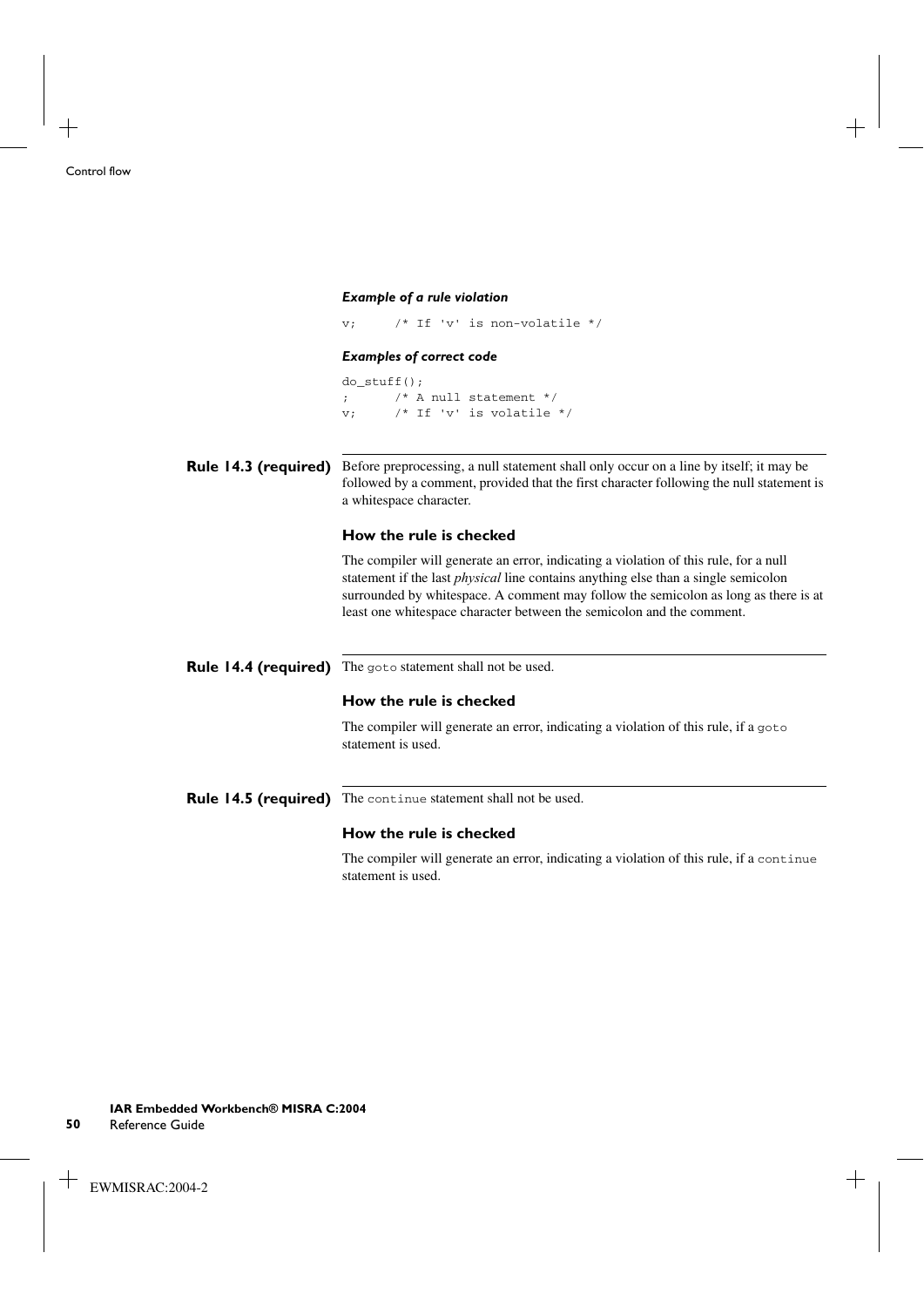#### *Example of a rule violation*

```
v;     /* If 'v' is non-volatile */
```

#### *Examples of correct code*

```
do_stuff();
;      /* A null statement */
v;     /* If 'v' is volatile */
```

## Rule 14.3 (required)

Before preprocessing, a null statement shall only occur on a line by itself; it may be followed by a comment, provided that the first character following the null statement is a whitespace character.

### How the rule is checked

The compiler will generate an error, indicating a violation of this rule, for a null statement if the last *physical* line contains anything else than a single semicolon surrounded by whitespace. A comment may follow the semicolon as long as there is at least one whitespace character between the semicolon and the comment.

## Rule 14.4 (required)

The `goto` statement shall not be used.

### How the rule is checked

The compiler will generate an error, indicating a violation of this rule, if a `goto` statement is used.

## Rule 14.5 (required)

The `continue` statement shall not be used.

### How the rule is checked

The compiler will generate an error, indicating a violation of this rule, if a `continue` statement is used.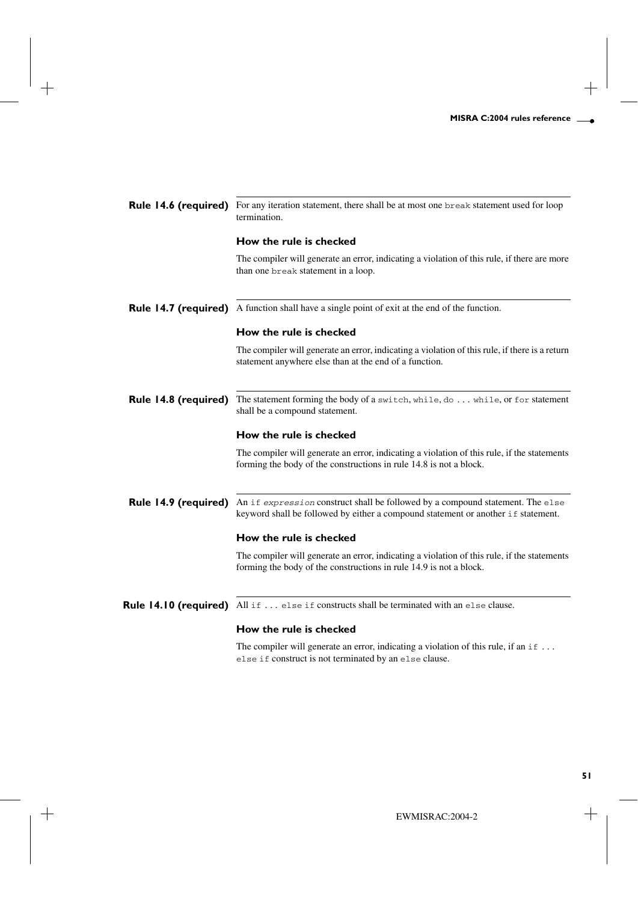**Rule 14.6 (required)** For any iteration statement, there shall be at most one `break` statement used for loop termination.

### How the rule is checked

The compiler will generate an error, indicating a violation of this rule, if there are more than one `break` statement in a loop.

**Rule 14.7 (required)** A function shall have a single point of exit at the end of the function.

### How the rule is checked

The compiler will generate an error, indicating a violation of this rule, if there is a return statement anywhere else than at the end of a function.

**Rule 14.8 (required)** The statement forming the body of a `switch`, `while`, `do ... while`, or `for` statement shall be a compound statement.

### How the rule is checked

The compiler will generate an error, indicating a violation of this rule, if the statements forming the body of the constructions in rule 14.8 is not a block.

**Rule 14.9 (required)** An `if` *`expression`* construct shall be followed by a compound statement. The `else` keyword shall be followed by either a compound statement or another `if` statement.

### How the rule is checked

The compiler will generate an error, indicating a violation of this rule, if the statements forming the body of the constructions in rule 14.9 is not a block.

**Rule 14.10 (required)** All `if ... else if` constructs shall be terminated with an `else` clause.

### How the rule is checked

The compiler will generate an error, indicating a violation of this rule, if an `if ... else if` construct is not terminated by an `else` clause.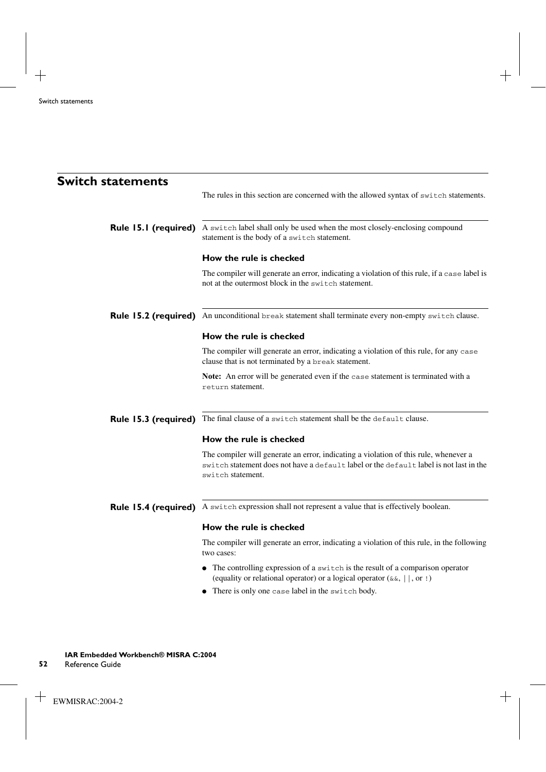## Switch statements

The rules in this section are concerned with the allowed syntax of `switch` statements.

### Rule 15.1 (required)

A `switch` label shall only be used when the most closely-enclosing compound statement is the body of a `switch` statement.

#### How the rule is checked

The compiler will generate an error, indicating a violation of this rule, if a `case` label is not at the outermost block in the `switch` statement.

### Rule 15.2 (required)

An unconditional `break` statement shall terminate every non-empty `switch` clause.

#### How the rule is checked

The compiler will generate an error, indicating a violation of this rule, for any `case` clause that is not terminated by a `break` statement.

**Note:** An error will be generated even if the `case` statement is terminated with a `return` statement.

### Rule 15.3 (required)

The final clause of a `switch` statement shall be the `default` clause.

#### How the rule is checked

The compiler will generate an error, indicating a violation of this rule, whenever a `switch` statement does not have a `default` label or the `default` label is not last in the `switch` statement.

### Rule 15.4 (required)

A `switch` expression shall not represent a value that is effectively boolean.

#### How the rule is checked

The compiler will generate an error, indicating a violation of this rule, in the following two cases:

- The controlling expression of a `switch` is the result of a comparison operator (equality or relational operator) or a logical operator (`&&`, `||`, or `!`)
- There is only one `case` label in the `switch` body.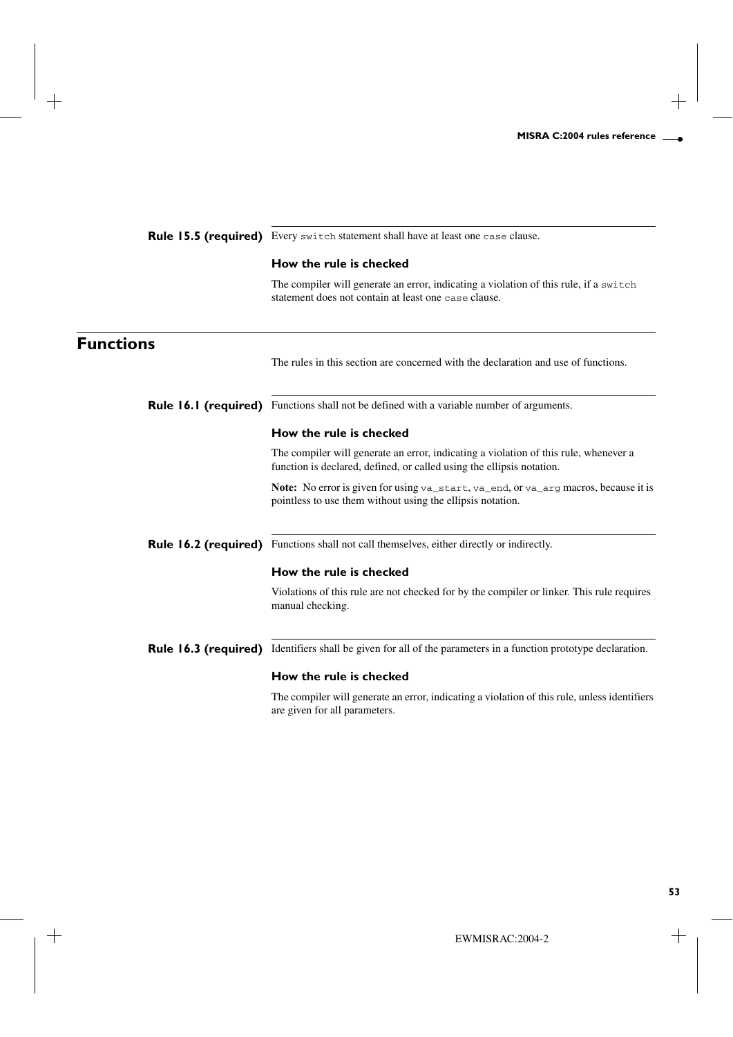**Rule 15.5 (required)** Every `switch` statement shall have at least one `case` clause.

### How the rule is checked

The compiler will generate an error, indicating a violation of this rule, if a `switch` statement does not contain at least one `case` clause.

## Functions

The rules in this section are concerned with the declaration and use of functions.

**Rule 16.1 (required)** Functions shall not be defined with a variable number of arguments.

### How the rule is checked

The compiler will generate an error, indicating a violation of this rule, whenever a function is declared, defined, or called using the ellipsis notation.

**Note:** No error is given for using `va_start`, `va_end`, or `va_arg` macros, because it is pointless to use them without using the ellipsis notation.

**Rule 16.2 (required)** Functions shall not call themselves, either directly or indirectly.

### How the rule is checked

Violations of this rule are not checked for by the compiler or linker. This rule requires manual checking.

**Rule 16.3 (required)** Identifiers shall be given for all of the parameters in a function prototype declaration.

### How the rule is checked

The compiler will generate an error, indicating a violation of this rule, unless identifiers are given for all parameters.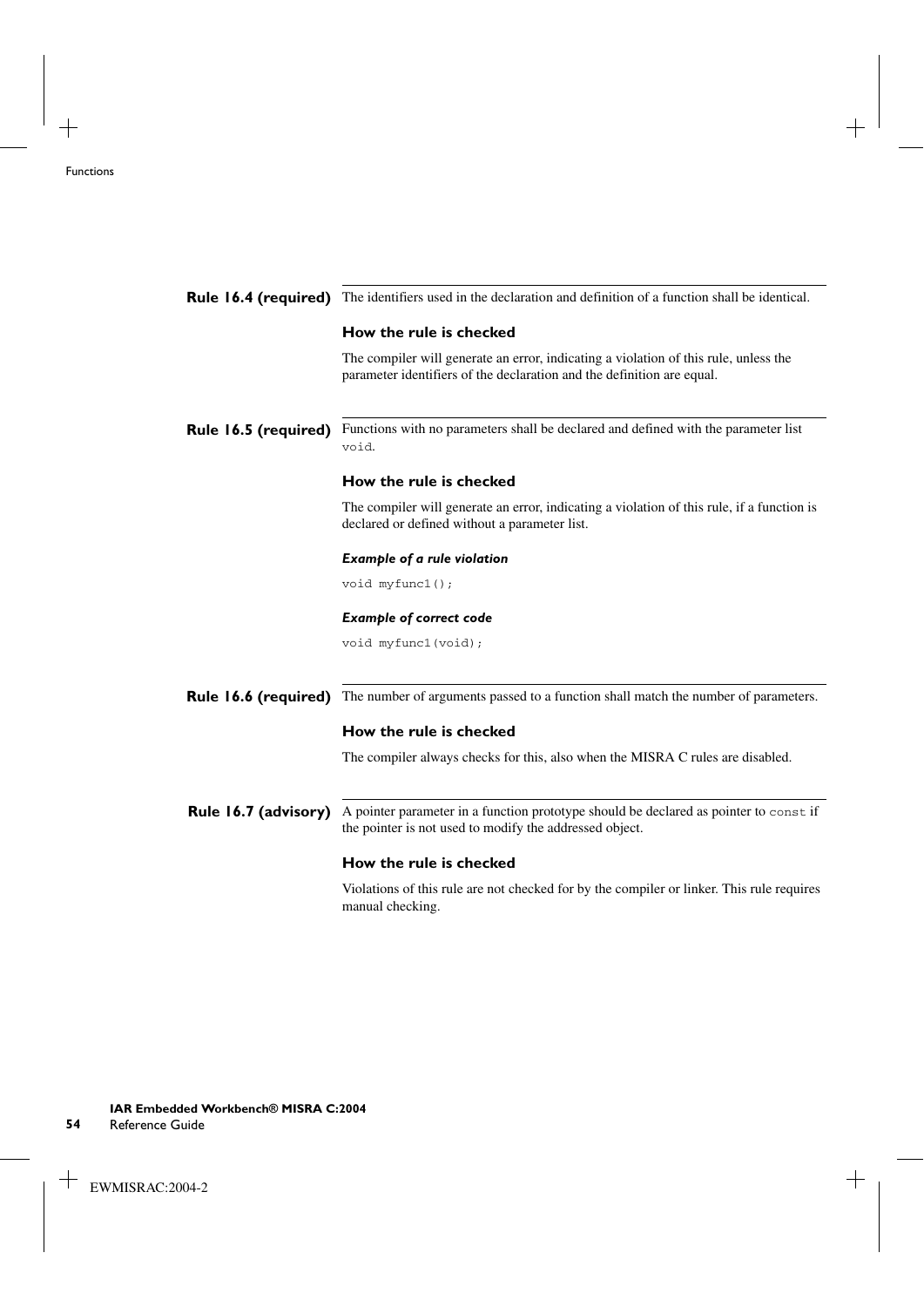## Rule 16.4 (required)

The identifiers used in the declaration and definition of a function shall be identical.

### How the rule is checked

The compiler will generate an error, indicating a violation of this rule, unless the parameter identifiers of the declaration and the definition are equal.

## Rule 16.5 (required)

Functions with no parameters shall be declared and defined with the parameter list `void`.

### How the rule is checked

The compiler will generate an error, indicating a violation of this rule, if a function is declared or defined without a parameter list.

#### *Example of a rule violation*

```
void myfunc1();
```

#### *Example of correct code*

```
void myfunc1(void);
```

## Rule 16.6 (required)

The number of arguments passed to a function shall match the number of parameters.

### How the rule is checked

The compiler always checks for this, also when the MISRA C rules are disabled.

## Rule 16.7 (advisory)

A pointer parameter in a function prototype should be declared as pointer to `const` if the pointer is not used to modify the addressed object.

### How the rule is checked

Violations of this rule are not checked for by the compiler or linker. This rule requires manual checking.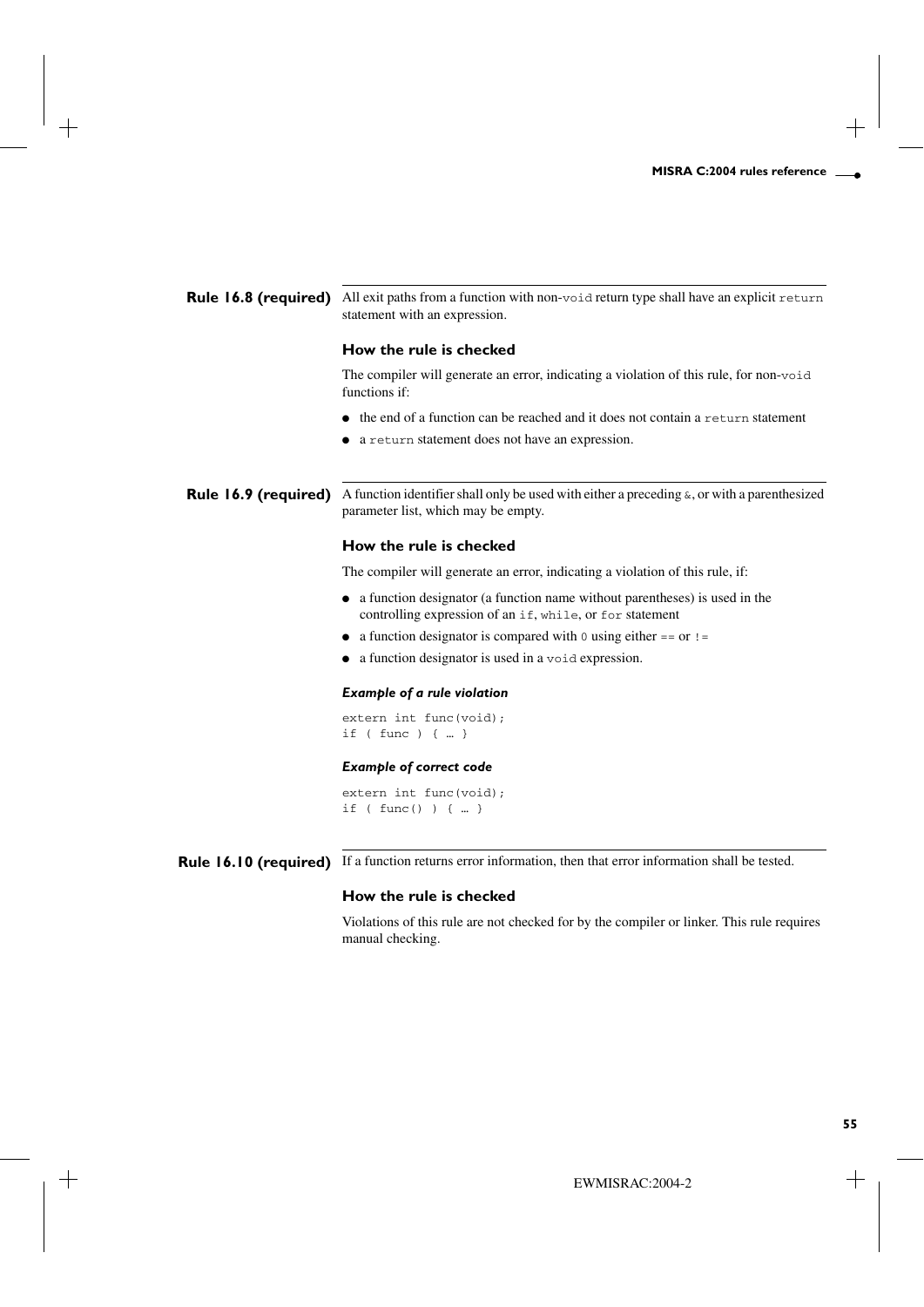## Rule 16.8 (required)

All exit paths from a function with non-`void` return type shall have an explicit `return` statement with an expression.

### How the rule is checked

The compiler will generate an error, indicating a violation of this rule, for non-`void` functions if:

- the end of a function can be reached and it does not contain a `return` statement
- a `return` statement does not have an expression.

## Rule 16.9 (required)

A function identifier shall only be used with either a preceding `&`, or with a parenthesized parameter list, which may be empty.

### How the rule is checked

The compiler will generate an error, indicating a violation of this rule, if:

- a function designator (a function name without parentheses) is used in the controlling expression of an `if`, `while`, or `for` statement
- a function designator is compared with `0` using either `==` or `!=`
- a function designator is used in a `void` expression.

#### *Example of a rule violation*

```
extern int func(void);
if ( func ) { … }
```

#### *Example of correct code*

```
extern int func(void);
if ( func() ) { … }
```

## Rule 16.10 (required)

If a function returns error information, then that error information shall be tested.

### How the rule is checked

Violations of this rule are not checked for by the compiler or linker. This rule requires manual checking.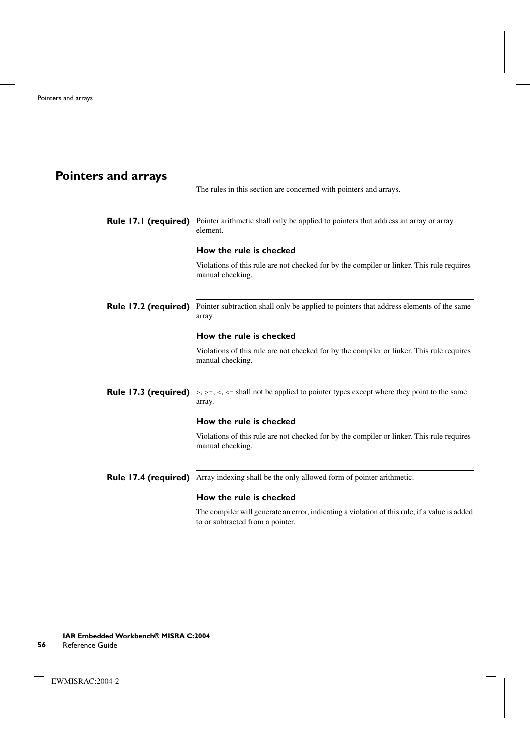## Pointers and arrays

The rules in this section are concerned with pointers and arrays.

**Rule 17.1 (required)** Pointer arithmetic shall only be applied to pointers that address an array or array element.

### How the rule is checked

Violations of this rule are not checked for by the compiler or linker. This rule requires manual checking.

**Rule 17.2 (required)** Pointer subtraction shall only be applied to pointers that address elements of the same array.

### How the rule is checked

Violations of this rule are not checked for by the compiler or linker. This rule requires manual checking.

**Rule 17.3 (required)** >, >=, <, <= shall not be applied to pointer types except where they point to the same array.

### How the rule is checked

Violations of this rule are not checked for by the compiler or linker. This rule requires manual checking.

**Rule 17.4 (required)** Array indexing shall be the only allowed form of pointer arithmetic.

### How the rule is checked

The compiler will generate an error, indicating a violation of this rule, if a value is added to or subtracted from a pointer.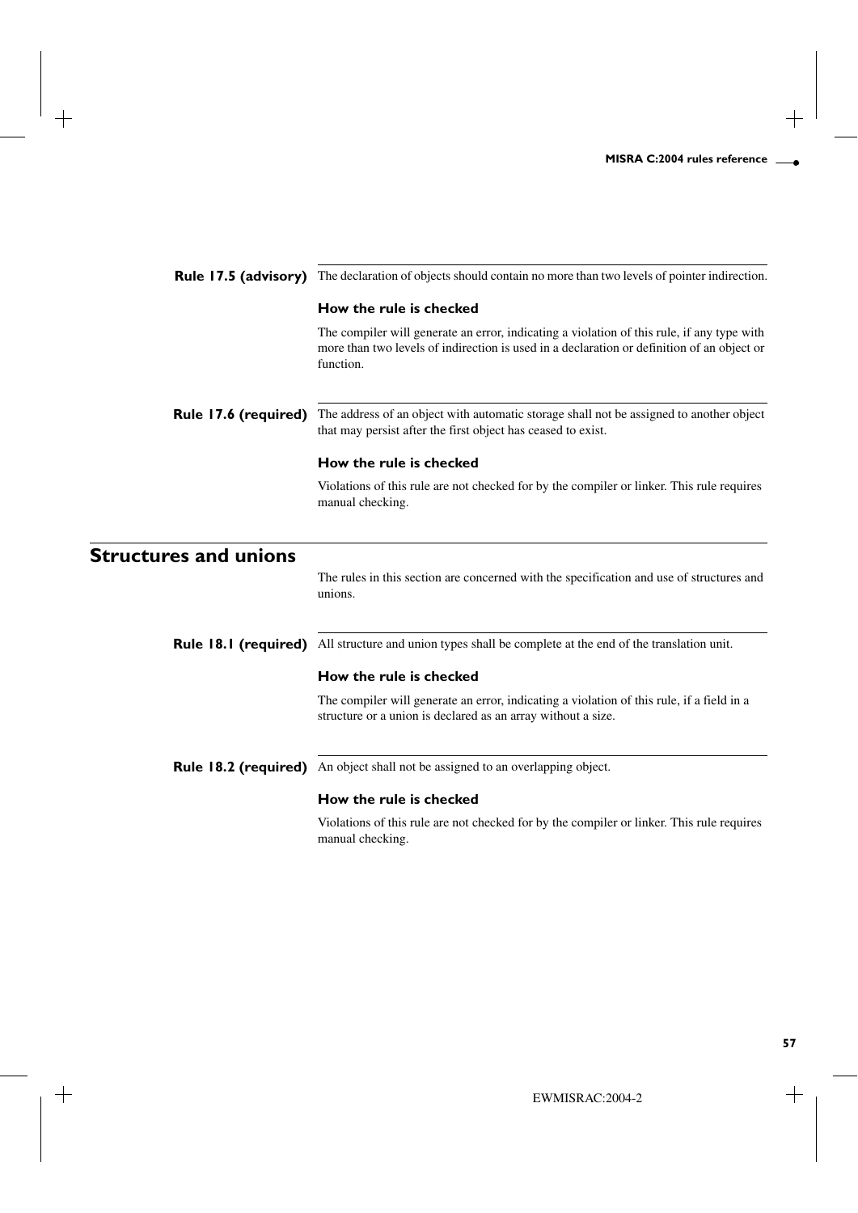**Rule 17.5 (advisory)** The declaration of objects should contain no more than two levels of pointer indirection.

#### How the rule is checked

The compiler will generate an error, indicating a violation of this rule, if any type with more than two levels of indirection is used in a declaration or definition of an object or function.

**Rule 17.6 (required)** The address of an object with automatic storage shall not be assigned to another object that may persist after the first object has ceased to exist.

#### How the rule is checked

Violations of this rule are not checked for by the compiler or linker. This rule requires manual checking.

## Structures and unions

The rules in this section are concerned with the specification and use of structures and unions.

**Rule 18.1 (required)** All structure and union types shall be complete at the end of the translation unit.

#### How the rule is checked

The compiler will generate an error, indicating a violation of this rule, if a field in a structure or a union is declared as an array without a size.

**Rule 18.2 (required)** An object shall not be assigned to an overlapping object.

#### How the rule is checked

Violations of this rule are not checked for by the compiler or linker. This rule requires manual checking.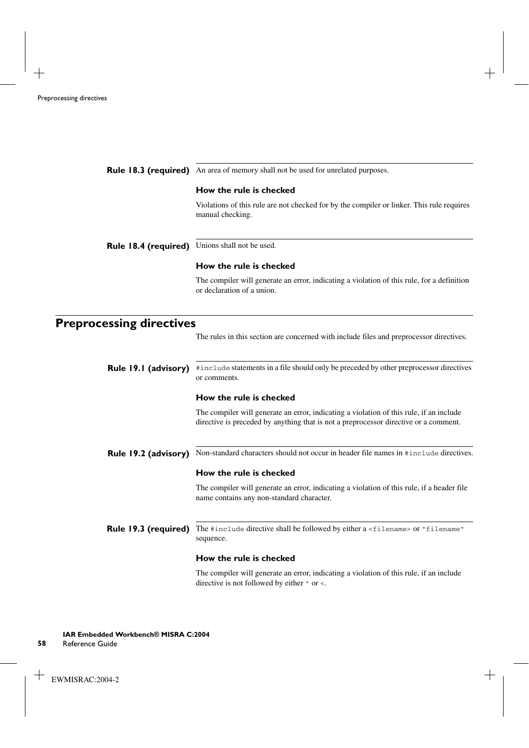**Rule 18.3 (required)** An area of memory shall not be used for unrelated purposes.

### How the rule is checked

Violations of this rule are not checked for by the compiler or linker. This rule requires manual checking.

**Rule 18.4 (required)** Unions shall not be used.

### How the rule is checked

The compiler will generate an error, indicating a violation of this rule, for a definition or declaration of a union.

## Preprocessing directives

The rules in this section are concerned with include files and preprocessor directives.

**Rule 19.1 (advisory)** `#include` statements in a file should only be preceded by other preprocessor directives or comments.

### How the rule is checked

The compiler will generate an error, indicating a violation of this rule, if an include directive is preceded by anything that is not a preprocessor directive or a comment.

**Rule 19.2 (advisory)** Non-standard characters should not occur in header file names in `#include` directives.

### How the rule is checked

The compiler will generate an error, indicating a violation of this rule, if a header file name contains any non-standard character.

**Rule 19.3 (required)** The `#include` directive shall be followed by either a `<filename>` or `"filename"` sequence.

### How the rule is checked

The compiler will generate an error, indicating a violation of this rule, if an include directive is not followed by either `"` or `<`.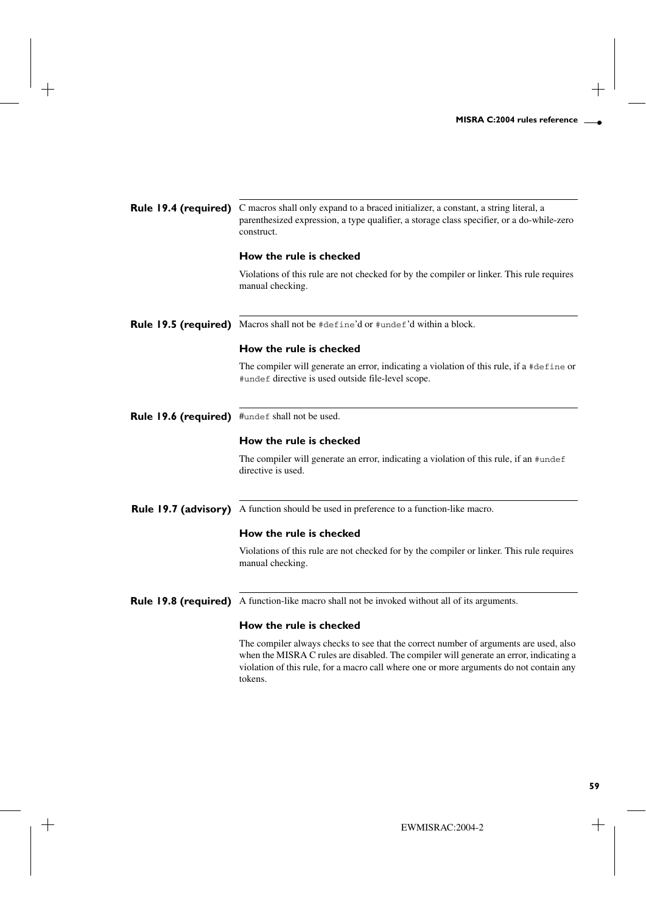**Rule 19.4 (required)** C macros shall only expand to a braced initializer, a constant, a string literal, a parenthesized expression, a type qualifier, a storage class specifier, or a do-while-zero construct.

### How the rule is checked

Violations of this rule are not checked for by the compiler or linker. This rule requires manual checking.

**Rule 19.5 (required)** Macros shall not be `#define`'d or `#undef`'d within a block.

### How the rule is checked

The compiler will generate an error, indicating a violation of this rule, if a `#define` or `#undef` directive is used outside file-level scope.

**Rule 19.6 (required)** `#undef` shall not be used.

### How the rule is checked

The compiler will generate an error, indicating a violation of this rule, if an `#undef` directive is used.

**Rule 19.7 (advisory)** A function should be used in preference to a function-like macro.

### How the rule is checked

Violations of this rule are not checked for by the compiler or linker. This rule requires manual checking.

**Rule 19.8 (required)** A function-like macro shall not be invoked without all of its arguments.

### How the rule is checked

The compiler always checks to see that the correct number of arguments are used, also when the MISRA C rules are disabled. The compiler will generate an error, indicating a violation of this rule, for a macro call where one or more arguments do not contain any tokens.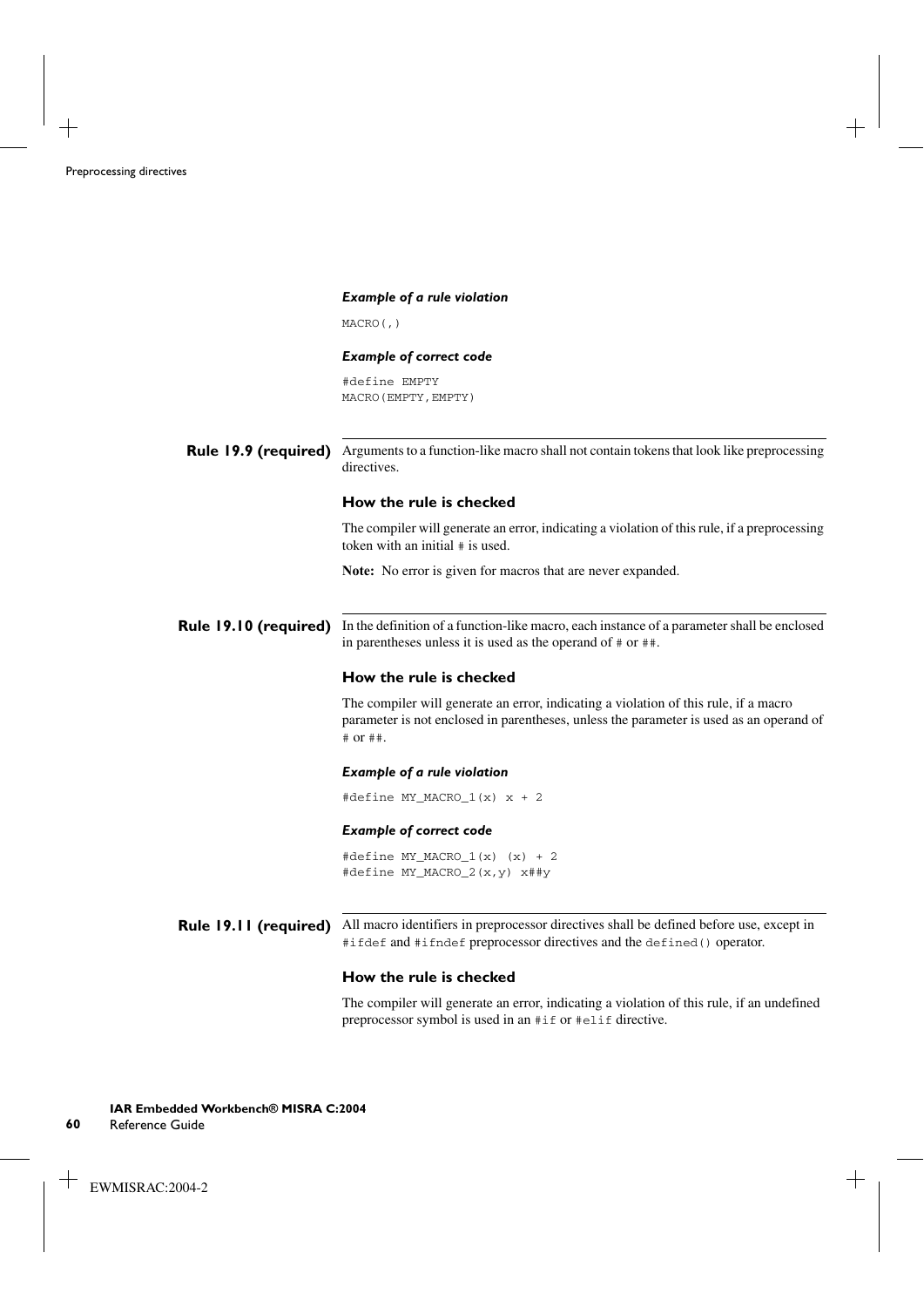#### Example of a rule violation

```
MACRO(,)
```

#### Example of correct code

```
#define EMPTY
MACRO(EMPTY,EMPTY)
```

## Rule 19.9 (required)

Arguments to a function-like macro shall not contain tokens that look like preprocessing directives.

### How the rule is checked

The compiler will generate an error, indicating a violation of this rule, if a preprocessing token with an initial # is used.

**Note:** No error is given for macros that are never expanded.

## Rule 19.10 (required)

In the definition of a function-like macro, each instance of a parameter shall be enclosed in parentheses unless it is used as the operand of # or ##.

### How the rule is checked

The compiler will generate an error, indicating a violation of this rule, if a macro parameter is not enclosed in parentheses, unless the parameter is used as an operand of # or ##.

#### Example of a rule violation

```
#define MY_MACRO_1(x) x + 2
```

#### Example of correct code

```
#define MY_MACRO_1(x) (x) + 2
#define MY_MACRO_2(x,y) x##y
```

## Rule 19.11 (required)

All macro identifiers in preprocessor directives shall be defined before use, except in #ifdef and #ifndef preprocessor directives and the defined() operator.

### How the rule is checked

The compiler will generate an error, indicating a violation of this rule, if an undefined preprocessor symbol is used in an #if or #elif directive.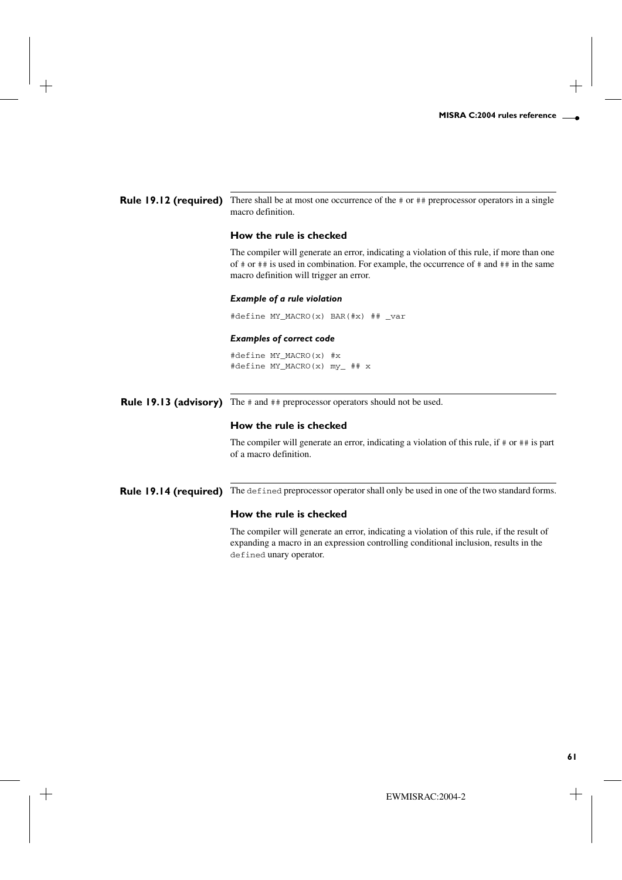## Rule 19.12 (required)

There shall be at most one occurrence of the `#` or `##` preprocessor operators in a single macro definition.

### How the rule is checked

The compiler will generate an error, indicating a violation of this rule, if more than one of `#` or `##` is used in combination. For example, the occurrence of `#` and `##` in the same macro definition will trigger an error.

#### *Example of a rule violation*

```
#define MY_MACRO(x) BAR(#x) ## _var
```

#### *Examples of correct code*

```
#define MY_MACRO(x) #x
#define MY_MACRO(x) my_ ## x
```

## Rule 19.13 (advisory)

The `#` and `##` preprocessor operators should not be used.

### How the rule is checked

The compiler will generate an error, indicating a violation of this rule, if `#` or `##` is part of a macro definition.

## Rule 19.14 (required)

The `defined` preprocessor operator shall only be used in one of the two standard forms.

### How the rule is checked

The compiler will generate an error, indicating a violation of this rule, if the result of expanding a macro in an expression controlling conditional inclusion, results in the `defined` unary operator.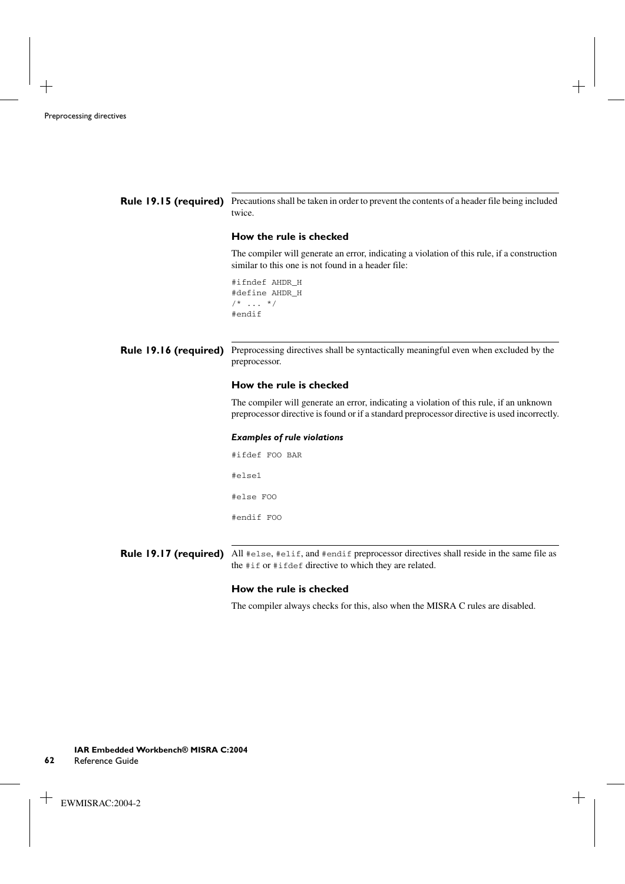### Rule 19.15 (required)

Precautions shall be taken in order to prevent the contents of a header file being included twice.

#### How the rule is checked

The compiler will generate an error, indicating a violation of this rule, if a construction similar to this one is not found in a header file:

```
#ifndef AHDR_H
#define AHDR_H
/* ... */
#endif
```

### Rule 19.16 (required)

Preprocessing directives shall be syntactically meaningful even when excluded by the preprocessor.

#### How the rule is checked

The compiler will generate an error, indicating a violation of this rule, if an unknown preprocessor directive is found or if a standard preprocessor directive is used incorrectly.

##### *Examples of rule violations*

```
#ifdef FOO BAR

#else1

#else FOO

#endif FOO
```

### Rule 19.17 (required)

All `#else`, `#elif`, and `#endif` preprocessor directives shall reside in the same file as the `#if` or `#ifdef` directive to which they are related.

#### How the rule is checked

The compiler always checks for this, also when the MISRA C rules are disabled.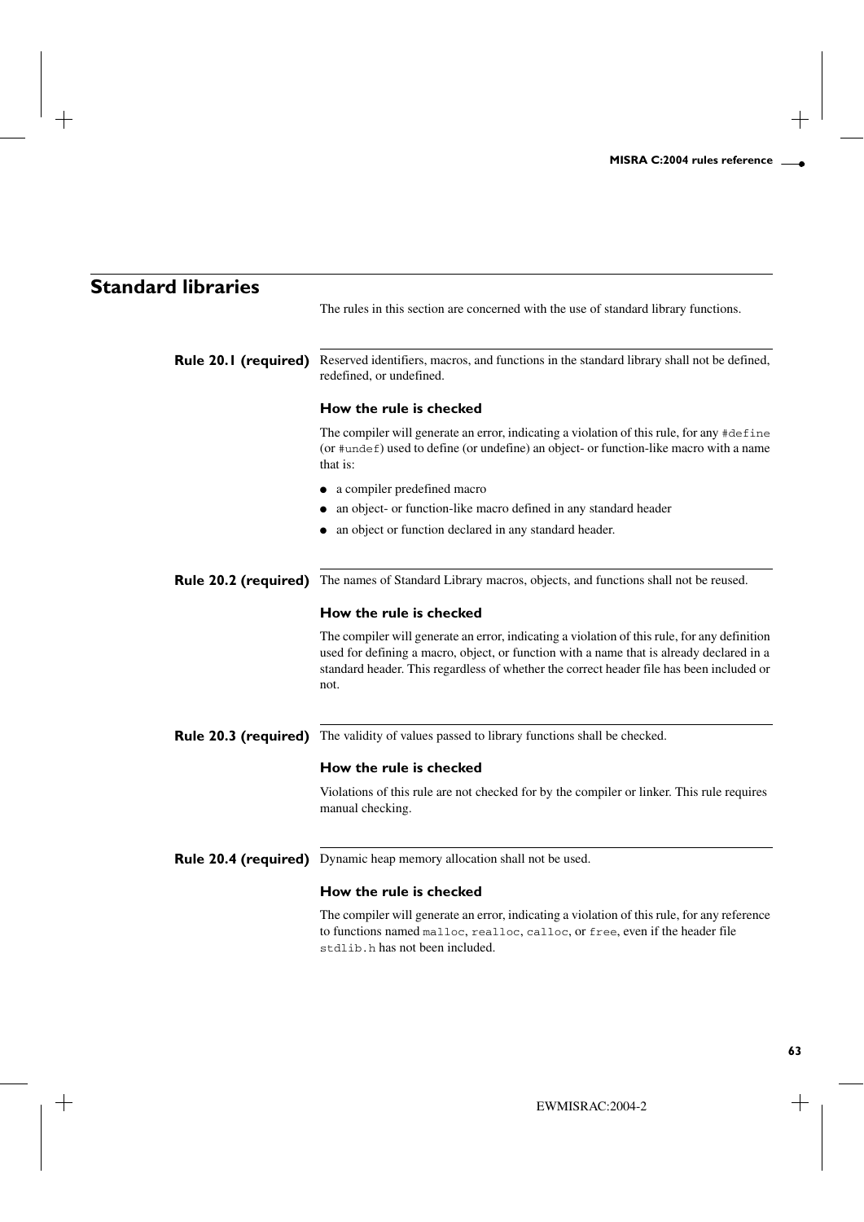## Standard libraries

The rules in this section are concerned with the use of standard library functions.

### Rule 20.1 (required)

Reserved identifiers, macros, and functions in the standard library shall not be defined, redefined, or undefined.

#### How the rule is checked

The compiler will generate an error, indicating a violation of this rule, for any `#define` (or `#undef`) used to define (or undefine) an object- or function-like macro with a name that is:

- a compiler predefined macro
- an object- or function-like macro defined in any standard header
- an object or function declared in any standard header.

### Rule 20.2 (required)

The names of Standard Library macros, objects, and functions shall not be reused.

#### How the rule is checked

The compiler will generate an error, indicating a violation of this rule, for any definition used for defining a macro, object, or function with a name that is already declared in a standard header. This regardless of whether the correct header file has been included or not.

### Rule 20.3 (required)

The validity of values passed to library functions shall be checked.

#### How the rule is checked

Violations of this rule are not checked for by the compiler or linker. This rule requires manual checking.

### Rule 20.4 (required)

Dynamic heap memory allocation shall not be used.

#### How the rule is checked

The compiler will generate an error, indicating a violation of this rule, for any reference to functions named `malloc`, `realloc`, `calloc`, or `free`, even if the header file `stdlib.h` has not been included.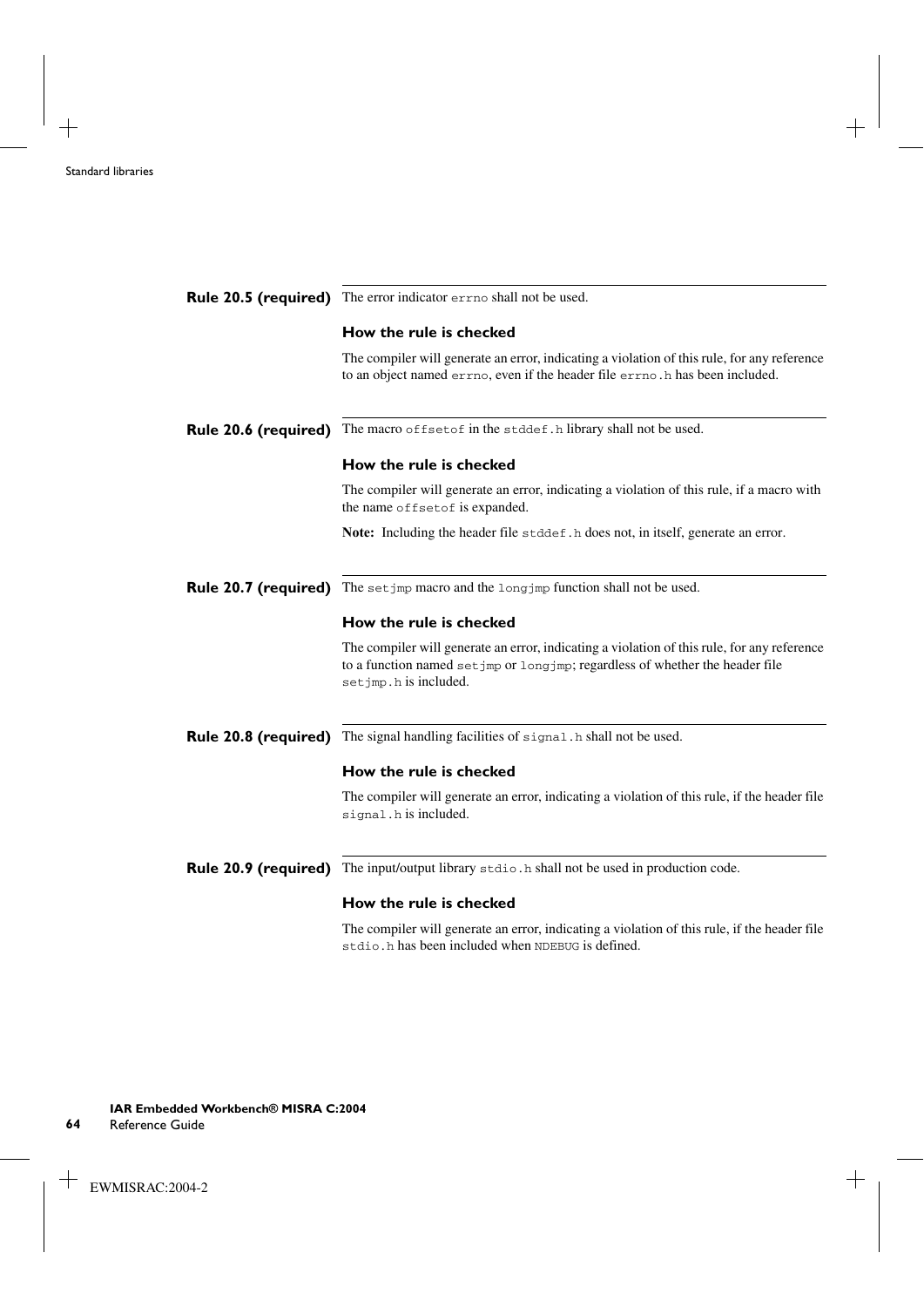**Rule 20.5 (required)** The error indicator `errno` shall not be used.

### How the rule is checked

The compiler will generate an error, indicating a violation of this rule, for any reference to an object named `errno`, even if the header file `errno.h` has been included.

**Rule 20.6 (required)** The macro `offsetof` in the `stddef.h` library shall not be used.

### How the rule is checked

The compiler will generate an error, indicating a violation of this rule, if a macro with the name `offsetof` is expanded.

**Note:** Including the header file `stddef.h` does not, in itself, generate an error.

**Rule 20.7 (required)** The `setjmp` macro and the `longjmp` function shall not be used.

### How the rule is checked

The compiler will generate an error, indicating a violation of this rule, for any reference to a function named `setjmp` or `longjmp`; regardless of whether the header file `setjmp.h` is included.

**Rule 20.8 (required)** The signal handling facilities of `signal.h` shall not be used.

### How the rule is checked

The compiler will generate an error, indicating a violation of this rule, if the header file `signal.h` is included.

**Rule 20.9 (required)** The input/output library `stdio.h` shall not be used in production code.

### How the rule is checked

The compiler will generate an error, indicating a violation of this rule, if the header file `stdio.h` has been included when `NDEBUG` is defined.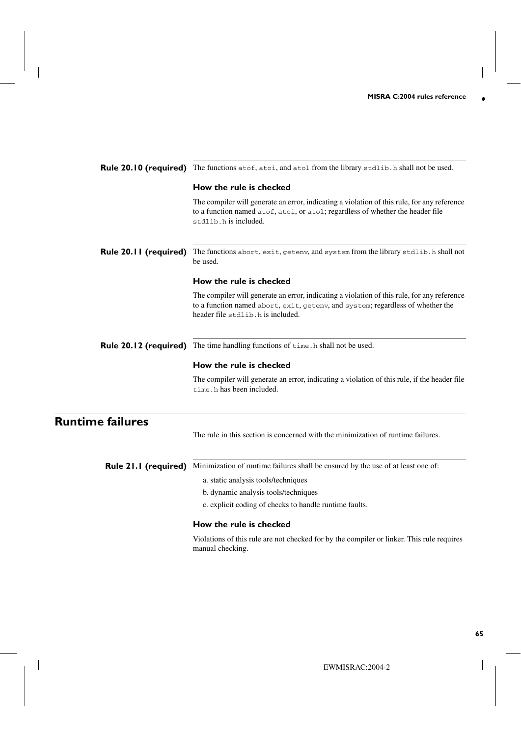**Rule 20.10 (required)** The functions `atof`, `atoi`, and `atol` from the library `stdlib.h` shall not be used.

### How the rule is checked

The compiler will generate an error, indicating a violation of this rule, for any reference to a function named `atof`, `atoi`, or `atol`; regardless of whether the header file `stdlib.h` is included.

**Rule 20.11 (required)** The functions `abort`, `exit`, `getenv`, and `system` from the library `stdlib.h` shall not be used.

### How the rule is checked

The compiler will generate an error, indicating a violation of this rule, for any reference to a function named `abort`, `exit`, `getenv`, and `system`; regardless of whether the header file `stdlib.h` is included.

**Rule 20.12 (required)** The time handling functions of `time.h` shall not be used.

### How the rule is checked

The compiler will generate an error, indicating a violation of this rule, if the header file `time.h` has been included.

## Runtime failures

The rule in this section is concerned with the minimization of runtime failures.

**Rule 21.1 (required)** Minimization of runtime failures shall be ensured by the use of at least one of:

a. static analysis tools/techniques

b. dynamic analysis tools/techniques

c. explicit coding of checks to handle runtime faults.

### How the rule is checked

Violations of this rule are not checked for by the compiler or linker. This rule requires manual checking.

EWMISRAC:2004-2